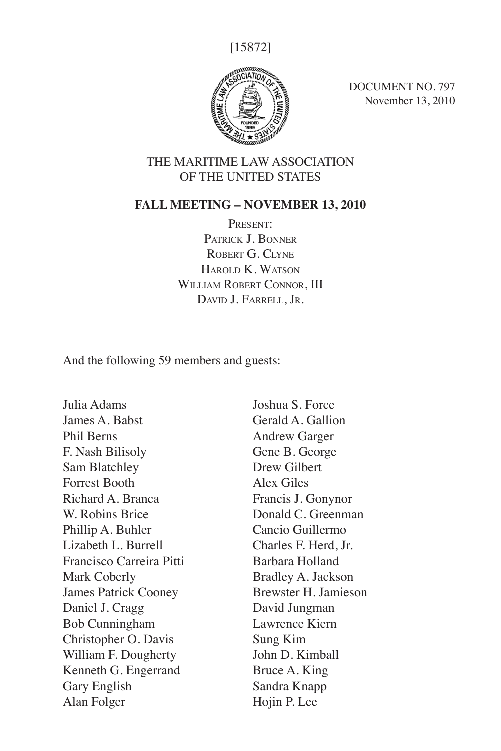[15872]

DOCUMENT NO. 797
November 13, 2010

# THE MARITIME LAW ASSOCIATION OF THE UNITED STATES

## FALL MEETING – NOVEMBER 13, 2010

PRESENT:
PATRICK J. BONNER
ROBERT G. CLYNE
HAROLD K. WATSON
WILLIAM ROBERT CONNOR, III
DAVID J. FARRELL, JR.

And the following 59 members and guests:

Julia Adams
James A. Babst
Phil Berns
F. Nash Bilisoly
Sam Blatchley
Forrest Booth
Richard A. Branca
W. Robins Brice
Phillip A. Buhler
Lizabeth L. Burrell
Francisco Carreira Pitti
Mark Coberly
James Patrick Cooney
Daniel J. Cragg
Bob Cunningham
Christopher O. Davis
William F. Dougherty
Kenneth G. Engerrand
Gary English
Alan Folger
Joshua S. Force
Gerald A. Gallion
Andrew Garger
Gene B. George
Drew Gilbert
Alex Giles
Francis J. Gonynor
Donald C. Greenman
Cancio Guillermo
Charles F. Herd, Jr.
Barbara Holland
Bradley A. Jackson
Brewster H. Jamieson
David Jungman
Lawrence Kiern
Sung Kim
John D. Kimball
Bruce A. King
Sandra Knapp
Hojin P. Lee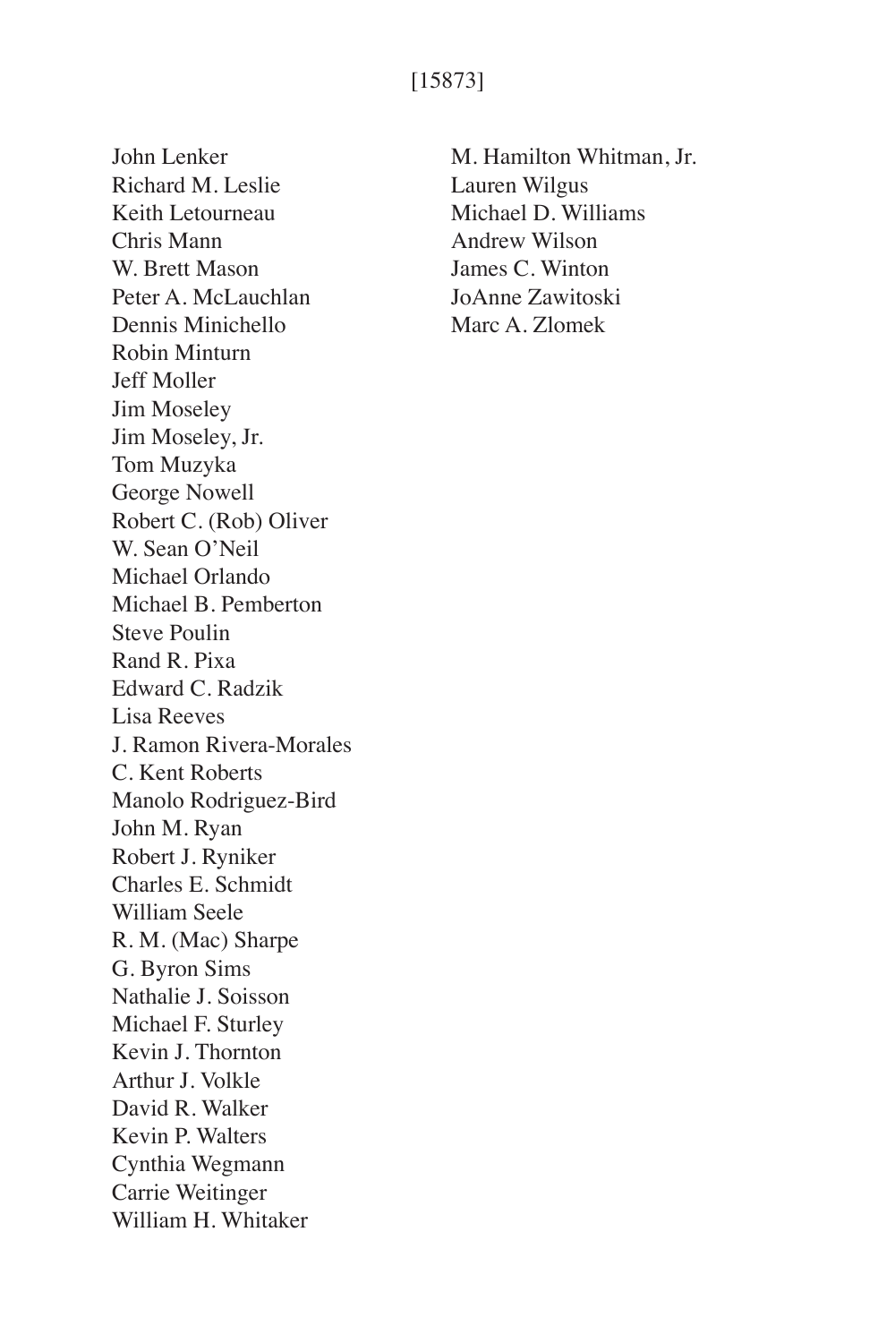[15873]

John Lenker
Richard M. Leslie
Keith Letourneau
Chris Mann
W. Brett Mason
Peter A. McLauchlan
Dennis Minichello
Robin Minturn
Jeff Moller
Jim Moseley
Jim Moseley, Jr.
Tom Muzyka
George Nowell
Robert C. (Rob) Oliver
W. Sean O'Neil
Michael Orlando
Michael B. Pemberton
Steve Poulin
Rand R. Pixa
Edward C. Radzik
Lisa Reeves
J. Ramon Rivera-Morales
C. Kent Roberts
Manolo Rodriguez-Bird
John M. Ryan
Robert J. Ryniker
Charles E. Schmidt
William Seele
R. M. (Mac) Sharpe
G. Byron Sims
Nathalie J. Soisson
Michael F. Sturley
Kevin J. Thornton
Arthur J. Volkle
David R. Walker
Kevin P. Walters
Cynthia Wegmann
Carrie Weitinger
William H. Whitaker
M. Hamilton Whitman, Jr.
Lauren Wilgus
Michael D. Williams
Andrew Wilson
James C. Winton
JoAnne Zawitoski
Marc A. Zlomek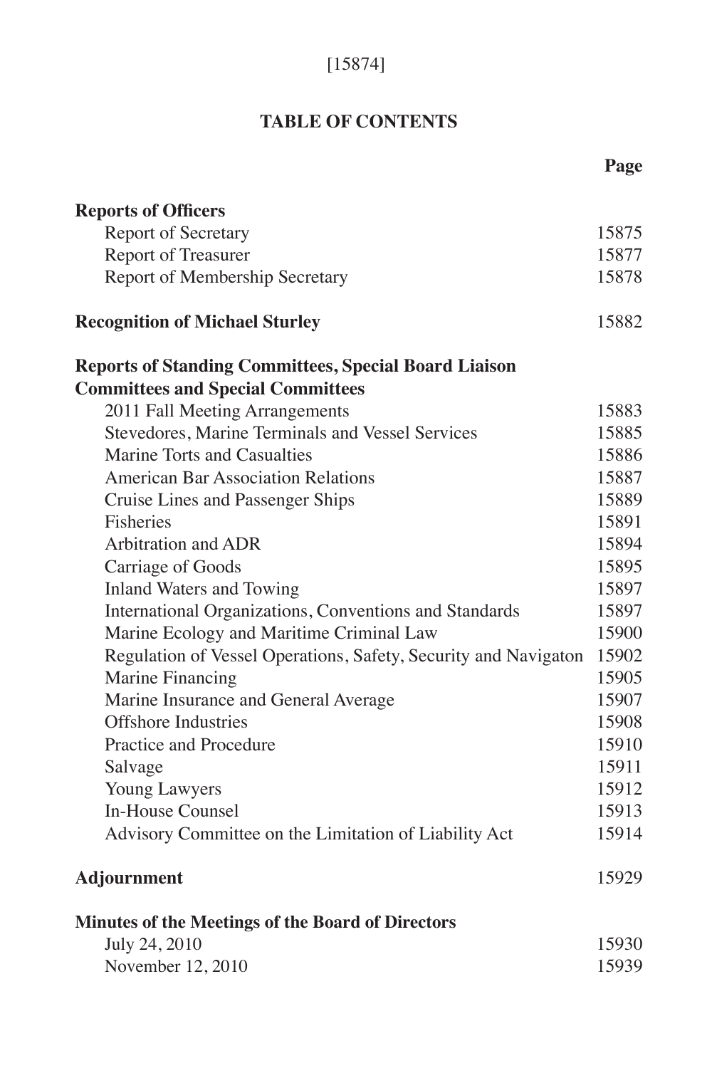# TABLE OF CONTENTS

| | Page |
|---|---|
| **Reports of Officers** | |
| Report of Secretary | 15875 |
| Report of Treasurer | 15877 |
| Report of Membership Secretary | 15878 |
| **Recognition of Michael Sturley** | 15882 |
| **Reports of Standing Committees, Special Board Liaison Committees and Special Committees** | |
| 2011 Fall Meeting Arrangements | 15883 |
| Stevedores, Marine Terminals and Vessel Services | 15885 |
| Marine Torts and Casualties | 15886 |
| American Bar Association Relations | 15887 |
| Cruise Lines and Passenger Ships | 15889 |
| Fisheries | 15891 |
| Arbitration and ADR | 15894 |
| Carriage of Goods | 15895 |
| Inland Waters and Towing | 15897 |
| International Organizations, Conventions and Standards | 15897 |
| Marine Ecology and Maritime Criminal Law | 15900 |
| Regulation of Vessel Operations, Safety, Security and Navigaton | 15902 |
| Marine Financing | 15905 |
| Marine Insurance and General Average | 15907 |
| Offshore Industries | 15908 |
| Practice and Procedure | 15910 |
| Salvage | 15911 |
| Young Lawyers | 15912 |
| In-House Counsel | 15913 |
| Advisory Committee on the Limitation of Liability Act | 15914 |
| **Adjournment** | 15929 |
| **Minutes of the Meetings of the Board of Directors** | |
| July 24, 2010 | 15930 |
| November 12, 2010 | 15939 |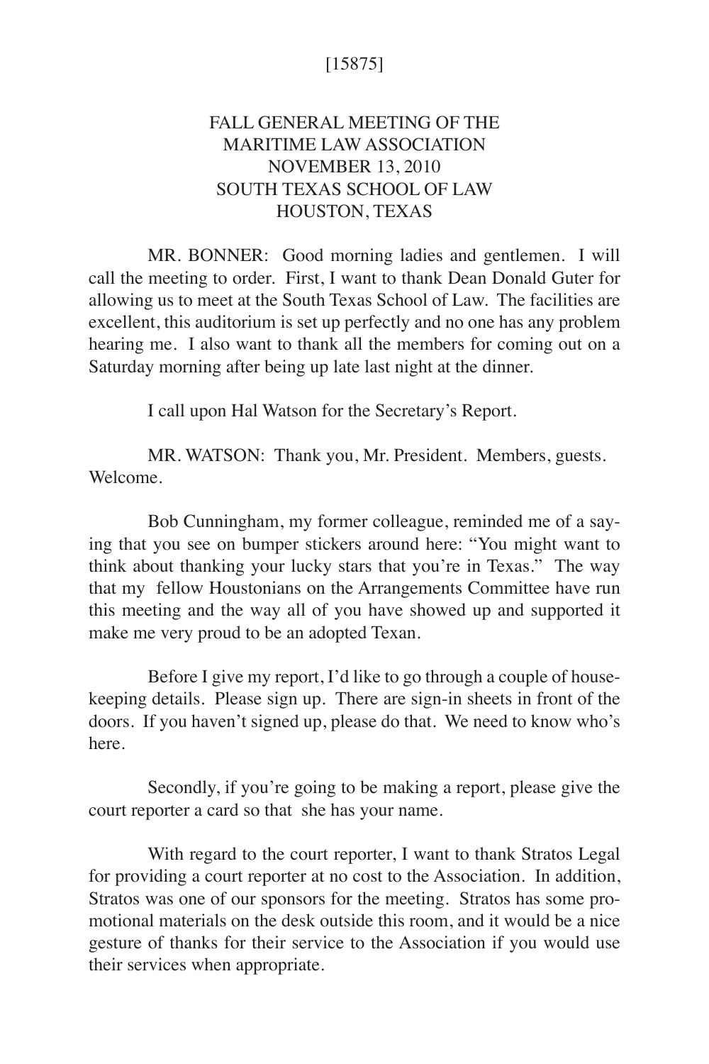[15875]

# FALL GENERAL MEETING OF THE MARITIME LAW ASSOCIATION
## NOVEMBER 13, 2010
## SOUTH TEXAS SCHOOL OF LAW
## HOUSTON, TEXAS

MR. BONNER: Good morning ladies and gentlemen. I will call the meeting to order. First, I want to thank Dean Donald Guter for allowing us to meet at the South Texas School of Law. The facilities are excellent, this auditorium is set up perfectly and no one has any problem hearing me. I also want to thank all the members for coming out on a Saturday morning after being up late last night at the dinner.

I call upon Hal Watson for the Secretary's Report.

MR. WATSON: Thank you, Mr. President. Members, guests. Welcome.

Bob Cunningham, my former colleague, reminded me of a saying that you see on bumper stickers around here: "You might want to think about thanking your lucky stars that you're in Texas." The way that my fellow Houstonians on the Arrangements Committee have run this meeting and the way all of you have showed up and supported it make me very proud to be an adopted Texan.

Before I give my report, I'd like to go through a couple of housekeeping details. Please sign up. There are sign-in sheets in front of the doors. If you haven't signed up, please do that. We need to know who's here.

Secondly, if you're going to be making a report, please give the court reporter a card so that she has your name.

With regard to the court reporter, I want to thank Stratos Legal for providing a court reporter at no cost to the Association. In addition, Stratos was one of our sponsors for the meeting. Stratos has some promotional materials on the desk outside this room, and it would be a nice gesture of thanks for their service to the Association if you would use their services when appropriate.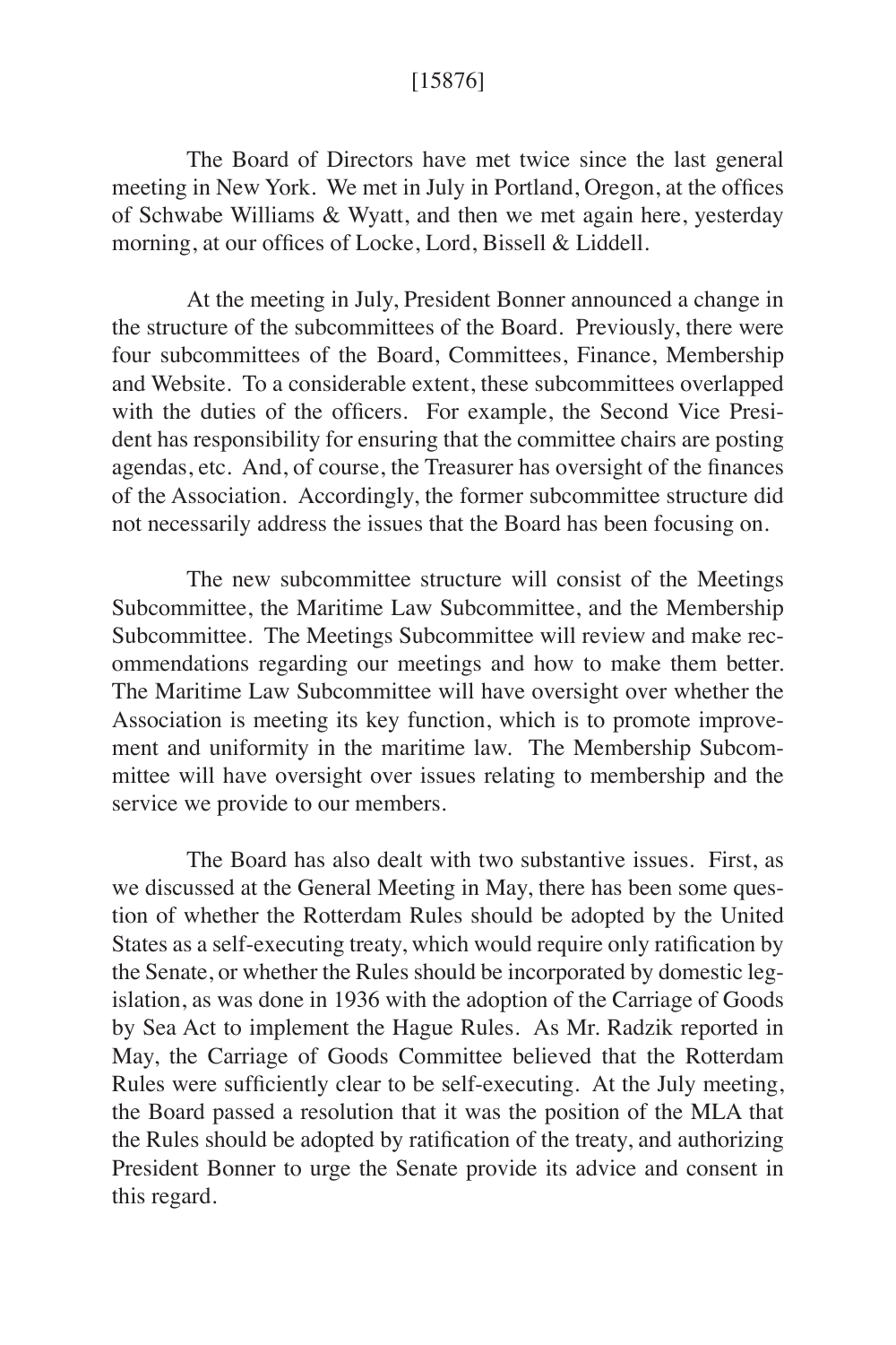[15876]

The Board of Directors have met twice since the last general meeting in New York. We met in July in Portland, Oregon, at the offices of Schwabe Williams & Wyatt, and then we met again here, yesterday morning, at our offices of Locke, Lord, Bissell & Liddell.

At the meeting in July, President Bonner announced a change in the structure of the subcommittees of the Board. Previously, there were four subcommittees of the Board, Committees, Finance, Membership and Website. To a considerable extent, these subcommittees overlapped with the duties of the officers. For example, the Second Vice President has responsibility for ensuring that the committee chairs are posting agendas, etc. And, of course, the Treasurer has oversight of the finances of the Association. Accordingly, the former subcommittee structure did not necessarily address the issues that the Board has been focusing on.

The new subcommittee structure will consist of the Meetings Subcommittee, the Maritime Law Subcommittee, and the Membership Subcommittee. The Meetings Subcommittee will review and make recommendations regarding our meetings and how to make them better. The Maritime Law Subcommittee will have oversight over whether the Association is meeting its key function, which is to promote improvement and uniformity in the maritime law. The Membership Subcommittee will have oversight over issues relating to membership and the service we provide to our members.

The Board has also dealt with two substantive issues. First, as we discussed at the General Meeting in May, there has been some question of whether the Rotterdam Rules should be adopted by the United States as a self-executing treaty, which would require only ratification by the Senate, or whether the Rules should be incorporated by domestic legislation, as was done in 1936 with the adoption of the Carriage of Goods by Sea Act to implement the Hague Rules. As Mr. Radzik reported in May, the Carriage of Goods Committee believed that the Rotterdam Rules were sufficiently clear to be self-executing. At the July meeting, the Board passed a resolution that it was the position of the MLA that the Rules should be adopted by ratification of the treaty, and authorizing President Bonner to urge the Senate provide its advice and consent in this regard.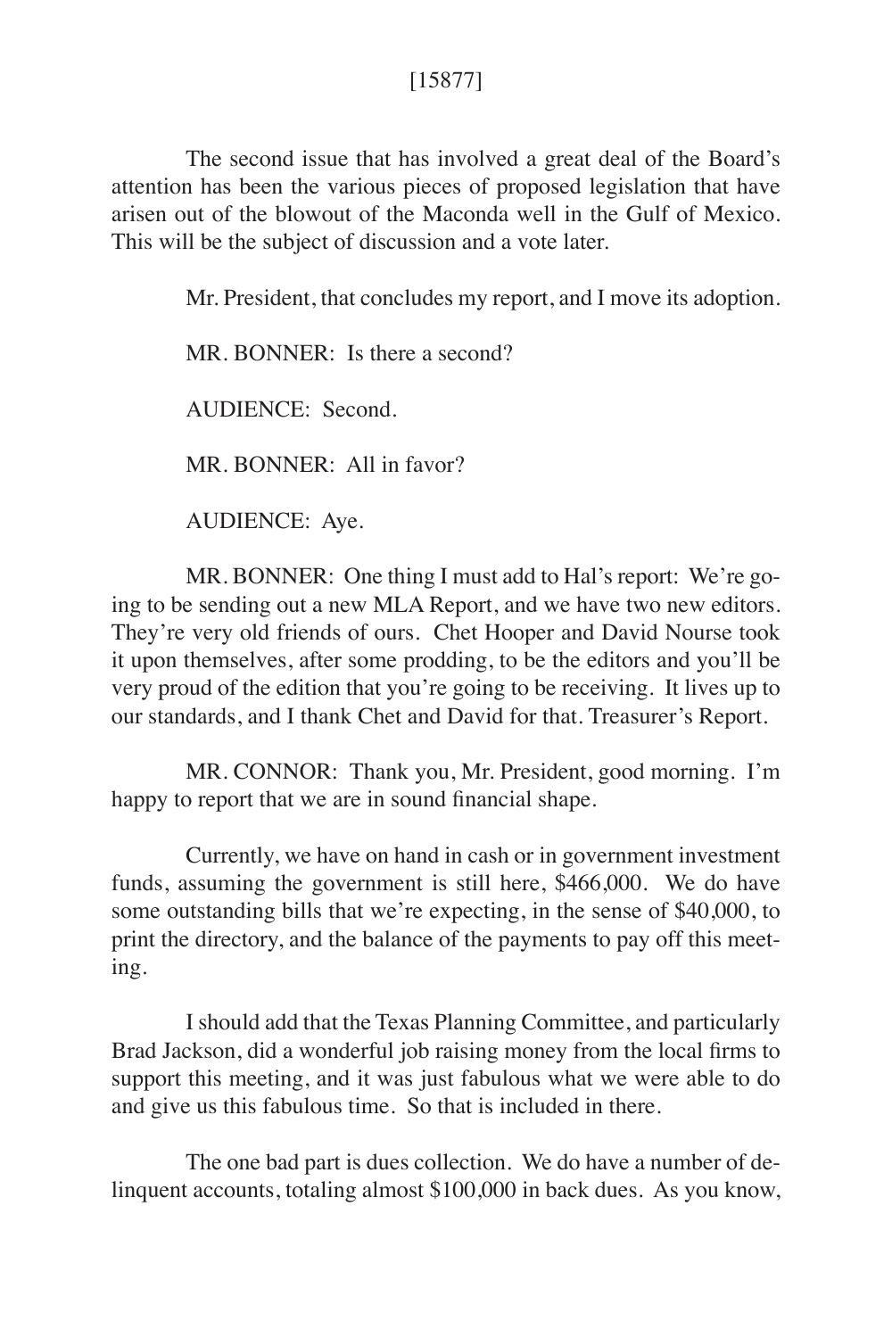[15877]

The second issue that has involved a great deal of the Board's attention has been the various pieces of proposed legislation that have arisen out of the blowout of the Maconda well in the Gulf of Mexico. This will be the subject of discussion and a vote later.

Mr. President, that concludes my report, and I move its adoption.

MR. BONNER: Is there a second?

AUDIENCE: Second.

MR. BONNER: All in favor?

AUDIENCE: Aye.

MR. BONNER: One thing I must add to Hal's report: We're going to be sending out a new MLA Report, and we have two new editors. They're very old friends of ours. Chet Hooper and David Nourse took it upon themselves, after some prodding, to be the editors and you'll be very proud of the edition that you're going to be receiving. It lives up to our standards, and I thank Chet and David for that. Treasurer's Report.

MR. CONNOR: Thank you, Mr. President, good morning. I'm happy to report that we are in sound financial shape.

Currently, we have on hand in cash or in government investment funds, assuming the government is still here, $466,000. We do have some outstanding bills that we're expecting, in the sense of $40,000, to print the directory, and the balance of the payments to pay off this meeting.

I should add that the Texas Planning Committee, and particularly Brad Jackson, did a wonderful job raising money from the local firms to support this meeting, and it was just fabulous what we were able to do and give us this fabulous time. So that is included in there.

The one bad part is dues collection. We do have a number of delinquent accounts, totaling almost $100,000 in back dues. As you know,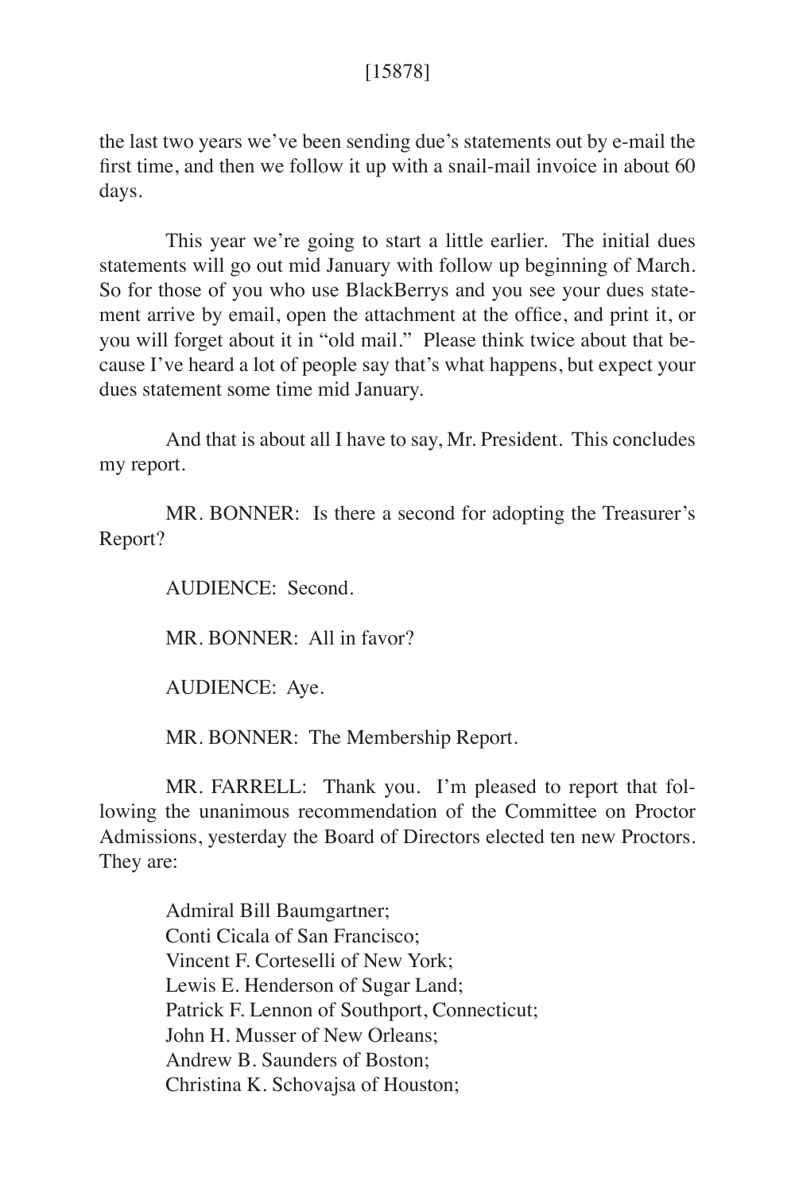the last two years we've been sending due's statements out by e-mail the first time, and then we follow it up with a snail-mail invoice in about 60 days.

This year we're going to start a little earlier. The initial dues statements will go out mid January with follow up beginning of March. So for those of you who use BlackBerrys and you see your dues statement arrive by email, open the attachment at the office, and print it, or you will forget about it in "old mail." Please think twice about that because I've heard a lot of people say that's what happens, but expect your dues statement some time mid January.

And that is about all I have to say, Mr. President. This concludes my report.

MR. BONNER: Is there a second for adopting the Treasurer's Report?

AUDIENCE: Second.

MR. BONNER: All in favor?

AUDIENCE: Aye.

MR. BONNER: The Membership Report.

MR. FARRELL: Thank you. I'm pleased to report that following the unanimous recommendation of the Committee on Proctor Admissions, yesterday the Board of Directors elected ten new Proctors. They are:

Admiral Bill Baumgartner;  
Conti Cicala of San Francisco;  
Vincent F. Corteselli of New York;  
Lewis E. Henderson of Sugar Land;  
Patrick F. Lennon of Southport, Connecticut;  
John H. Musser of New Orleans;  
Andrew B. Saunders of Boston;  
Christina K. Schovajsa of Houston;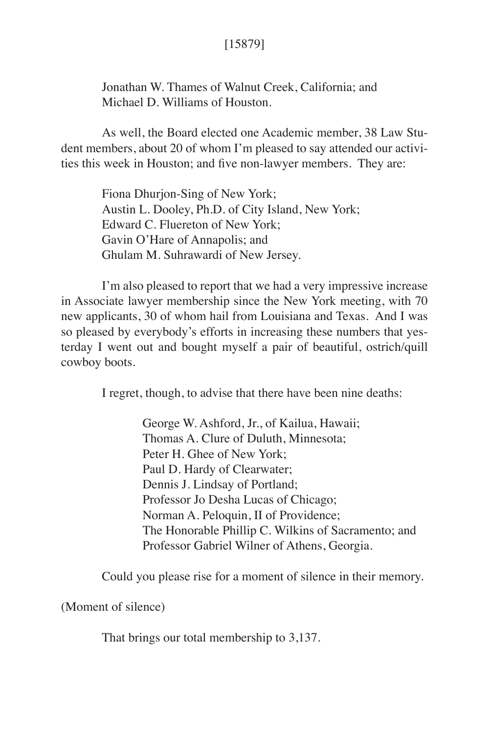[15879]

Jonathan W. Thames of Walnut Creek, California; and
Michael D. Williams of Houston.

As well, the Board elected one Academic member, 38 Law Student members, about 20 of whom I'm pleased to say attended our activities this week in Houston; and five non-lawyer members. They are:

Fiona Dhurjon-Sing of New York;
Austin L. Dooley, Ph.D. of City Island, New York;
Edward C. Fluereton of New York;
Gavin O'Hare of Annapolis; and
Ghulam M. Suhrawardi of New Jersey.

I'm also pleased to report that we had a very impressive increase in Associate lawyer membership since the New York meeting, with 70 new applicants, 30 of whom hail from Louisiana and Texas. And I was so pleased by everybody's efforts in increasing these numbers that yesterday I went out and bought myself a pair of beautiful, ostrich/quill cowboy boots.

I regret, though, to advise that there have been nine deaths:

George W. Ashford, Jr., of Kailua, Hawaii;
Thomas A. Clure of Duluth, Minnesota;
Peter H. Ghee of New York;
Paul D. Hardy of Clearwater;
Dennis J. Lindsay of Portland;
Professor Jo Desha Lucas of Chicago;
Norman A. Peloquin, II of Providence;
The Honorable Phillip C. Wilkins of Sacramento; and
Professor Gabriel Wilner of Athens, Georgia.

Could you please rise for a moment of silence in their memory.

(Moment of silence)

That brings our total membership to 3,137.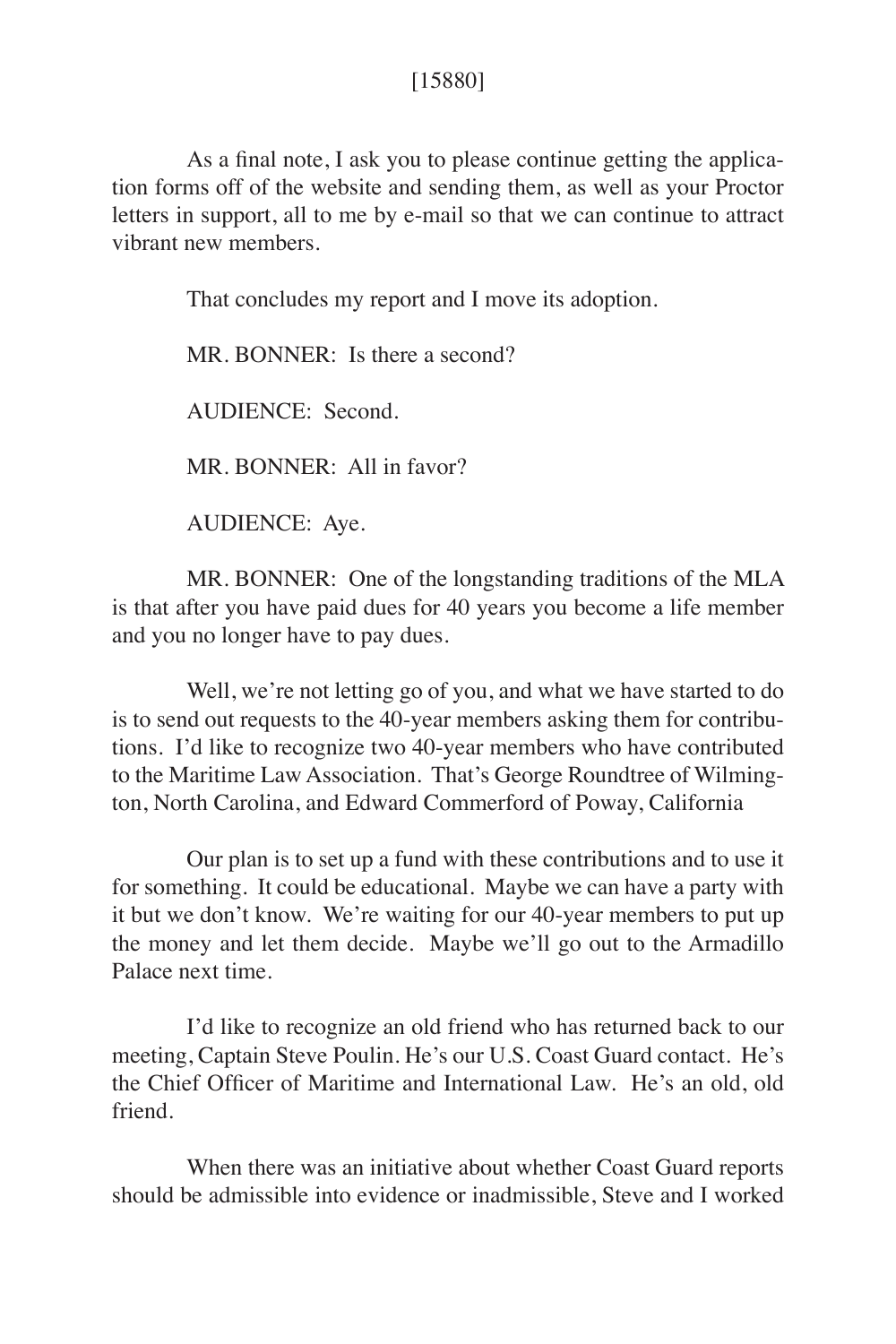As a final note, I ask you to please continue getting the application forms off of the website and sending them, as well as your Proctor letters in support, all to me by e-mail so that we can continue to attract vibrant new members.

That concludes my report and I move its adoption.

MR. BONNER: Is there a second?

AUDIENCE: Second.

MR. BONNER: All in favor?

AUDIENCE: Aye.

MR. BONNER: One of the longstanding traditions of the MLA is that after you have paid dues for 40 years you become a life member and you no longer have to pay dues.

Well, we're not letting go of you, and what we have started to do is to send out requests to the 40-year members asking them for contributions. I'd like to recognize two 40-year members who have contributed to the Maritime Law Association. That's George Roundtree of Wilmington, North Carolina, and Edward Commerford of Poway, California

Our plan is to set up a fund with these contributions and to use it for something. It could be educational. Maybe we can have a party with it but we don't know. We're waiting for our 40-year members to put up the money and let them decide. Maybe we'll go out to the Armadillo Palace next time.

I'd like to recognize an old friend who has returned back to our meeting, Captain Steve Poulin. He's our U.S. Coast Guard contact. He's the Chief Officer of Maritime and International Law. He's an old, old friend.

When there was an initiative about whether Coast Guard reports should be admissible into evidence or inadmissible, Steve and I worked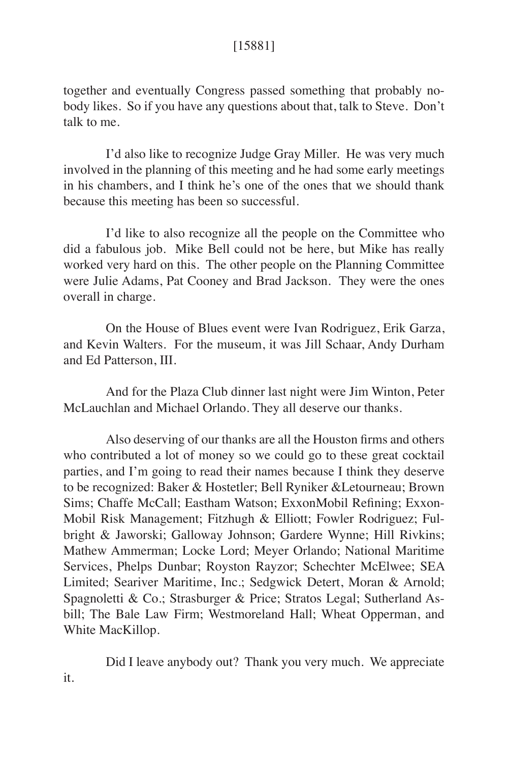together and eventually Congress passed something that probably nobody likes. So if you have any questions about that, talk to Steve. Don't talk to me.

I'd also like to recognize Judge Gray Miller. He was very much involved in the planning of this meeting and he had some early meetings in his chambers, and I think he's one of the ones that we should thank because this meeting has been so successful.

I'd like to also recognize all the people on the Committee who did a fabulous job. Mike Bell could not be here, but Mike has really worked very hard on this. The other people on the Planning Committee were Julie Adams, Pat Cooney and Brad Jackson. They were the ones overall in charge.

On the House of Blues event were Ivan Rodriguez, Erik Garza, and Kevin Walters. For the museum, it was Jill Schaar, Andy Durham and Ed Patterson, III.

And for the Plaza Club dinner last night were Jim Winton, Peter McLauchlan and Michael Orlando. They all deserve our thanks.

Also deserving of our thanks are all the Houston firms and others who contributed a lot of money so we could go to these great cocktail parties, and I'm going to read their names because I think they deserve to be recognized: Baker & Hostetler; Bell Ryniker &Letourneau; Brown Sims; Chaffe McCall; Eastham Watson; ExxonMobil Refining; ExxonMobil Risk Management; Fitzhugh & Elliott; Fowler Rodriguez; Fulbright & Jaworski; Galloway Johnson; Gardere Wynne; Hill Rivkins; Mathew Ammerman; Locke Lord; Meyer Orlando; National Maritime Services, Phelps Dunbar; Royston Rayzor; Schechter McElwee; SEA Limited; Seariver Maritime, Inc.; Sedgwick Detert, Moran & Arnold; Spagnoletti & Co.; Strasburger & Price; Stratos Legal; Sutherland Asbill; The Bale Law Firm; Westmoreland Hall; Wheat Opperman, and White MacKillop.

Did I leave anybody out? Thank you very much. We appreciate it.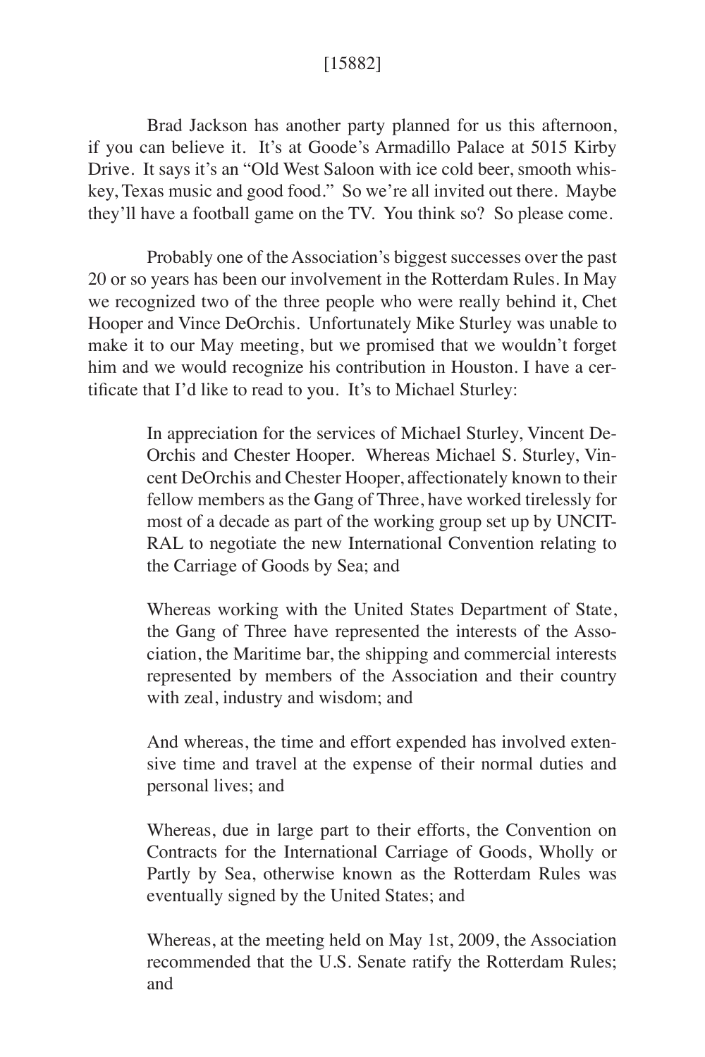[15882]

Brad Jackson has another party planned for us this afternoon, if you can believe it. It's at Goode's Armadillo Palace at 5015 Kirby Drive. It says it's an "Old West Saloon with ice cold beer, smooth whiskey, Texas music and good food." So we're all invited out there. Maybe they'll have a football game on the TV. You think so? So please come.

Probably one of the Association's biggest successes over the past 20 or so years has been our involvement in the Rotterdam Rules. In May we recognized two of the three people who were really behind it, Chet Hooper and Vince DeOrchis. Unfortunately Mike Sturley was unable to make it to our May meeting, but we promised that we wouldn't forget him and we would recognize his contribution in Houston. I have a certificate that I'd like to read to you. It's to Michael Sturley:

> In appreciation for the services of Michael Sturley, Vincent DeOrchis and Chester Hooper. Whereas Michael S. Sturley, Vincent DeOrchis and Chester Hooper, affectionately known to their fellow members as the Gang of Three, have worked tirelessly for most of a decade as part of the working group set up by UNCITRAL to negotiate the new International Convention relating to the Carriage of Goods by Sea; and
>
> Whereas working with the United States Department of State, the Gang of Three have represented the interests of the Association, the Maritime bar, the shipping and commercial interests represented by members of the Association and their country with zeal, industry and wisdom; and
>
> And whereas, the time and effort expended has involved extensive time and travel at the expense of their normal duties and personal lives; and
>
> Whereas, due in large part to their efforts, the Convention on Contracts for the International Carriage of Goods, Wholly or Partly by Sea, otherwise known as the Rotterdam Rules was eventually signed by the United States; and
>
> Whereas, at the meeting held on May 1st, 2009, the Association recommended that the U.S. Senate ratify the Rotterdam Rules; and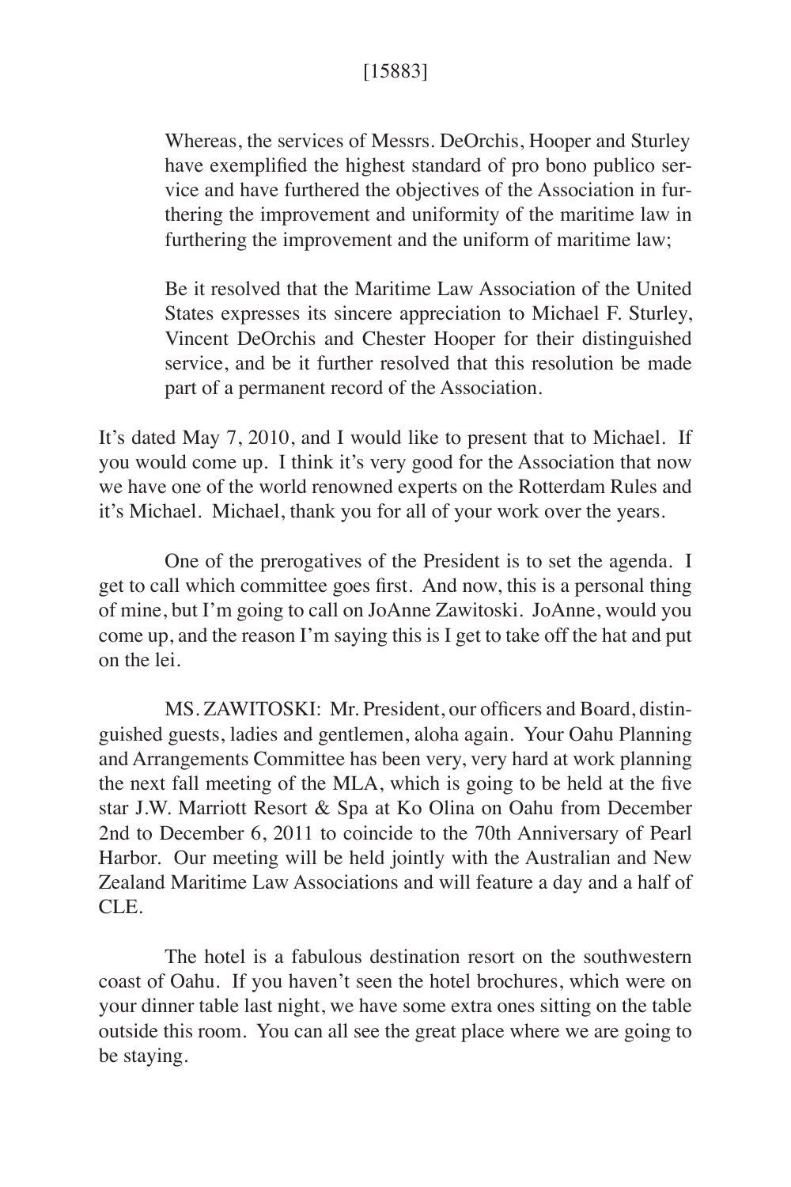Whereas, the services of Messrs. DeOrchis, Hooper and Sturley have exemplified the highest standard of pro bono publico service and have furthered the objectives of the Association in furthering the improvement and uniformity of the maritime law in furthering the improvement and the uniform of maritime law;

> Be it resolved that the Maritime Law Association of the United States expresses its sincere appreciation to Michael F. Sturley, Vincent DeOrchis and Chester Hooper for their distinguished service, and be it further resolved that this resolution be made part of a permanent record of the Association.

It's dated May 7, 2010, and I would like to present that to Michael. If you would come up. I think it's very good for the Association that now we have one of the world renowned experts on the Rotterdam Rules and it's Michael. Michael, thank you for all of your work over the years.

One of the prerogatives of the President is to set the agenda. I get to call which committee goes first. And now, this is a personal thing of mine, but I'm going to call on JoAnne Zawitoski. JoAnne, would you come up, and the reason I'm saying this is I get to take off the hat and put on the lei.

MS. ZAWITOSKI: Mr. President, our officers and Board, distinguished guests, ladies and gentlemen, aloha again. Your Oahu Planning and Arrangements Committee has been very, very hard at work planning the next fall meeting of the MLA, which is going to be held at the five star J.W. Marriott Resort & Spa at Ko Olina on Oahu from December 2nd to December 6, 2011 to coincide to the 70th Anniversary of Pearl Harbor. Our meeting will be held jointly with the Australian and New Zealand Maritime Law Associations and will feature a day and a half of CLE.

The hotel is a fabulous destination resort on the southwestern coast of Oahu. If you haven't seen the hotel brochures, which were on your dinner table last night, we have some extra ones sitting on the table outside this room. You can all see the great place where we are going to be staying.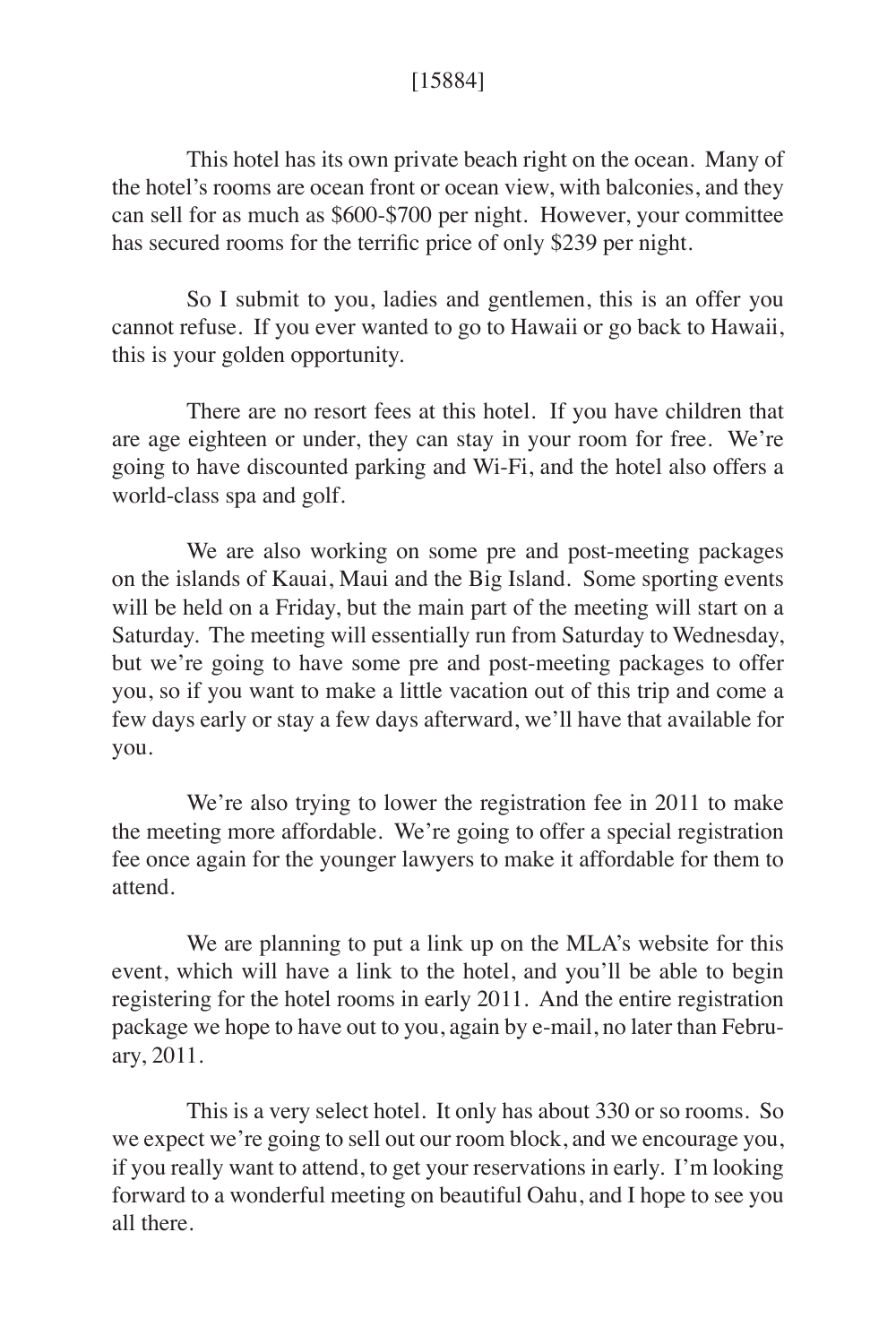[15884]

This hotel has its own private beach right on the ocean. Many of the hotel's rooms are ocean front or ocean view, with balconies, and they can sell for as much as $600-$700 per night. However, your committee has secured rooms for the terrific price of only $239 per night.

So I submit to you, ladies and gentlemen, this is an offer you cannot refuse. If you ever wanted to go to Hawaii or go back to Hawaii, this is your golden opportunity.

There are no resort fees at this hotel. If you have children that are age eighteen or under, they can stay in your room for free. We're going to have discounted parking and Wi-Fi, and the hotel also offers a world-class spa and golf.

We are also working on some pre and post-meeting packages on the islands of Kauai, Maui and the Big Island. Some sporting events will be held on a Friday, but the main part of the meeting will start on a Saturday. The meeting will essentially run from Saturday to Wednesday, but we're going to have some pre and post-meeting packages to offer you, so if you want to make a little vacation out of this trip and come a few days early or stay a few days afterward, we'll have that available for you.

We're also trying to lower the registration fee in 2011 to make the meeting more affordable. We're going to offer a special registration fee once again for the younger lawyers to make it affordable for them to attend.

We are planning to put a link up on the MLA's website for this event, which will have a link to the hotel, and you'll be able to begin registering for the hotel rooms in early 2011. And the entire registration package we hope to have out to you, again by e-mail, no later than February, 2011.

This is a very select hotel. It only has about 330 or so rooms. So we expect we're going to sell out our room block, and we encourage you, if you really want to attend, to get your reservations in early. I'm looking forward to a wonderful meeting on beautiful Oahu, and I hope to see you all there.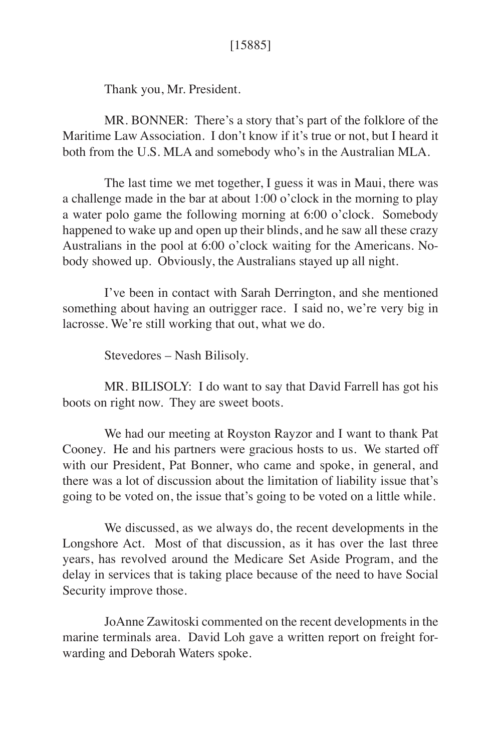Thank you, Mr. President.

MR. BONNER: There's a story that's part of the folklore of the Maritime Law Association. I don't know if it's true or not, but I heard it both from the U.S. MLA and somebody who's in the Australian MLA.

The last time we met together, I guess it was in Maui, there was a challenge made in the bar at about 1:00 o'clock in the morning to play a water polo game the following morning at 6:00 o'clock. Somebody happened to wake up and open up their blinds, and he saw all these crazy Australians in the pool at 6:00 o'clock waiting for the Americans. Nobody showed up. Obviously, the Australians stayed up all night.

I've been in contact with Sarah Derrington, and she mentioned something about having an outrigger race. I said no, we're very big in lacrosse. We're still working that out, what we do.

Stevedores – Nash Bilisoly.

MR. BILISOLY: I do want to say that David Farrell has got his boots on right now. They are sweet boots.

We had our meeting at Royston Rayzor and I want to thank Pat Cooney. He and his partners were gracious hosts to us. We started off with our President, Pat Bonner, who came and spoke, in general, and there was a lot of discussion about the limitation of liability issue that's going to be voted on, the issue that's going to be voted on a little while.

We discussed, as we always do, the recent developments in the Longshore Act. Most of that discussion, as it has over the last three years, has revolved around the Medicare Set Aside Program, and the delay in services that is taking place because of the need to have Social Security improve those.

JoAnne Zawitoski commented on the recent developments in the marine terminals area. David Loh gave a written report on freight forwarding and Deborah Waters spoke.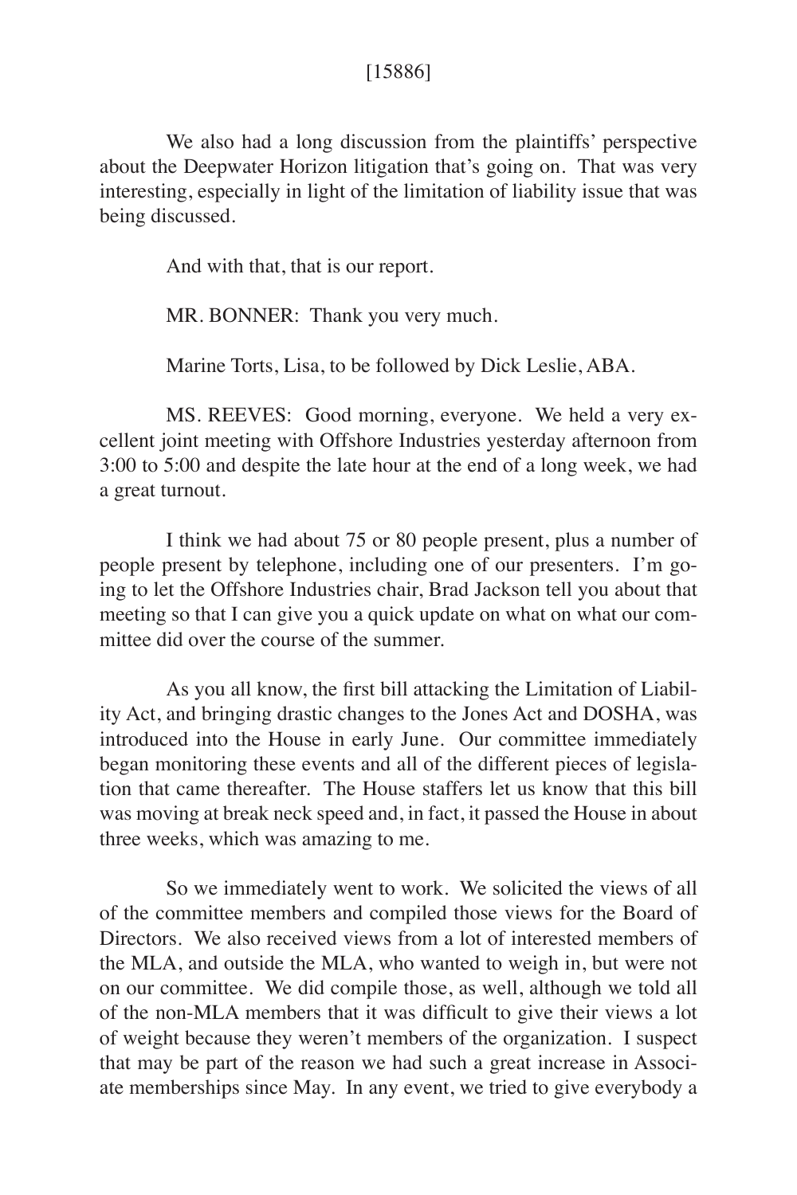We also had a long discussion from the plaintiffs' perspective about the Deepwater Horizon litigation that's going on. That was very interesting, especially in light of the limitation of liability issue that was being discussed.

And with that, that is our report.

MR. BONNER: Thank you very much.

Marine Torts, Lisa, to be followed by Dick Leslie, ABA.

MS. REEVES: Good morning, everyone. We held a very excellent joint meeting with Offshore Industries yesterday afternoon from 3:00 to 5:00 and despite the late hour at the end of a long week, we had a great turnout.

I think we had about 75 or 80 people present, plus a number of people present by telephone, including one of our presenters. I'm going to let the Offshore Industries chair, Brad Jackson tell you about that meeting so that I can give you a quick update on what on what our committee did over the course of the summer.

As you all know, the first bill attacking the Limitation of Liability Act, and bringing drastic changes to the Jones Act and DOSHA, was introduced into the House in early June. Our committee immediately began monitoring these events and all of the different pieces of legislation that came thereafter. The House staffers let us know that this bill was moving at break neck speed and, in fact, it passed the House in about three weeks, which was amazing to me.

So we immediately went to work. We solicited the views of all of the committee members and compiled those views for the Board of Directors. We also received views from a lot of interested members of the MLA, and outside the MLA, who wanted to weigh in, but were not on our committee. We did compile those, as well, although we told all of the non-MLA members that it was difficult to give their views a lot of weight because they weren't members of the organization. I suspect that may be part of the reason we had such a great increase in Associate memberships since May. In any event, we tried to give everybody a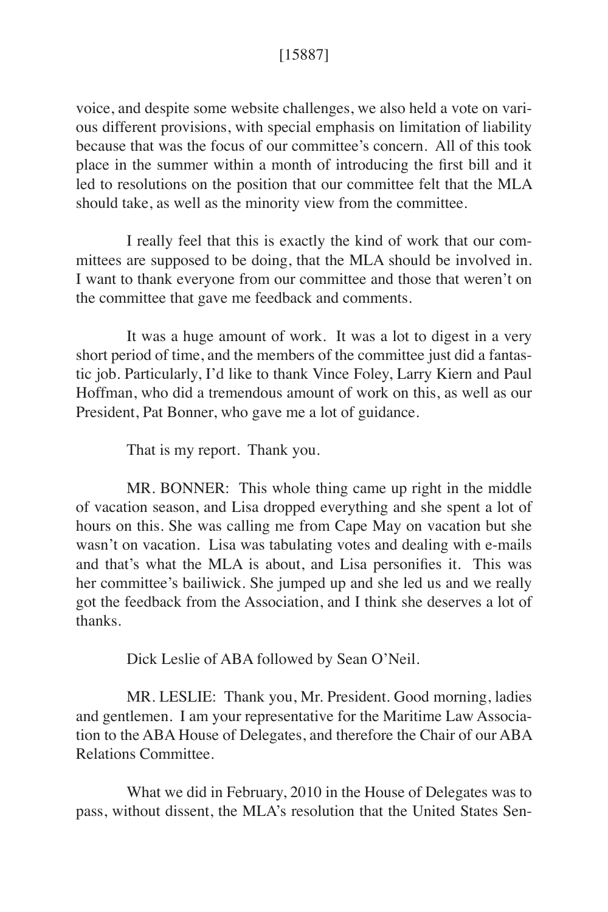voice, and despite some website challenges, we also held a vote on various different provisions, with special emphasis on limitation of liability because that was the focus of our committee's concern. All of this took place in the summer within a month of introducing the first bill and it led to resolutions on the position that our committee felt that the MLA should take, as well as the minority view from the committee.

I really feel that this is exactly the kind of work that our committees are supposed to be doing, that the MLA should be involved in. I want to thank everyone from our committee and those that weren't on the committee that gave me feedback and comments.

It was a huge amount of work. It was a lot to digest in a very short period of time, and the members of the committee just did a fantastic job. Particularly, I'd like to thank Vince Foley, Larry Kiern and Paul Hoffman, who did a tremendous amount of work on this, as well as our President, Pat Bonner, who gave me a lot of guidance.

That is my report. Thank you.

MR. BONNER: This whole thing came up right in the middle of vacation season, and Lisa dropped everything and she spent a lot of hours on this. She was calling me from Cape May on vacation but she wasn't on vacation. Lisa was tabulating votes and dealing with e-mails and that's what the MLA is about, and Lisa personifies it. This was her committee's bailiwick. She jumped up and she led us and we really got the feedback from the Association, and I think she deserves a lot of thanks.

Dick Leslie of ABA followed by Sean O'Neil.

MR. LESLIE: Thank you, Mr. President. Good morning, ladies and gentlemen. I am your representative for the Maritime Law Association to the ABA House of Delegates, and therefore the Chair of our ABA Relations Committee.

What we did in February, 2010 in the House of Delegates was to pass, without dissent, the MLA's resolution that the United States Sen-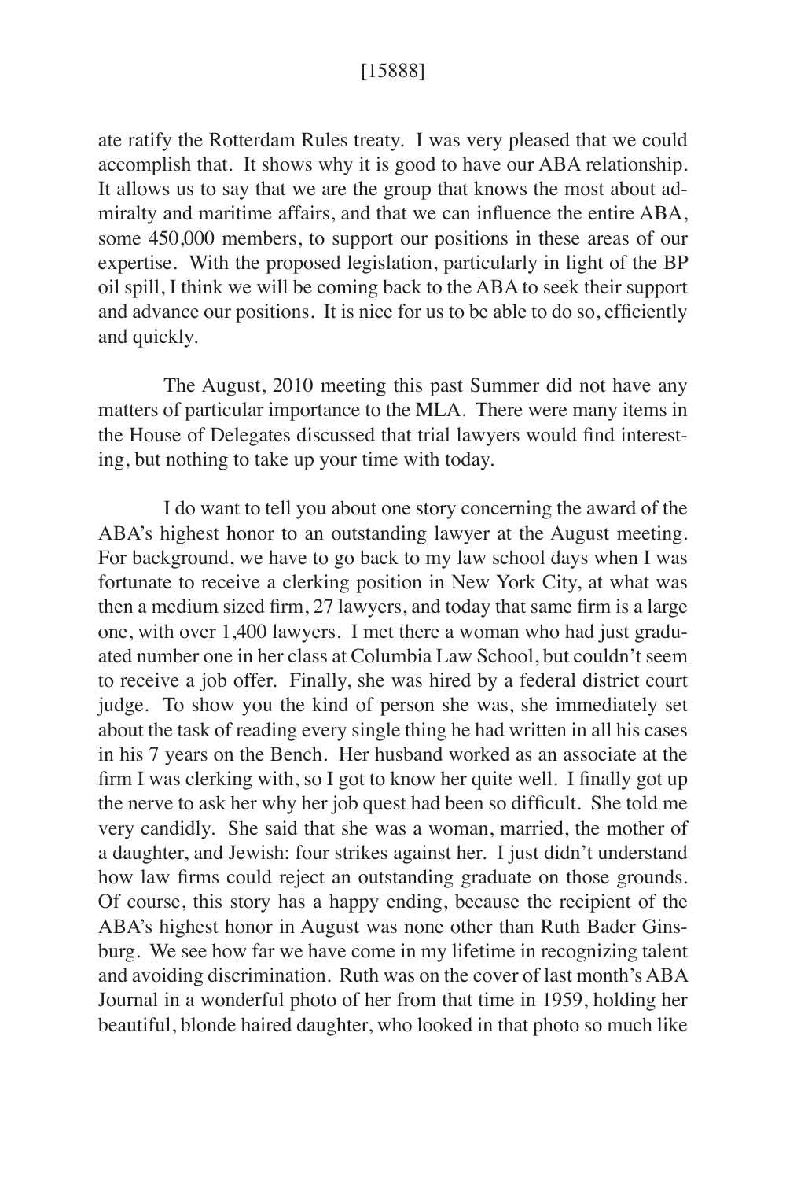ate ratify the Rotterdam Rules treaty. I was very pleased that we could accomplish that. It shows why it is good to have our ABA relationship. It allows us to say that we are the group that knows the most about admiralty and maritime affairs, and that we can influence the entire ABA, some 450,000 members, to support our positions in these areas of our expertise. With the proposed legislation, particularly in light of the BP oil spill, I think we will be coming back to the ABA to seek their support and advance our positions. It is nice for us to be able to do so, efficiently and quickly.

The August, 2010 meeting this past Summer did not have any matters of particular importance to the MLA. There were many items in the House of Delegates discussed that trial lawyers would find interesting, but nothing to take up your time with today.

I do want to tell you about one story concerning the award of the ABA's highest honor to an outstanding lawyer at the August meeting. For background, we have to go back to my law school days when I was fortunate to receive a clerking position in New York City, at what was then a medium sized firm, 27 lawyers, and today that same firm is a large one, with over 1,400 lawyers. I met there a woman who had just graduated number one in her class at Columbia Law School, but couldn't seem to receive a job offer. Finally, she was hired by a federal district court judge. To show you the kind of person she was, she immediately set about the task of reading every single thing he had written in all his cases in his 7 years on the Bench. Her husband worked as an associate at the firm I was clerking with, so I got to know her quite well. I finally got up the nerve to ask her why her job quest had been so difficult. She told me very candidly. She said that she was a woman, married, the mother of a daughter, and Jewish: four strikes against her. I just didn't understand how law firms could reject an outstanding graduate on those grounds. Of course, this story has a happy ending, because the recipient of the ABA's highest honor in August was none other than Ruth Bader Ginsburg. We see how far we have come in my lifetime in recognizing talent and avoiding discrimination. Ruth was on the cover of last month's ABA Journal in a wonderful photo of her from that time in 1959, holding her beautiful, blonde haired daughter, who looked in that photo so much like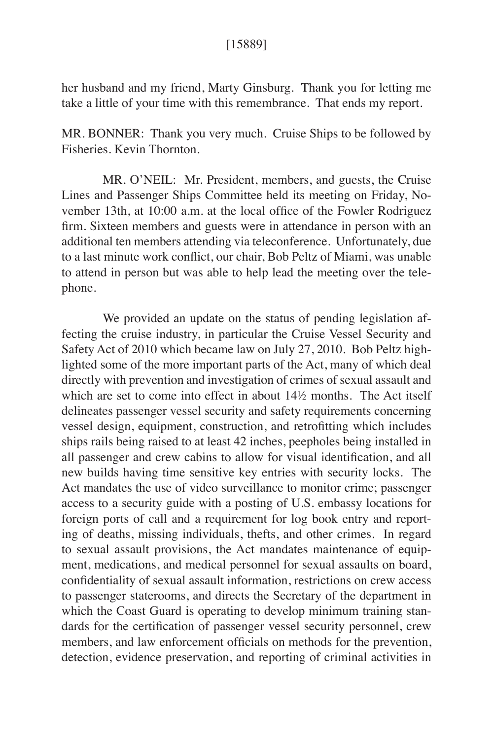her husband and my friend, Marty Ginsburg. Thank you for letting me take a little of your time with this remembrance. That ends my report.

MR. BONNER: Thank you very much. Cruise Ships to be followed by Fisheries. Kevin Thornton.

MR. O'NEIL: Mr. President, members, and guests, the Cruise Lines and Passenger Ships Committee held its meeting on Friday, November 13th, at 10:00 a.m. at the local office of the Fowler Rodriguez firm. Sixteen members and guests were in attendance in person with an additional ten members attending via teleconference. Unfortunately, due to a last minute work conflict, our chair, Bob Peltz of Miami, was unable to attend in person but was able to help lead the meeting over the telephone.

We provided an update on the status of pending legislation affecting the cruise industry, in particular the Cruise Vessel Security and Safety Act of 2010 which became law on July 27, 2010. Bob Peltz highlighted some of the more important parts of the Act, many of which deal directly with prevention and investigation of crimes of sexual assault and which are set to come into effect in about 14½ months. The Act itself delineates passenger vessel security and safety requirements concerning vessel design, equipment, construction, and retrofitting which includes ships rails being raised to at least 42 inches, peepholes being installed in all passenger and crew cabins to allow for visual identification, and all new builds having time sensitive key entries with security locks. The Act mandates the use of video surveillance to monitor crime; passenger access to a security guide with a posting of U.S. embassy locations for foreign ports of call and a requirement for log book entry and reporting of deaths, missing individuals, thefts, and other crimes. In regard to sexual assault provisions, the Act mandates maintenance of equipment, medications, and medical personnel for sexual assaults on board, confidentiality of sexual assault information, restrictions on crew access to passenger staterooms, and directs the Secretary of the department in which the Coast Guard is operating to develop minimum training standards for the certification of passenger vessel security personnel, crew members, and law enforcement officials on methods for the prevention, detection, evidence preservation, and reporting of criminal activities in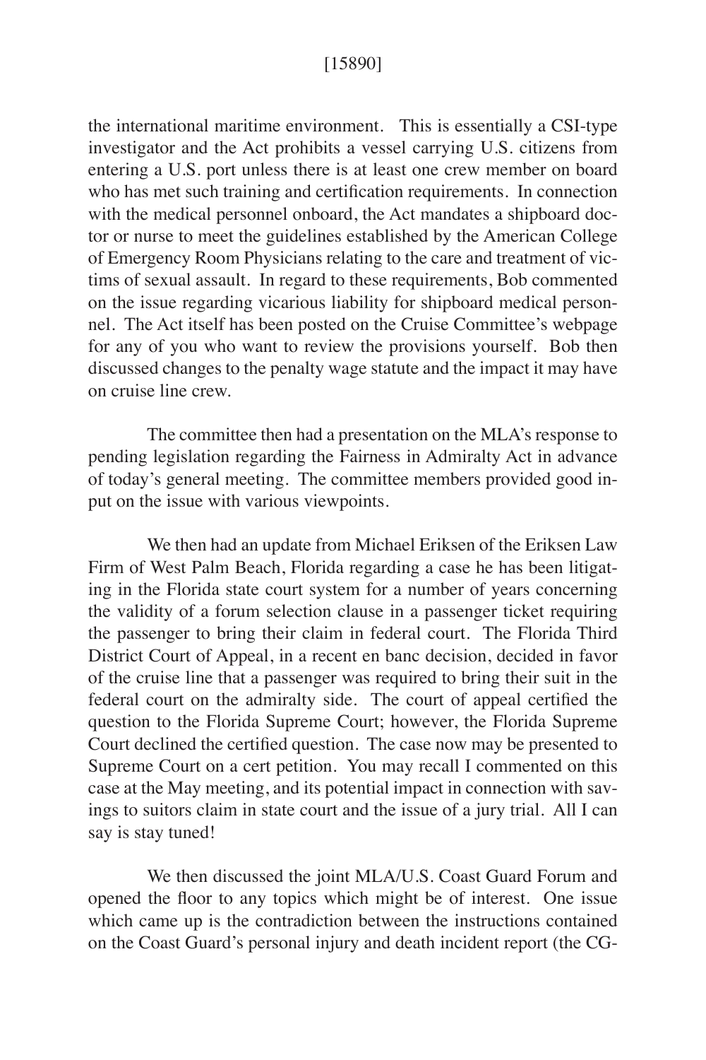the international maritime environment. This is essentially a CSI-type investigator and the Act prohibits a vessel carrying U.S. citizens from entering a U.S. port unless there is at least one crew member on board who has met such training and certification requirements. In connection with the medical personnel onboard, the Act mandates a shipboard doctor or nurse to meet the guidelines established by the American College of Emergency Room Physicians relating to the care and treatment of victims of sexual assault. In regard to these requirements, Bob commented on the issue regarding vicarious liability for shipboard medical personnel. The Act itself has been posted on the Cruise Committee's webpage for any of you who want to review the provisions yourself. Bob then discussed changes to the penalty wage statute and the impact it may have on cruise line crew.

The committee then had a presentation on the MLA's response to pending legislation regarding the Fairness in Admiralty Act in advance of today's general meeting. The committee members provided good input on the issue with various viewpoints.

We then had an update from Michael Eriksen of the Eriksen Law Firm of West Palm Beach, Florida regarding a case he has been litigating in the Florida state court system for a number of years concerning the validity of a forum selection clause in a passenger ticket requiring the passenger to bring their claim in federal court. The Florida Third District Court of Appeal, in a recent en banc decision, decided in favor of the cruise line that a passenger was required to bring their suit in the federal court on the admiralty side. The court of appeal certified the question to the Florida Supreme Court; however, the Florida Supreme Court declined the certified question. The case now may be presented to Supreme Court on a cert petition. You may recall I commented on this case at the May meeting, and its potential impact in connection with savings to suitors claim in state court and the issue of a jury trial. All I can say is stay tuned!

We then discussed the joint MLA/U.S. Coast Guard Forum and opened the floor to any topics which might be of interest. One issue which came up is the contradiction between the instructions contained on the Coast Guard's personal injury and death incident report (the CG-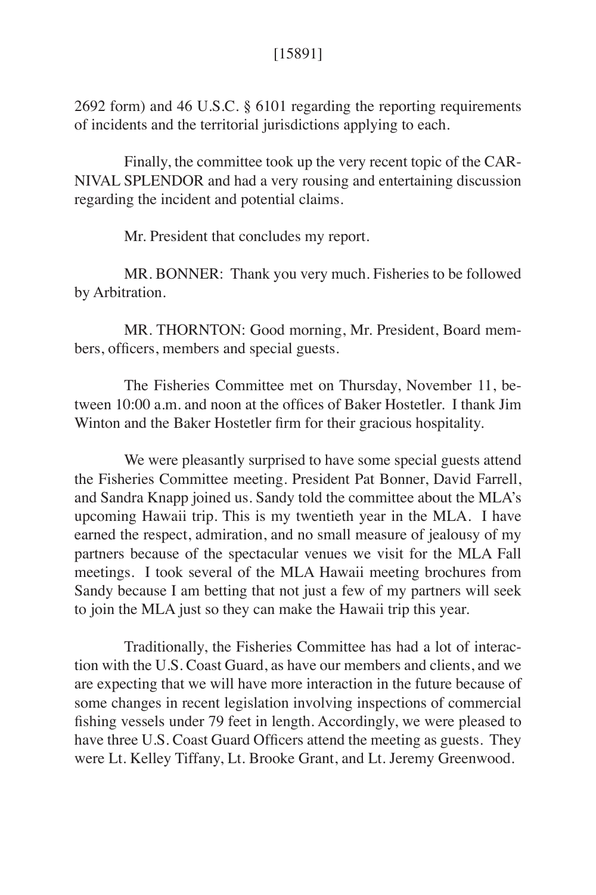2692 form) and 46 U.S.C. § 6101 regarding the reporting requirements of incidents and the territorial jurisdictions applying to each.

Finally, the committee took up the very recent topic of the CARNIVAL SPLENDOR and had a very rousing and entertaining discussion regarding the incident and potential claims.

Mr. President that concludes my report.

MR. BONNER: Thank you very much. Fisheries to be followed by Arbitration.

MR. THORNTON: Good morning, Mr. President, Board members, officers, members and special guests.

The Fisheries Committee met on Thursday, November 11, between 10:00 a.m. and noon at the offices of Baker Hostetler. I thank Jim Winton and the Baker Hostetler firm for their gracious hospitality.

We were pleasantly surprised to have some special guests attend the Fisheries Committee meeting. President Pat Bonner, David Farrell, and Sandra Knapp joined us. Sandy told the committee about the MLA's upcoming Hawaii trip. This is my twentieth year in the MLA. I have earned the respect, admiration, and no small measure of jealousy of my partners because of the spectacular venues we visit for the MLA Fall meetings. I took several of the MLA Hawaii meeting brochures from Sandy because I am betting that not just a few of my partners will seek to join the MLA just so they can make the Hawaii trip this year.

Traditionally, the Fisheries Committee has had a lot of interaction with the U.S. Coast Guard, as have our members and clients, and we are expecting that we will have more interaction in the future because of some changes in recent legislation involving inspections of commercial fishing vessels under 79 feet in length. Accordingly, we were pleased to have three U.S. Coast Guard Officers attend the meeting as guests. They were Lt. Kelley Tiffany, Lt. Brooke Grant, and Lt. Jeremy Greenwood.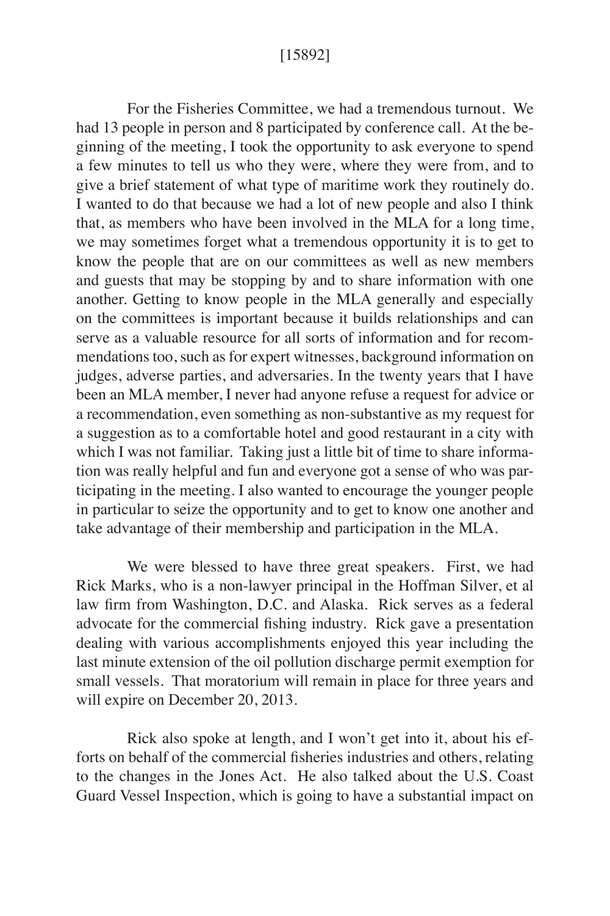[15892]

For the Fisheries Committee, we had a tremendous turnout. We had 13 people in person and 8 participated by conference call. At the beginning of the meeting, I took the opportunity to ask everyone to spend a few minutes to tell us who they were, where they were from, and to give a brief statement of what type of maritime work they routinely do. I wanted to do that because we had a lot of new people and also I think that, as members who have been involved in the MLA for a long time, we may sometimes forget what a tremendous opportunity it is to get to know the people that are on our committees as well as new members and guests that may be stopping by and to share information with one another. Getting to know people in the MLA generally and especially on the committees is important because it builds relationships and can serve as a valuable resource for all sorts of information and for recommendations too, such as for expert witnesses, background information on judges, adverse parties, and adversaries. In the twenty years that I have been an MLA member, I never had anyone refuse a request for advice or a recommendation, even something as non-substantive as my request for a suggestion as to a comfortable hotel and good restaurant in a city with which I was not familiar. Taking just a little bit of time to share information was really helpful and fun and everyone got a sense of who was participating in the meeting. I also wanted to encourage the younger people in particular to seize the opportunity and to get to know one another and take advantage of their membership and participation in the MLA.

We were blessed to have three great speakers. First, we had Rick Marks, who is a non-lawyer principal in the Hoffman Silver, et al law firm from Washington, D.C. and Alaska. Rick serves as a federal advocate for the commercial fishing industry. Rick gave a presentation dealing with various accomplishments enjoyed this year including the last minute extension of the oil pollution discharge permit exemption for small vessels. That moratorium will remain in place for three years and will expire on December 20, 2013.

Rick also spoke at length, and I won't get into it, about his efforts on behalf of the commercial fisheries industries and others, relating to the changes in the Jones Act. He also talked about the U.S. Coast Guard Vessel Inspection, which is going to have a substantial impact on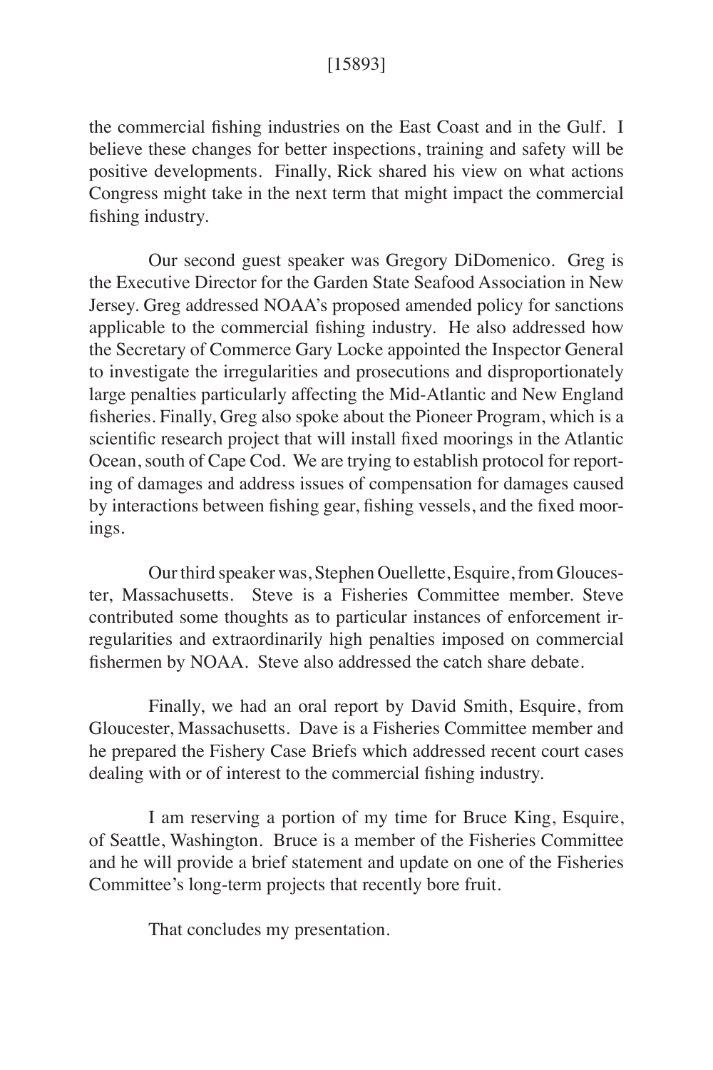the commercial fishing industries on the East Coast and in the Gulf. I believe these changes for better inspections, training and safety will be positive developments. Finally, Rick shared his view on what actions Congress might take in the next term that might impact the commercial fishing industry.

Our second guest speaker was Gregory DiDomenico. Greg is the Executive Director for the Garden State Seafood Association in New Jersey. Greg addressed NOAA's proposed amended policy for sanctions applicable to the commercial fishing industry. He also addressed how the Secretary of Commerce Gary Locke appointed the Inspector General to investigate the irregularities and prosecutions and disproportionately large penalties particularly affecting the Mid-Atlantic and New England fisheries. Finally, Greg also spoke about the Pioneer Program, which is a scientific research project that will install fixed moorings in the Atlantic Ocean, south of Cape Cod. We are trying to establish protocol for reporting of damages and address issues of compensation for damages caused by interactions between fishing gear, fishing vessels, and the fixed moorings.

Our third speaker was, Stephen Ouellette, Esquire, from Gloucester, Massachusetts. Steve is a Fisheries Committee member. Steve contributed some thoughts as to particular instances of enforcement irregularities and extraordinarily high penalties imposed on commercial fishermen by NOAA. Steve also addressed the catch share debate.

Finally, we had an oral report by David Smith, Esquire, from Gloucester, Massachusetts. Dave is a Fisheries Committee member and he prepared the Fishery Case Briefs which addressed recent court cases dealing with or of interest to the commercial fishing industry.

I am reserving a portion of my time for Bruce King, Esquire, of Seattle, Washington. Bruce is a member of the Fisheries Committee and he will provide a brief statement and update on one of the Fisheries Committee's long-term projects that recently bore fruit.

That concludes my presentation.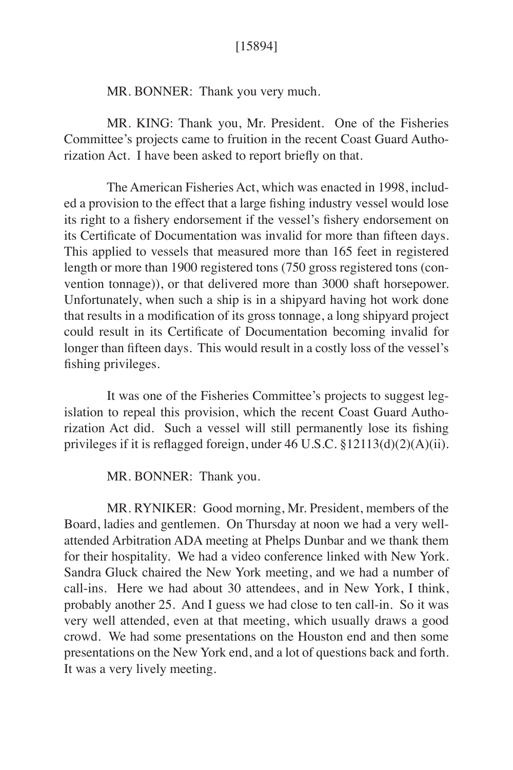MR. BONNER: Thank you very much.

MR. KING: Thank you, Mr. President. One of the Fisheries Committee's projects came to fruition in the recent Coast Guard Authorization Act. I have been asked to report briefly on that.

The American Fisheries Act, which was enacted in 1998, included a provision to the effect that a large fishing industry vessel would lose its right to a fishery endorsement if the vessel's fishery endorsement on its Certificate of Documentation was invalid for more than fifteen days. This applied to vessels that measured more than 165 feet in registered length or more than 1900 registered tons (750 gross registered tons (convention tonnage)), or that delivered more than 3000 shaft horsepower. Unfortunately, when such a ship is in a shipyard having hot work done that results in a modification of its gross tonnage, a long shipyard project could result in its Certificate of Documentation becoming invalid for longer than fifteen days. This would result in a costly loss of the vessel's fishing privileges.

It was one of the Fisheries Committee's projects to suggest legislation to repeal this provision, which the recent Coast Guard Authorization Act did. Such a vessel will still permanently lose its fishing privileges if it is reflagged foreign, under 46 U.S.C. §12113(d)(2)(A)(ii).

MR. BONNER: Thank you.

MR. RYNIKER: Good morning, Mr. President, members of the Board, ladies and gentlemen. On Thursday at noon we had a very well-attended Arbitration ADA meeting at Phelps Dunbar and we thank them for their hospitality. We had a video conference linked with New York. Sandra Gluck chaired the New York meeting, and we had a number of call-ins. Here we had about 30 attendees, and in New York, I think, probably another 25. And I guess we had close to ten call-in. So it was very well attended, even at that meeting, which usually draws a good crowd. We had some presentations on the Houston end and then some presentations on the New York end, and a lot of questions back and forth. It was a very lively meeting.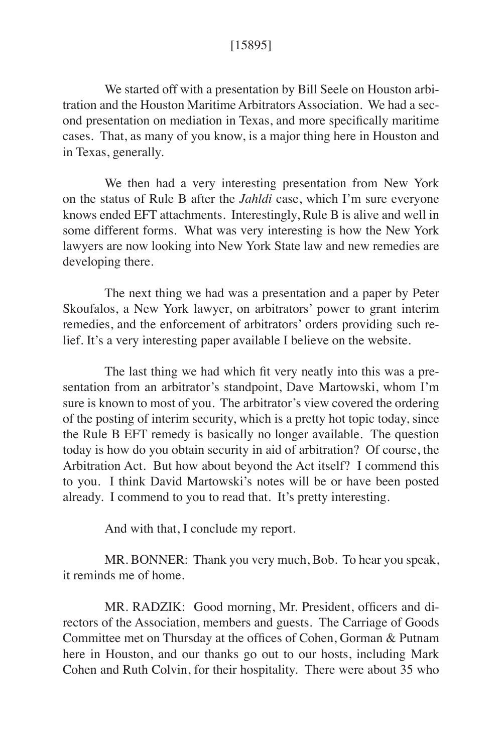[15895]

We started off with a presentation by Bill Seele on Houston arbitration and the Houston Maritime Arbitrators Association. We had a second presentation on mediation in Texas, and more specifically maritime cases. That, as many of you know, is a major thing here in Houston and in Texas, generally.

We then had a very interesting presentation from New York on the status of Rule B after the *Jahldi* case, which I'm sure everyone knows ended EFT attachments. Interestingly, Rule B is alive and well in some different forms. What was very interesting is how the New York lawyers are now looking into New York State law and new remedies are developing there.

The next thing we had was a presentation and a paper by Peter Skoufalos, a New York lawyer, on arbitrators' power to grant interim remedies, and the enforcement of arbitrators' orders providing such relief. It's a very interesting paper available I believe on the website.

The last thing we had which fit very neatly into this was a presentation from an arbitrator's standpoint, Dave Martowski, whom I'm sure is known to most of you. The arbitrator's view covered the ordering of the posting of interim security, which is a pretty hot topic today, since the Rule B EFT remedy is basically no longer available. The question today is how do you obtain security in aid of arbitration? Of course, the Arbitration Act. But how about beyond the Act itself? I commend this to you. I think David Martowski's notes will be or have been posted already. I commend to you to read that. It's pretty interesting.

And with that, I conclude my report.

MR. BONNER: Thank you very much, Bob. To hear you speak, it reminds me of home.

MR. RADZIK: Good morning, Mr. President, officers and directors of the Association, members and guests. The Carriage of Goods Committee met on Thursday at the offices of Cohen, Gorman & Putnam here in Houston, and our thanks go out to our hosts, including Mark Cohen and Ruth Colvin, for their hospitality. There were about 35 who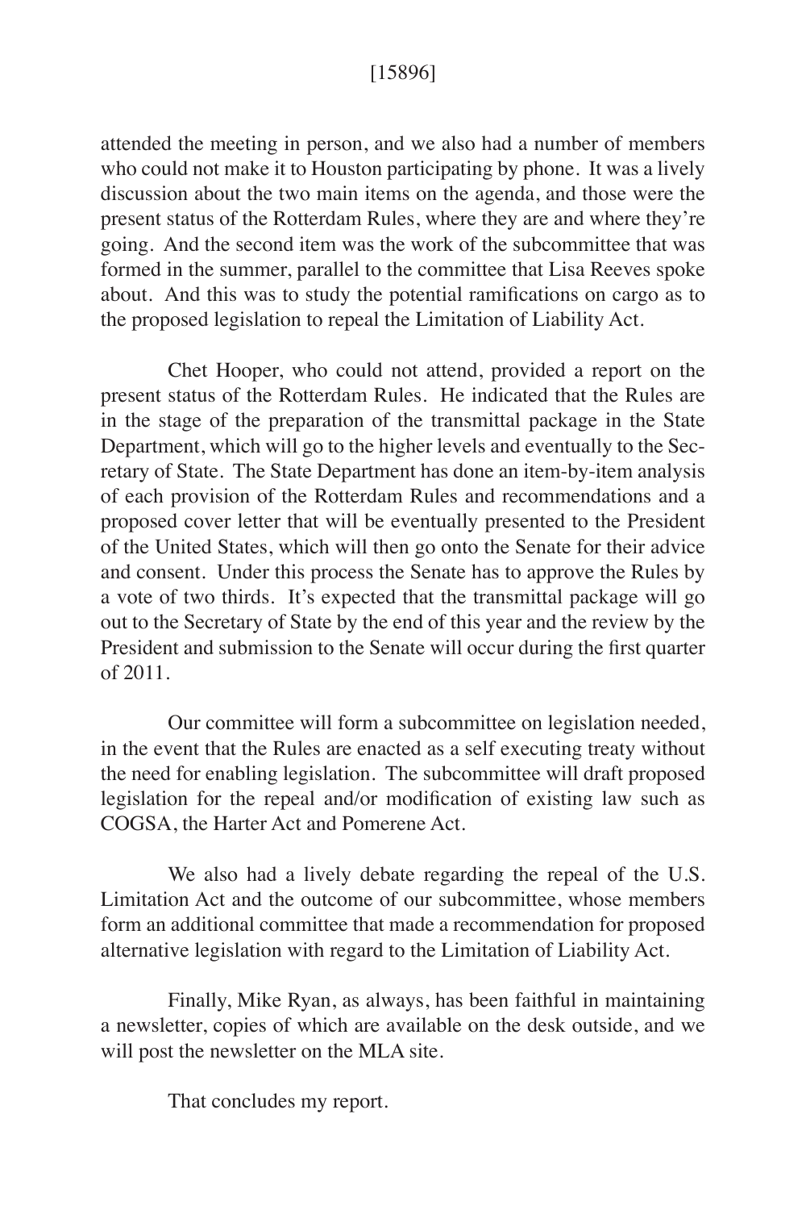attended the meeting in person, and we also had a number of members who could not make it to Houston participating by phone. It was a lively discussion about the two main items on the agenda, and those were the present status of the Rotterdam Rules, where they are and where they're going. And the second item was the work of the subcommittee that was formed in the summer, parallel to the committee that Lisa Reeves spoke about. And this was to study the potential ramifications on cargo as to the proposed legislation to repeal the Limitation of Liability Act.

Chet Hooper, who could not attend, provided a report on the present status of the Rotterdam Rules. He indicated that the Rules are in the stage of the preparation of the transmittal package in the State Department, which will go to the higher levels and eventually to the Secretary of State. The State Department has done an item-by-item analysis of each provision of the Rotterdam Rules and recommendations and a proposed cover letter that will be eventually presented to the President of the United States, which will then go onto the Senate for their advice and consent. Under this process the Senate has to approve the Rules by a vote of two thirds. It's expected that the transmittal package will go out to the Secretary of State by the end of this year and the review by the President and submission to the Senate will occur during the first quarter of 2011.

Our committee will form a subcommittee on legislation needed, in the event that the Rules are enacted as a self executing treaty without the need for enabling legislation. The subcommittee will draft proposed legislation for the repeal and/or modification of existing law such as COGSA, the Harter Act and Pomerene Act.

We also had a lively debate regarding the repeal of the U.S. Limitation Act and the outcome of our subcommittee, whose members form an additional committee that made a recommendation for proposed alternative legislation with regard to the Limitation of Liability Act.

Finally, Mike Ryan, as always, has been faithful in maintaining a newsletter, copies of which are available on the desk outside, and we will post the newsletter on the MLA site.

That concludes my report.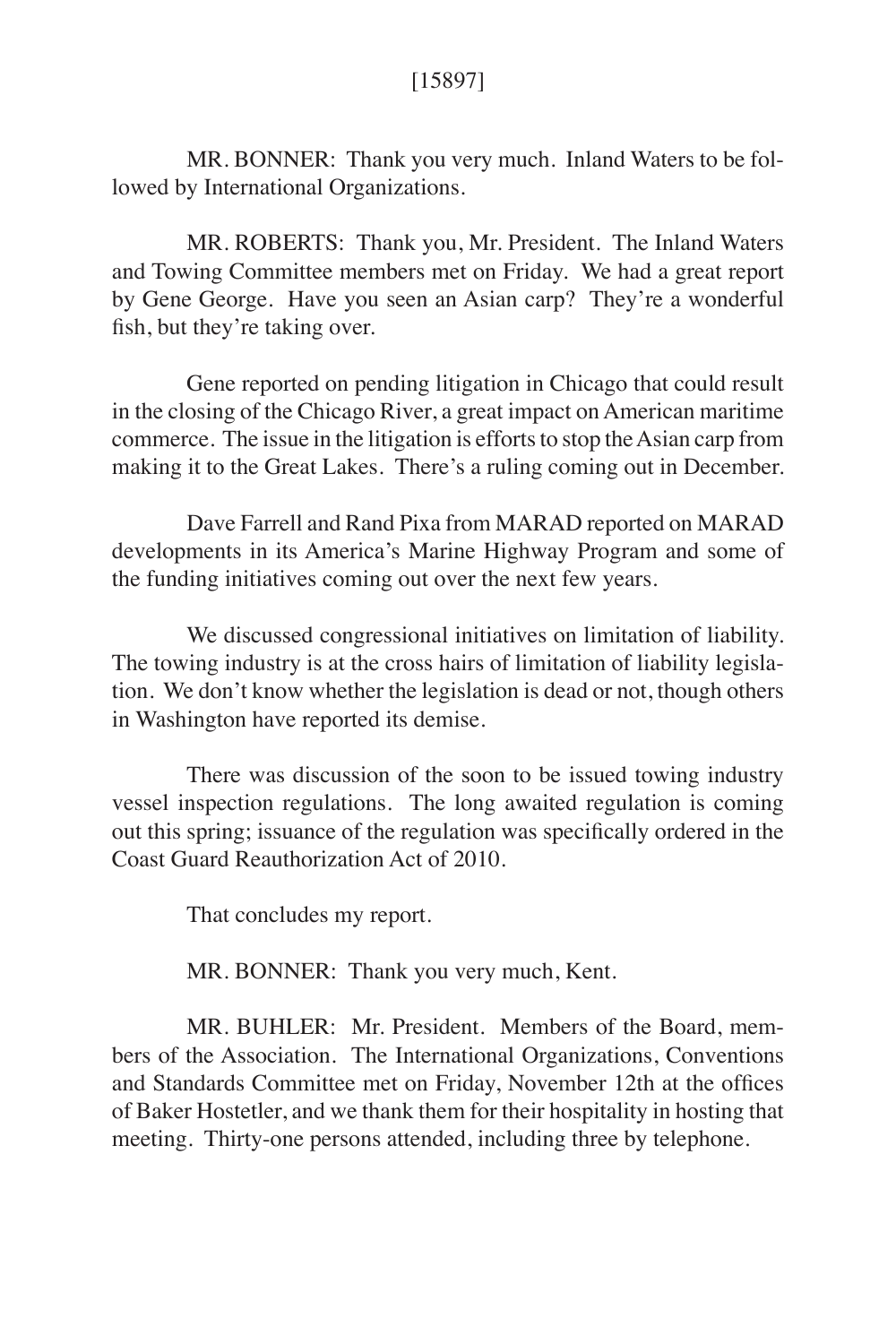MR. BONNER: Thank you very much. Inland Waters to be followed by International Organizations.

MR. ROBERTS: Thank you, Mr. President. The Inland Waters and Towing Committee members met on Friday. We had a great report by Gene George. Have you seen an Asian carp? They're a wonderful fish, but they're taking over.

Gene reported on pending litigation in Chicago that could result in the closing of the Chicago River, a great impact on American maritime commerce. The issue in the litigation is efforts to stop the Asian carp from making it to the Great Lakes. There's a ruling coming out in December.

Dave Farrell and Rand Pixa from MARAD reported on MARAD developments in its America's Marine Highway Program and some of the funding initiatives coming out over the next few years.

We discussed congressional initiatives on limitation of liability. The towing industry is at the cross hairs of limitation of liability legislation. We don't know whether the legislation is dead or not, though others in Washington have reported its demise.

There was discussion of the soon to be issued towing industry vessel inspection regulations. The long awaited regulation is coming out this spring; issuance of the regulation was specifically ordered in the Coast Guard Reauthorization Act of 2010.

That concludes my report.

MR. BONNER: Thank you very much, Kent.

MR. BUHLER: Mr. President. Members of the Board, members of the Association. The International Organizations, Conventions and Standards Committee met on Friday, November 12th at the offices of Baker Hostetler, and we thank them for their hospitality in hosting that meeting. Thirty-one persons attended, including three by telephone.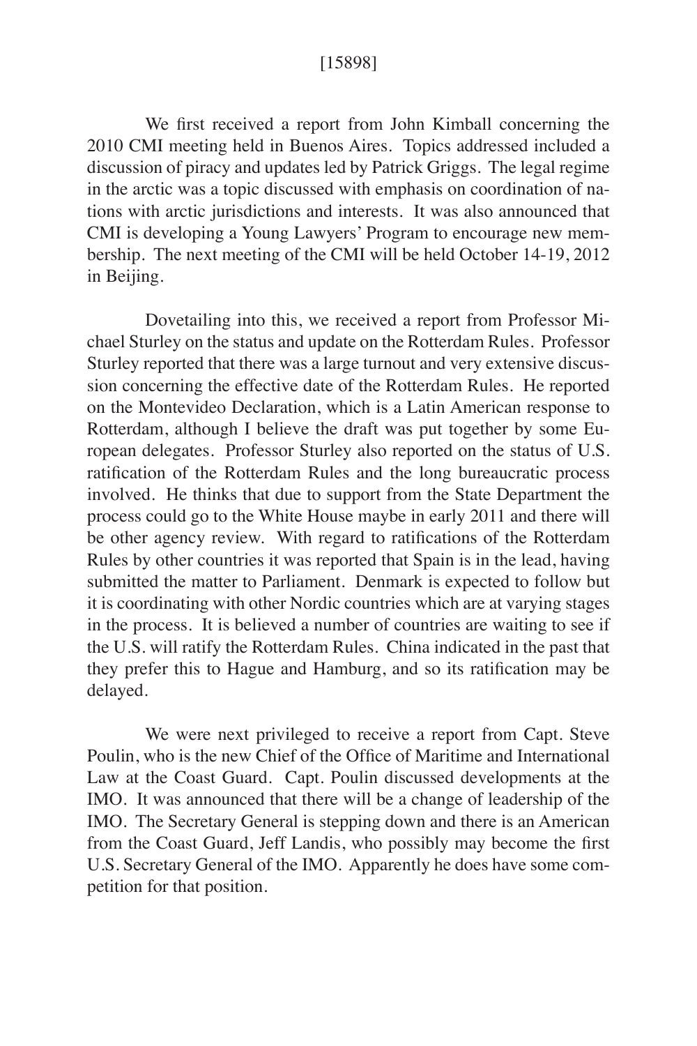We first received a report from John Kimball concerning the 2010 CMI meeting held in Buenos Aires. Topics addressed included a discussion of piracy and updates led by Patrick Griggs. The legal regime in the arctic was a topic discussed with emphasis on coordination of nations with arctic jurisdictions and interests. It was also announced that CMI is developing a Young Lawyers' Program to encourage new membership. The next meeting of the CMI will be held October 14-19, 2012 in Beijing.

Dovetailing into this, we received a report from Professor Michael Sturley on the status and update on the Rotterdam Rules. Professor Sturley reported that there was a large turnout and very extensive discussion concerning the effective date of the Rotterdam Rules. He reported on the Montevideo Declaration, which is a Latin American response to Rotterdam, although I believe the draft was put together by some European delegates. Professor Sturley also reported on the status of U.S. ratification of the Rotterdam Rules and the long bureaucratic process involved. He thinks that due to support from the State Department the process could go to the White House maybe in early 2011 and there will be other agency review. With regard to ratifications of the Rotterdam Rules by other countries it was reported that Spain is in the lead, having submitted the matter to Parliament. Denmark is expected to follow but it is coordinating with other Nordic countries which are at varying stages in the process. It is believed a number of countries are waiting to see if the U.S. will ratify the Rotterdam Rules. China indicated in the past that they prefer this to Hague and Hamburg, and so its ratification may be delayed.

We were next privileged to receive a report from Capt. Steve Poulin, who is the new Chief of the Office of Maritime and International Law at the Coast Guard. Capt. Poulin discussed developments at the IMO. It was announced that there will be a change of leadership of the IMO. The Secretary General is stepping down and there is an American from the Coast Guard, Jeff Landis, who possibly may become the first U.S. Secretary General of the IMO. Apparently he does have some competition for that position.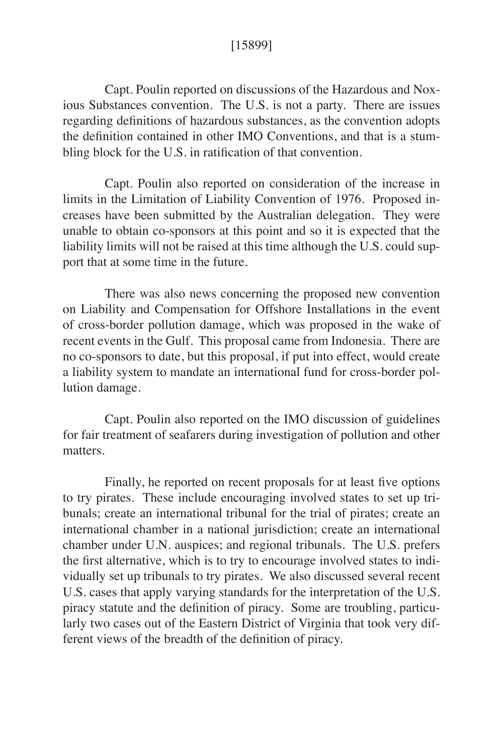[15899]

Capt. Poulin reported on discussions of the Hazardous and Noxious Substances convention. The U.S. is not a party. There are issues regarding definitions of hazardous substances, as the convention adopts the definition contained in other IMO Conventions, and that is a stumbling block for the U.S. in ratification of that convention.

Capt. Poulin also reported on consideration of the increase in limits in the Limitation of Liability Convention of 1976. Proposed increases have been submitted by the Australian delegation. They were unable to obtain co-sponsors at this point and so it is expected that the liability limits will not be raised at this time although the U.S. could support that at some time in the future.

There was also news concerning the proposed new convention on Liability and Compensation for Offshore Installations in the event of cross-border pollution damage, which was proposed in the wake of recent events in the Gulf. This proposal came from Indonesia. There are no co-sponsors to date, but this proposal, if put into effect, would create a liability system to mandate an international fund for cross-border pollution damage.

Capt. Poulin also reported on the IMO discussion of guidelines for fair treatment of seafarers during investigation of pollution and other matters.

Finally, he reported on recent proposals for at least five options to try pirates. These include encouraging involved states to set up tribunals; create an international tribunal for the trial of pirates; create an international chamber in a national jurisdiction; create an international chamber under U.N. auspices; and regional tribunals. The U.S. prefers the first alternative, which is to try to encourage involved states to individually set up tribunals to try pirates. We also discussed several recent U.S. cases that apply varying standards for the interpretation of the U.S. piracy statute and the definition of piracy. Some are troubling, particularly two cases out of the Eastern District of Virginia that took very different views of the breadth of the definition of piracy.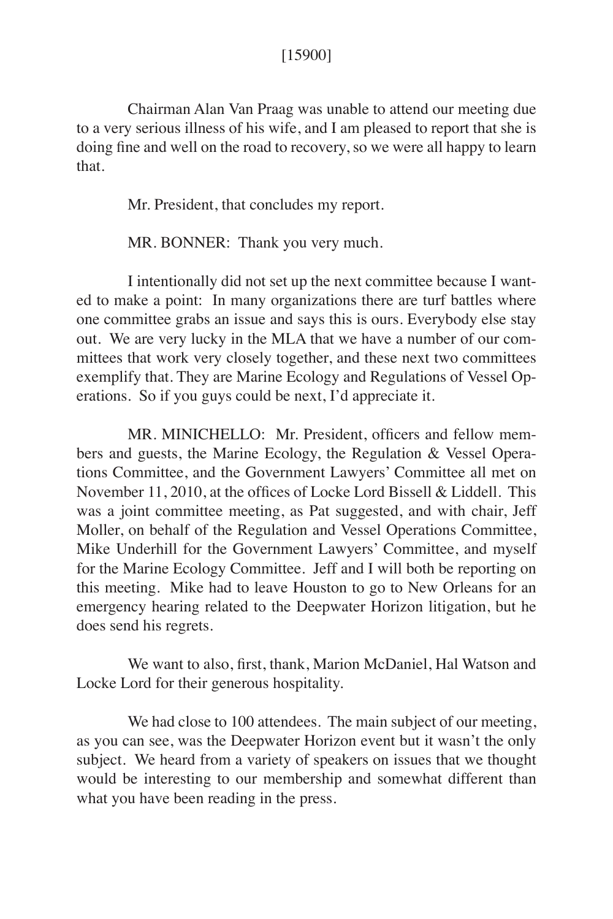Chairman Alan Van Praag was unable to attend our meeting due to a very serious illness of his wife, and I am pleased to report that she is doing fine and well on the road to recovery, so we were all happy to learn that.

Mr. President, that concludes my report.

MR. BONNER: Thank you very much.

I intentionally did not set up the next committee because I wanted to make a point: In many organizations there are turf battles where one committee grabs an issue and says this is ours. Everybody else stay out. We are very lucky in the MLA that we have a number of our committees that work very closely together, and these next two committees exemplify that. They are Marine Ecology and Regulations of Vessel Operations. So if you guys could be next, I'd appreciate it.

MR. MINICHELLO: Mr. President, officers and fellow members and guests, the Marine Ecology, the Regulation & Vessel Operations Committee, and the Government Lawyers' Committee all met on November 11, 2010, at the offices of Locke Lord Bissell & Liddell. This was a joint committee meeting, as Pat suggested, and with chair, Jeff Moller, on behalf of the Regulation and Vessel Operations Committee, Mike Underhill for the Government Lawyers' Committee, and myself for the Marine Ecology Committee. Jeff and I will both be reporting on this meeting. Mike had to leave Houston to go to New Orleans for an emergency hearing related to the Deepwater Horizon litigation, but he does send his regrets.

We want to also, first, thank, Marion McDaniel, Hal Watson and Locke Lord for their generous hospitality.

We had close to 100 attendees. The main subject of our meeting, as you can see, was the Deepwater Horizon event but it wasn't the only subject. We heard from a variety of speakers on issues that we thought would be interesting to our membership and somewhat different than what you have been reading in the press.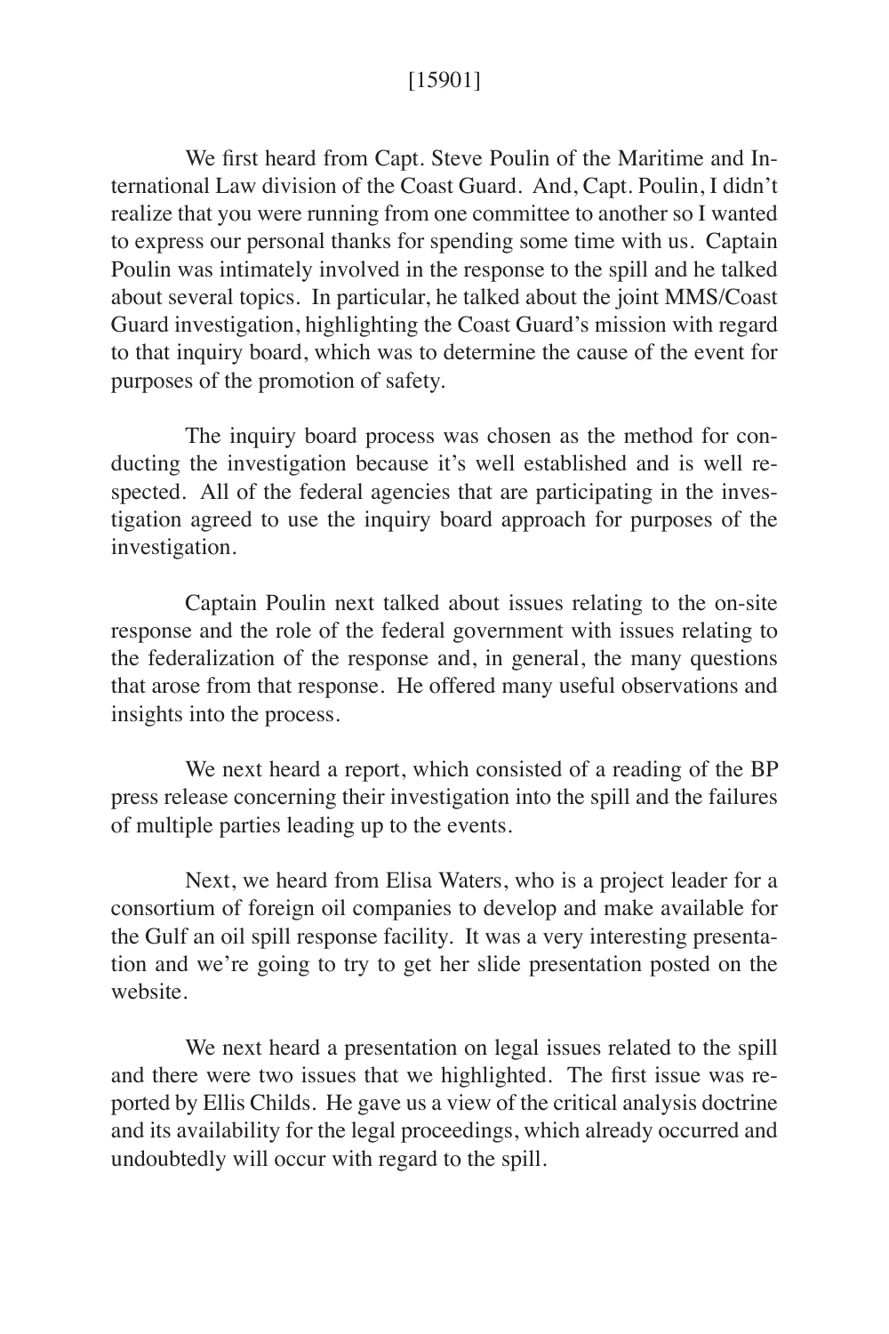[15901]

We first heard from Capt. Steve Poulin of the Maritime and International Law division of the Coast Guard. And, Capt. Poulin, I didn't realize that you were running from one committee to another so I wanted to express our personal thanks for spending some time with us. Captain Poulin was intimately involved in the response to the spill and he talked about several topics. In particular, he talked about the joint MMS/Coast Guard investigation, highlighting the Coast Guard's mission with regard to that inquiry board, which was to determine the cause of the event for purposes of the promotion of safety.

The inquiry board process was chosen as the method for conducting the investigation because it's well established and is well respected. All of the federal agencies that are participating in the investigation agreed to use the inquiry board approach for purposes of the investigation.

Captain Poulin next talked about issues relating to the on-site response and the role of the federal government with issues relating to the federalization of the response and, in general, the many questions that arose from that response. He offered many useful observations and insights into the process.

We next heard a report, which consisted of a reading of the BP press release concerning their investigation into the spill and the failures of multiple parties leading up to the events.

Next, we heard from Elisa Waters, who is a project leader for a consortium of foreign oil companies to develop and make available for the Gulf an oil spill response facility. It was a very interesting presentation and we're going to try to get her slide presentation posted on the website.

We next heard a presentation on legal issues related to the spill and there were two issues that we highlighted. The first issue was reported by Ellis Childs. He gave us a view of the critical analysis doctrine and its availability for the legal proceedings, which already occurred and undoubtedly will occur with regard to the spill.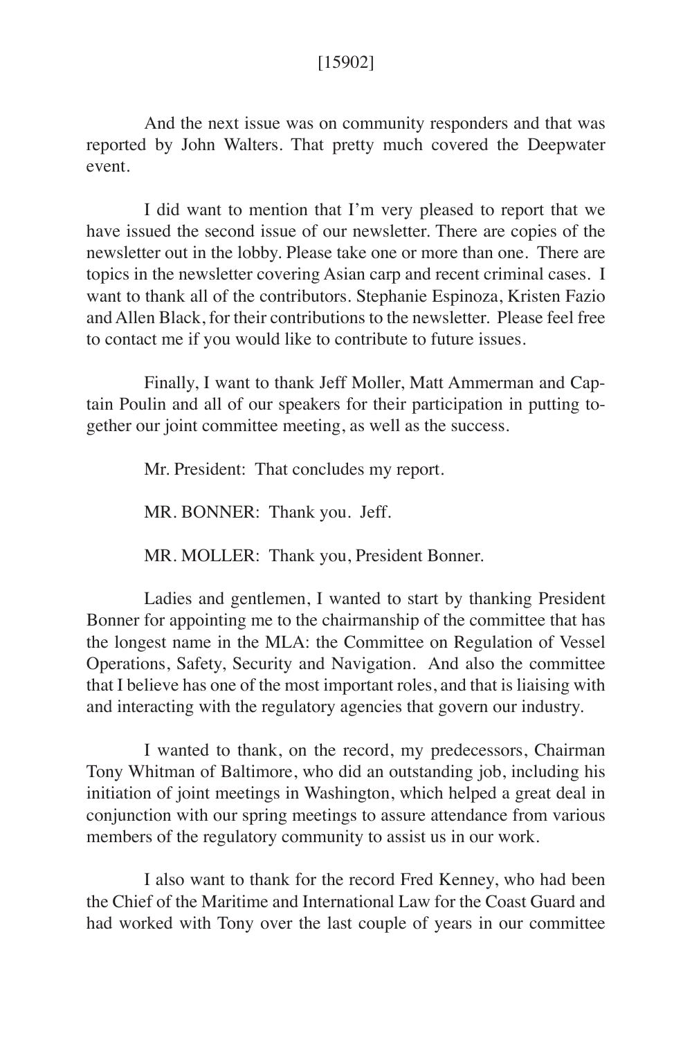And the next issue was on community responders and that was reported by John Walters. That pretty much covered the Deepwater event.

I did want to mention that I'm very pleased to report that we have issued the second issue of our newsletter. There are copies of the newsletter out in the lobby. Please take one or more than one. There are topics in the newsletter covering Asian carp and recent criminal cases. I want to thank all of the contributors. Stephanie Espinoza, Kristen Fazio and Allen Black, for their contributions to the newsletter. Please feel free to contact me if you would like to contribute to future issues.

Finally, I want to thank Jeff Moller, Matt Ammerman and Captain Poulin and all of our speakers for their participation in putting together our joint committee meeting, as well as the success.

Mr. President: That concludes my report.

MR. BONNER: Thank you. Jeff.

MR. MOLLER: Thank you, President Bonner.

Ladies and gentlemen, I wanted to start by thanking President Bonner for appointing me to the chairmanship of the committee that has the longest name in the MLA: the Committee on Regulation of Vessel Operations, Safety, Security and Navigation. And also the committee that I believe has one of the most important roles, and that is liaising with and interacting with the regulatory agencies that govern our industry.

I wanted to thank, on the record, my predecessors, Chairman Tony Whitman of Baltimore, who did an outstanding job, including his initiation of joint meetings in Washington, which helped a great deal in conjunction with our spring meetings to assure attendance from various members of the regulatory community to assist us in our work.

I also want to thank for the record Fred Kenney, who had been the Chief of the Maritime and International Law for the Coast Guard and had worked with Tony over the last couple of years in our committee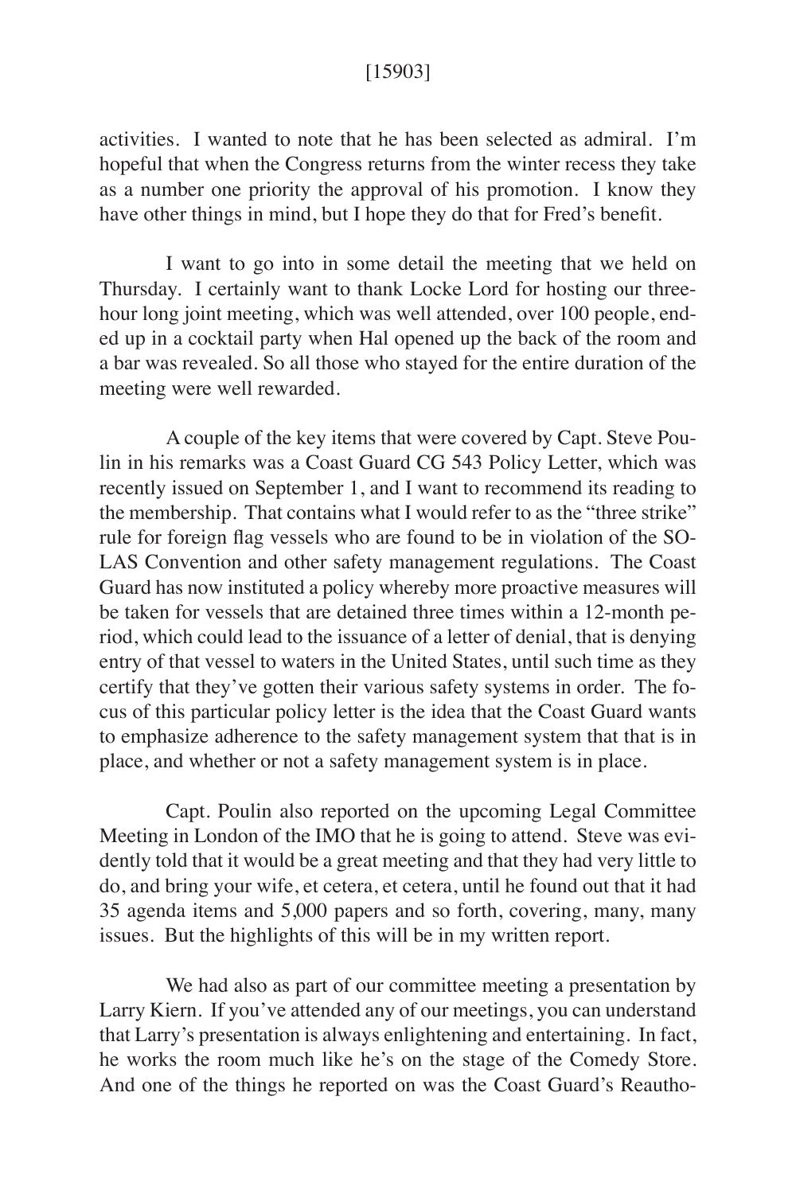activities. I wanted to note that he has been selected as admiral. I'm hopeful that when the Congress returns from the winter recess they take as a number one priority the approval of his promotion. I know they have other things in mind, but I hope they do that for Fred's benefit.

I want to go into in some detail the meeting that we held on Thursday. I certainly want to thank Locke Lord for hosting our three-hour long joint meeting, which was well attended, over 100 people, ended up in a cocktail party when Hal opened up the back of the room and a bar was revealed. So all those who stayed for the entire duration of the meeting were well rewarded.

A couple of the key items that were covered by Capt. Steve Poulin in his remarks was a Coast Guard CG 543 Policy Letter, which was recently issued on September 1, and I want to recommend its reading to the membership. That contains what I would refer to as the "three strike" rule for foreign flag vessels who are found to be in violation of the SOLAS Convention and other safety management regulations. The Coast Guard has now instituted a policy whereby more proactive measures will be taken for vessels that are detained three times within a 12-month period, which could lead to the issuance of a letter of denial, that is denying entry of that vessel to waters in the United States, until such time as they certify that they've gotten their various safety systems in order. The focus of this particular policy letter is the idea that the Coast Guard wants to emphasize adherence to the safety management system that that is in place, and whether or not a safety management system is in place.

Capt. Poulin also reported on the upcoming Legal Committee Meeting in London of the IMO that he is going to attend. Steve was evidently told that it would be a great meeting and that they had very little to do, and bring your wife, et cetera, et cetera, until he found out that it had 35 agenda items and 5,000 papers and so forth, covering, many, many issues. But the highlights of this will be in my written report.

We had also as part of our committee meeting a presentation by Larry Kiern. If you've attended any of our meetings, you can understand that Larry's presentation is always enlightening and entertaining. In fact, he works the room much like he's on the stage of the Comedy Store. And one of the things he reported on was the Coast Guard's Reautho-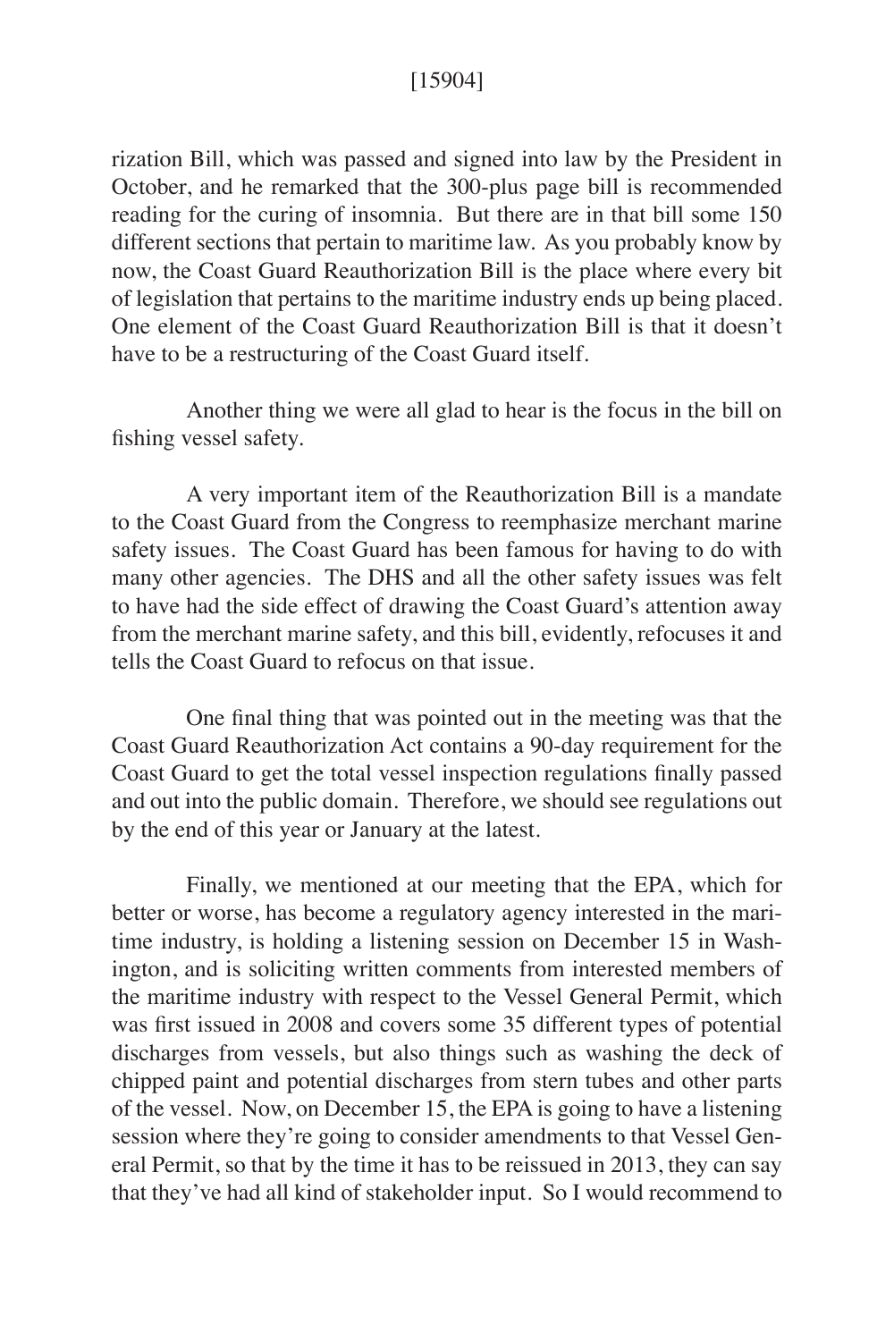rization Bill, which was passed and signed into law by the President in October, and he remarked that the 300-plus page bill is recommended reading for the curing of insomnia. But there are in that bill some 150 different sections that pertain to maritime law. As you probably know by now, the Coast Guard Reauthorization Bill is the place where every bit of legislation that pertains to the maritime industry ends up being placed. One element of the Coast Guard Reauthorization Bill is that it doesn't have to be a restructuring of the Coast Guard itself.

Another thing we were all glad to hear is the focus in the bill on fishing vessel safety.

A very important item of the Reauthorization Bill is a mandate to the Coast Guard from the Congress to reemphasize merchant marine safety issues. The Coast Guard has been famous for having to do with many other agencies. The DHS and all the other safety issues was felt to have had the side effect of drawing the Coast Guard's attention away from the merchant marine safety, and this bill, evidently, refocuses it and tells the Coast Guard to refocus on that issue.

One final thing that was pointed out in the meeting was that the Coast Guard Reauthorization Act contains a 90-day requirement for the Coast Guard to get the total vessel inspection regulations finally passed and out into the public domain. Therefore, we should see regulations out by the end of this year or January at the latest.

Finally, we mentioned at our meeting that the EPA, which for better or worse, has become a regulatory agency interested in the maritime industry, is holding a listening session on December 15 in Washington, and is soliciting written comments from interested members of the maritime industry with respect to the Vessel General Permit, which was first issued in 2008 and covers some 35 different types of potential discharges from vessels, but also things such as washing the deck of chipped paint and potential discharges from stern tubes and other parts of the vessel. Now, on December 15, the EPA is going to have a listening session where they're going to consider amendments to that Vessel General Permit, so that by the time it has to be reissued in 2013, they can say that they've had all kind of stakeholder input. So I would recommend to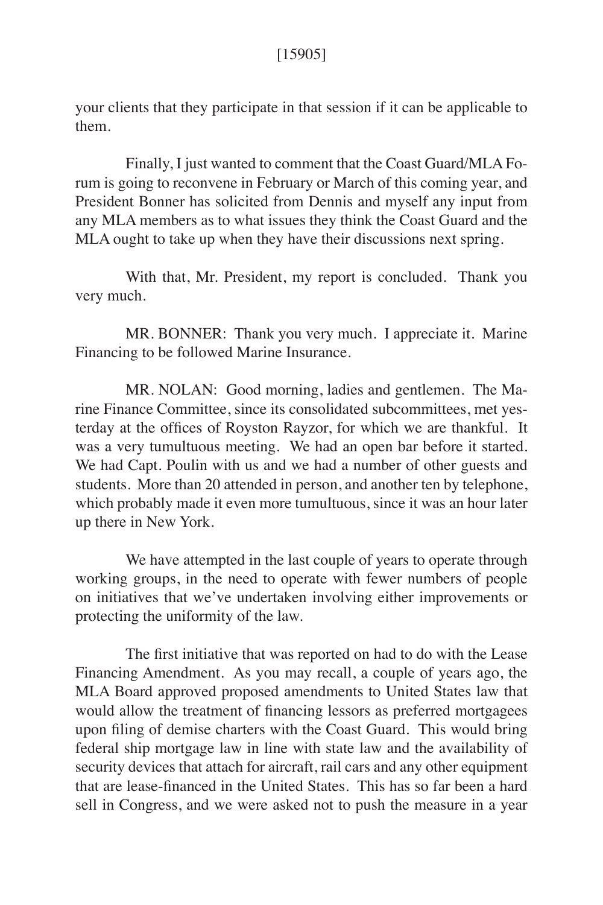your clients that they participate in that session if it can be applicable to them.

Finally, I just wanted to comment that the Coast Guard/MLA Forum is going to reconvene in February or March of this coming year, and President Bonner has solicited from Dennis and myself any input from any MLA members as to what issues they think the Coast Guard and the MLA ought to take up when they have their discussions next spring.

With that, Mr. President, my report is concluded. Thank you very much.

MR. BONNER: Thank you very much. I appreciate it. Marine Financing to be followed Marine Insurance.

MR. NOLAN: Good morning, ladies and gentlemen. The Marine Finance Committee, since its consolidated subcommittees, met yesterday at the offices of Royston Rayzor, for which we are thankful. It was a very tumultuous meeting. We had an open bar before it started. We had Capt. Poulin with us and we had a number of other guests and students. More than 20 attended in person, and another ten by telephone, which probably made it even more tumultuous, since it was an hour later up there in New York.

We have attempted in the last couple of years to operate through working groups, in the need to operate with fewer numbers of people on initiatives that we've undertaken involving either improvements or protecting the uniformity of the law.

The first initiative that was reported on had to do with the Lease Financing Amendment. As you may recall, a couple of years ago, the MLA Board approved proposed amendments to United States law that would allow the treatment of financing lessors as preferred mortgagees upon filing of demise charters with the Coast Guard. This would bring federal ship mortgage law in line with state law and the availability of security devices that attach for aircraft, rail cars and any other equipment that are lease-financed in the United States. This has so far been a hard sell in Congress, and we were asked not to push the measure in a year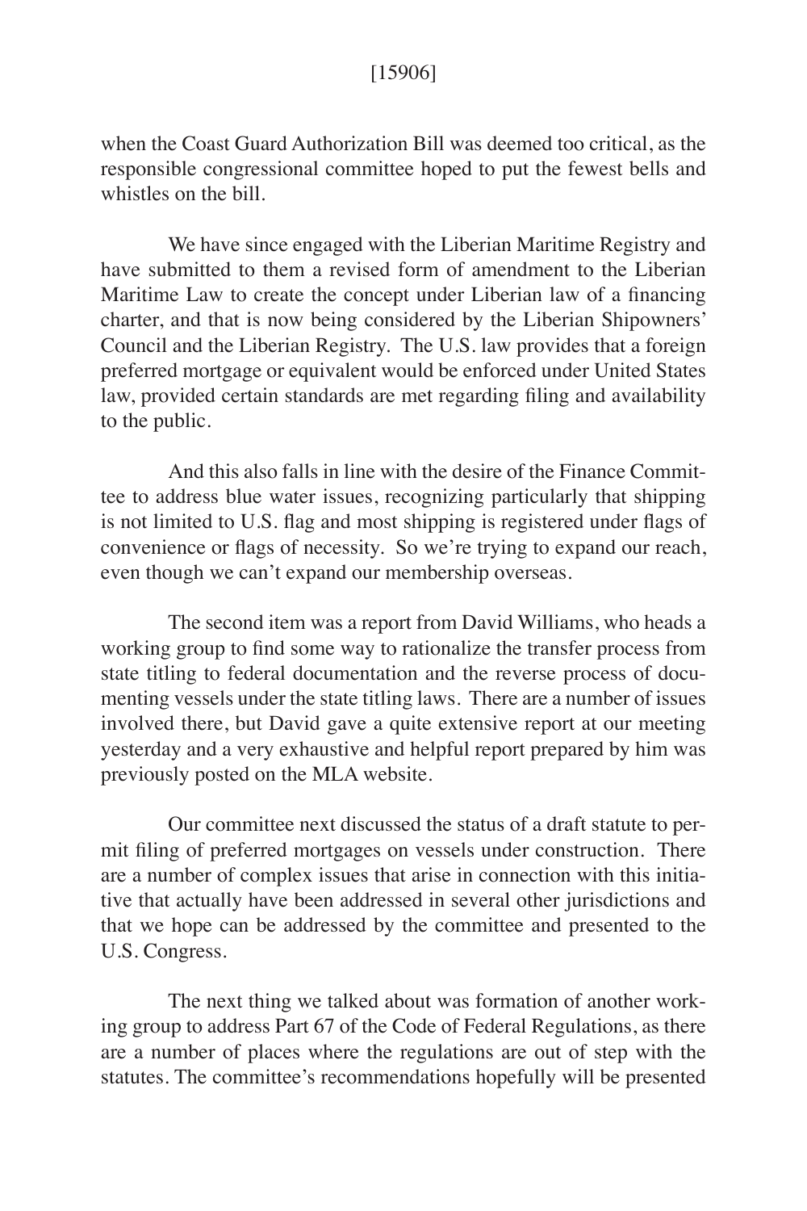when the Coast Guard Authorization Bill was deemed too critical, as the responsible congressional committee hoped to put the fewest bells and whistles on the bill.

We have since engaged with the Liberian Maritime Registry and have submitted to them a revised form of amendment to the Liberian Maritime Law to create the concept under Liberian law of a financing charter, and that is now being considered by the Liberian Shipowners' Council and the Liberian Registry. The U.S. law provides that a foreign preferred mortgage or equivalent would be enforced under United States law, provided certain standards are met regarding filing and availability to the public.

And this also falls in line with the desire of the Finance Committee to address blue water issues, recognizing particularly that shipping is not limited to U.S. flag and most shipping is registered under flags of convenience or flags of necessity. So we're trying to expand our reach, even though we can't expand our membership overseas.

The second item was a report from David Williams, who heads a working group to find some way to rationalize the transfer process from state titling to federal documentation and the reverse process of documenting vessels under the state titling laws. There are a number of issues involved there, but David gave a quite extensive report at our meeting yesterday and a very exhaustive and helpful report prepared by him was previously posted on the MLA website.

Our committee next discussed the status of a draft statute to permit filing of preferred mortgages on vessels under construction. There are a number of complex issues that arise in connection with this initiative that actually have been addressed in several other jurisdictions and that we hope can be addressed by the committee and presented to the U.S. Congress.

The next thing we talked about was formation of another working group to address Part 67 of the Code of Federal Regulations, as there are a number of places where the regulations are out of step with the statutes. The committee's recommendations hopefully will be presented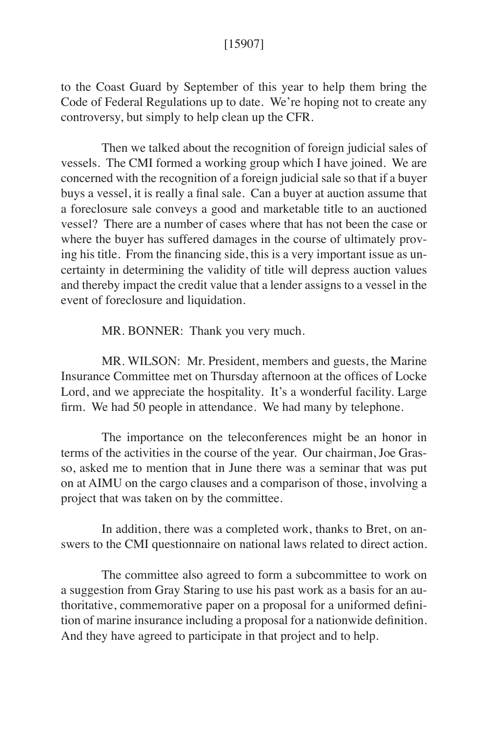to the Coast Guard by September of this year to help them bring the Code of Federal Regulations up to date. We're hoping not to create any controversy, but simply to help clean up the CFR.

Then we talked about the recognition of foreign judicial sales of vessels. The CMI formed a working group which I have joined. We are concerned with the recognition of a foreign judicial sale so that if a buyer buys a vessel, it is really a final sale. Can a buyer at auction assume that a foreclosure sale conveys a good and marketable title to an auctioned vessel? There are a number of cases where that has not been the case or where the buyer has suffered damages in the course of ultimately proving his title. From the financing side, this is a very important issue as uncertainty in determining the validity of title will depress auction values and thereby impact the credit value that a lender assigns to a vessel in the event of foreclosure and liquidation.

MR. BONNER: Thank you very much.

MR. WILSON: Mr. President, members and guests, the Marine Insurance Committee met on Thursday afternoon at the offices of Locke Lord, and we appreciate the hospitality. It's a wonderful facility. Large firm. We had 50 people in attendance. We had many by telephone.

The importance on the teleconferences might be an honor in terms of the activities in the course of the year. Our chairman, Joe Grasso, asked me to mention that in June there was a seminar that was put on at AIMU on the cargo clauses and a comparison of those, involving a project that was taken on by the committee.

In addition, there was a completed work, thanks to Bret, on answers to the CMI questionnaire on national laws related to direct action.

The committee also agreed to form a subcommittee to work on a suggestion from Gray Staring to use his past work as a basis for an authoritative, commemorative paper on a proposal for a uniformed definition of marine insurance including a proposal for a nationwide definition. And they have agreed to participate in that project and to help.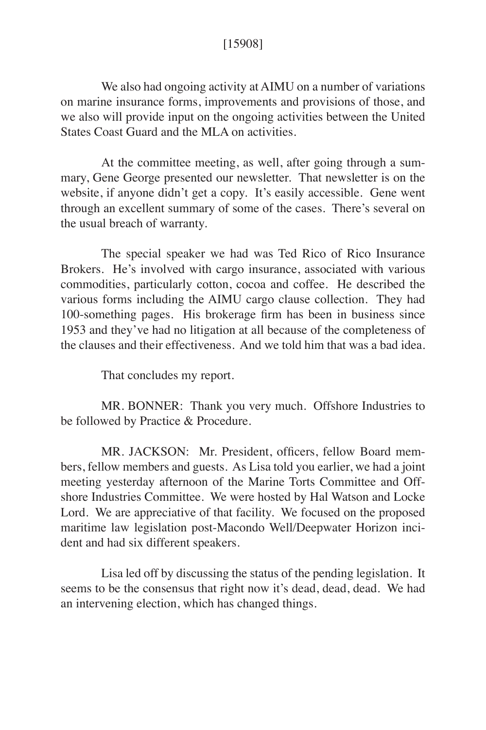We also had ongoing activity at AIMU on a number of variations on marine insurance forms, improvements and provisions of those, and we also will provide input on the ongoing activities between the United States Coast Guard and the MLA on activities.

At the committee meeting, as well, after going through a summary, Gene George presented our newsletter. That newsletter is on the website, if anyone didn't get a copy. It's easily accessible. Gene went through an excellent summary of some of the cases. There's several on the usual breach of warranty.

The special speaker we had was Ted Rico of Rico Insurance Brokers. He's involved with cargo insurance, associated with various commodities, particularly cotton, cocoa and coffee. He described the various forms including the AIMU cargo clause collection. They had 100-something pages. His brokerage firm has been in business since 1953 and they've had no litigation at all because of the completeness of the clauses and their effectiveness. And we told him that was a bad idea.

That concludes my report.

MR. BONNER: Thank you very much. Offshore Industries to be followed by Practice & Procedure.

MR. JACKSON: Mr. President, officers, fellow Board members, fellow members and guests. As Lisa told you earlier, we had a joint meeting yesterday afternoon of the Marine Torts Committee and Offshore Industries Committee. We were hosted by Hal Watson and Locke Lord. We are appreciative of that facility. We focused on the proposed maritime law legislation post-Macondo Well/Deepwater Horizon incident and had six different speakers.

Lisa led off by discussing the status of the pending legislation. It seems to be the consensus that right now it's dead, dead, dead. We had an intervening election, which has changed things.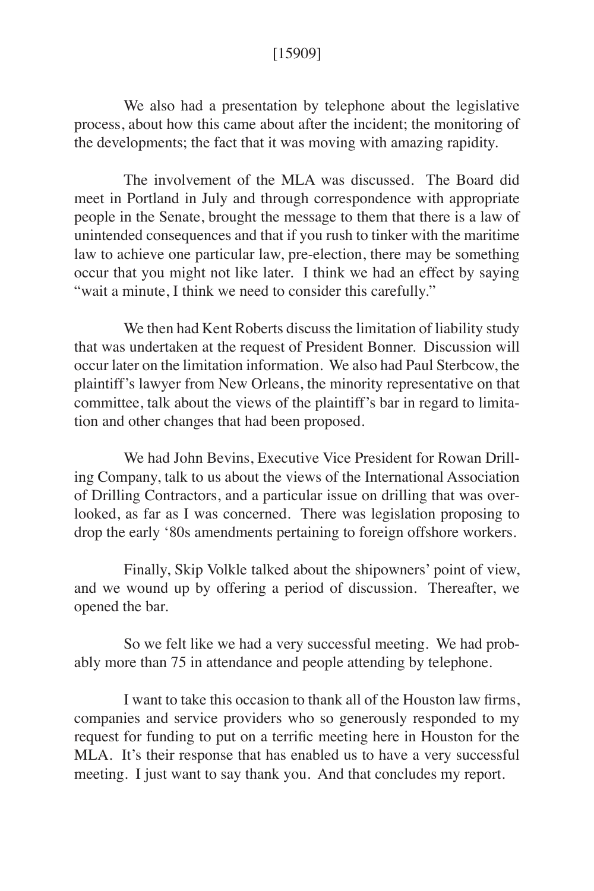[15909]

We also had a presentation by telephone about the legislative process, about how this came about after the incident; the monitoring of the developments; the fact that it was moving with amazing rapidity.

The involvement of the MLA was discussed. The Board did meet in Portland in July and through correspondence with appropriate people in the Senate, brought the message to them that there is a law of unintended consequences and that if you rush to tinker with the maritime law to achieve one particular law, pre-election, there may be something occur that you might not like later. I think we had an effect by saying "wait a minute, I think we need to consider this carefully."

We then had Kent Roberts discuss the limitation of liability study that was undertaken at the request of President Bonner. Discussion will occur later on the limitation information. We also had Paul Sterbcow, the plaintiff's lawyer from New Orleans, the minority representative on that committee, talk about the views of the plaintiff's bar in regard to limitation and other changes that had been proposed.

We had John Bevins, Executive Vice President for Rowan Drilling Company, talk to us about the views of the International Association of Drilling Contractors, and a particular issue on drilling that was overlooked, as far as I was concerned. There was legislation proposing to drop the early '80s amendments pertaining to foreign offshore workers.

Finally, Skip Volkle talked about the shipowners' point of view, and we wound up by offering a period of discussion. Thereafter, we opened the bar.

So we felt like we had a very successful meeting. We had probably more than 75 in attendance and people attending by telephone.

I want to take this occasion to thank all of the Houston law firms, companies and service providers who so generously responded to my request for funding to put on a terrific meeting here in Houston for the MLA. It's their response that has enabled us to have a very successful meeting. I just want to say thank you. And that concludes my report.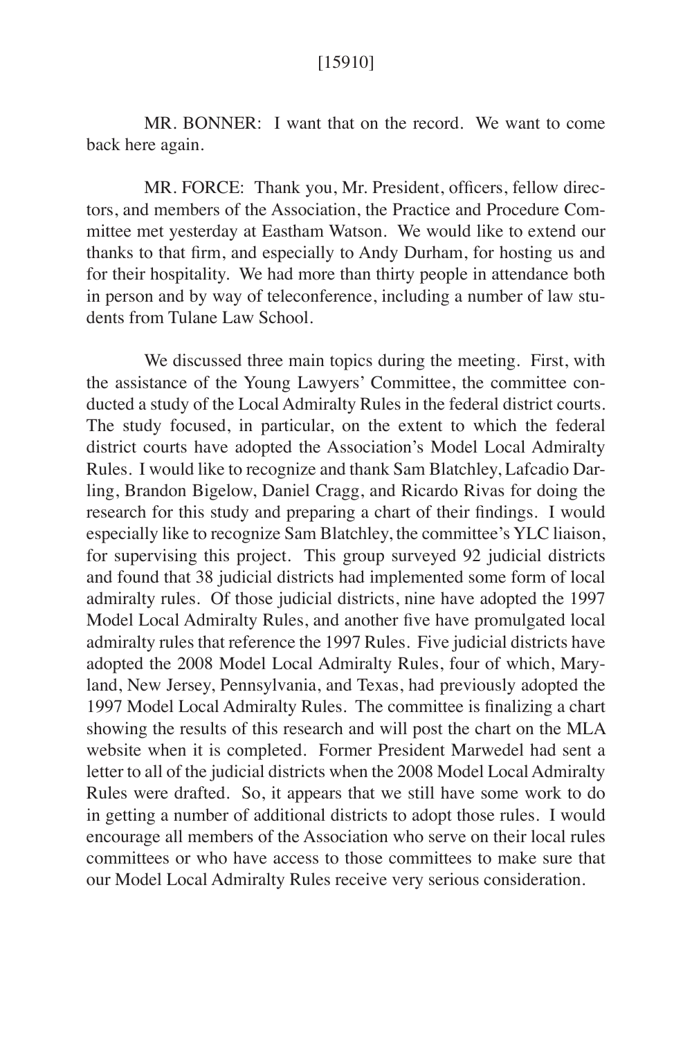MR. BONNER: I want that on the record. We want to come back here again.

MR. FORCE: Thank you, Mr. President, officers, fellow directors, and members of the Association, the Practice and Procedure Committee met yesterday at Eastham Watson. We would like to extend our thanks to that firm, and especially to Andy Durham, for hosting us and for their hospitality. We had more than thirty people in attendance both in person and by way of teleconference, including a number of law students from Tulane Law School.

We discussed three main topics during the meeting. First, with the assistance of the Young Lawyers' Committee, the committee conducted a study of the Local Admiralty Rules in the federal district courts. The study focused, in particular, on the extent to which the federal district courts have adopted the Association's Model Local Admiralty Rules. I would like to recognize and thank Sam Blatchley, Lafcadio Darling, Brandon Bigelow, Daniel Cragg, and Ricardo Rivas for doing the research for this study and preparing a chart of their findings. I would especially like to recognize Sam Blatchley, the committee's YLC liaison, for supervising this project. This group surveyed 92 judicial districts and found that 38 judicial districts had implemented some form of local admiralty rules. Of those judicial districts, nine have adopted the 1997 Model Local Admiralty Rules, and another five have promulgated local admiralty rules that reference the 1997 Rules. Five judicial districts have adopted the 2008 Model Local Admiralty Rules, four of which, Maryland, New Jersey, Pennsylvania, and Texas, had previously adopted the 1997 Model Local Admiralty Rules. The committee is finalizing a chart showing the results of this research and will post the chart on the MLA website when it is completed. Former President Marwedel had sent a letter to all of the judicial districts when the 2008 Model Local Admiralty Rules were drafted. So, it appears that we still have some work to do in getting a number of additional districts to adopt those rules. I would encourage all members of the Association who serve on their local rules committees or who have access to those committees to make sure that our Model Local Admiralty Rules receive very serious consideration.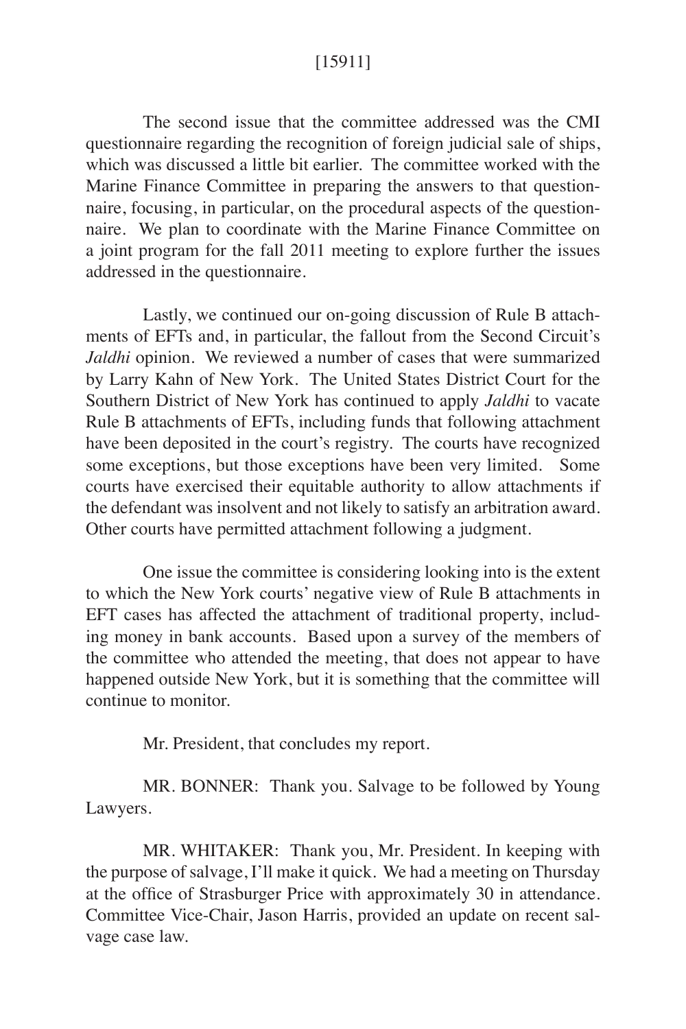The second issue that the committee addressed was the CMI questionnaire regarding the recognition of foreign judicial sale of ships, which was discussed a little bit earlier. The committee worked with the Marine Finance Committee in preparing the answers to that questionnaire, focusing, in particular, on the procedural aspects of the questionnaire. We plan to coordinate with the Marine Finance Committee on a joint program for the fall 2011 meeting to explore further the issues addressed in the questionnaire.

Lastly, we continued our on-going discussion of Rule B attachments of EFTs and, in particular, the fallout from the Second Circuit's *Jaldhi* opinion. We reviewed a number of cases that were summarized by Larry Kahn of New York. The United States District Court for the Southern District of New York has continued to apply *Jaldhi* to vacate Rule B attachments of EFTs, including funds that following attachment have been deposited in the court's registry. The courts have recognized some exceptions, but those exceptions have been very limited. Some courts have exercised their equitable authority to allow attachments if the defendant was insolvent and not likely to satisfy an arbitration award. Other courts have permitted attachment following a judgment.

One issue the committee is considering looking into is the extent to which the New York courts' negative view of Rule B attachments in EFT cases has affected the attachment of traditional property, including money in bank accounts. Based upon a survey of the members of the committee who attended the meeting, that does not appear to have happened outside New York, but it is something that the committee will continue to monitor.

Mr. President, that concludes my report.

MR. BONNER: Thank you. Salvage to be followed by Young Lawyers.

MR. WHITAKER: Thank you, Mr. President. In keeping with the purpose of salvage, I'll make it quick. We had a meeting on Thursday at the office of Strasburger Price with approximately 30 in attendance. Committee Vice-Chair, Jason Harris, provided an update on recent salvage case law.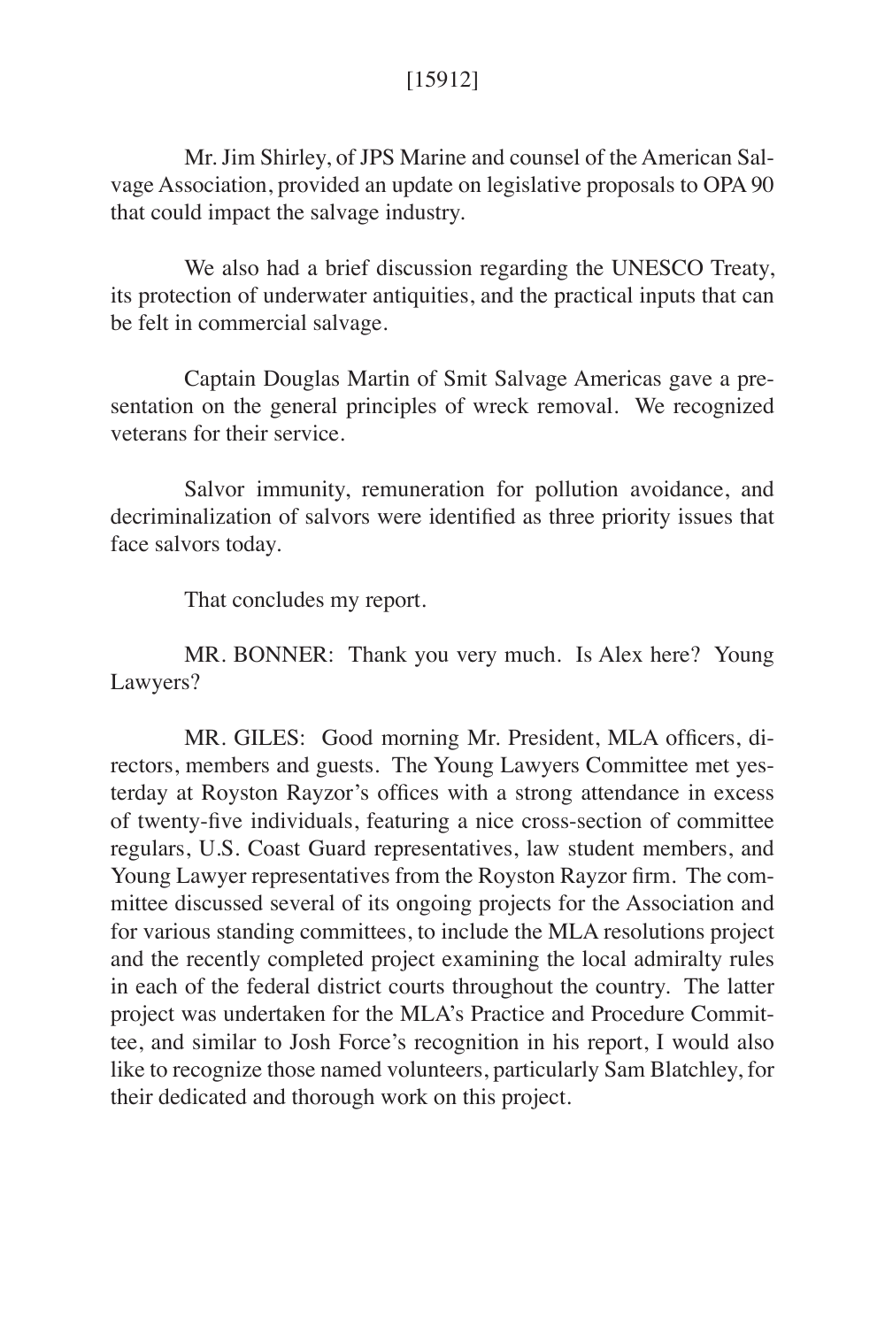Mr. Jim Shirley, of JPS Marine and counsel of the American Salvage Association, provided an update on legislative proposals to OPA 90 that could impact the salvage industry.

We also had a brief discussion regarding the UNESCO Treaty, its protection of underwater antiquities, and the practical inputs that can be felt in commercial salvage.

Captain Douglas Martin of Smit Salvage Americas gave a presentation on the general principles of wreck removal. We recognized veterans for their service.

Salvor immunity, remuneration for pollution avoidance, and decriminalization of salvors were identified as three priority issues that face salvors today.

That concludes my report.

MR. BONNER: Thank you very much. Is Alex here? Young Lawyers?

MR. GILES: Good morning Mr. President, MLA officers, directors, members and guests. The Young Lawyers Committee met yesterday at Royston Rayzor's offices with a strong attendance in excess of twenty-five individuals, featuring a nice cross-section of committee regulars, U.S. Coast Guard representatives, law student members, and Young Lawyer representatives from the Royston Rayzor firm. The committee discussed several of its ongoing projects for the Association and for various standing committees, to include the MLA resolutions project and the recently completed project examining the local admiralty rules in each of the federal district courts throughout the country. The latter project was undertaken for the MLA's Practice and Procedure Committee, and similar to Josh Force's recognition in his report, I would also like to recognize those named volunteers, particularly Sam Blatchley, for their dedicated and thorough work on this project.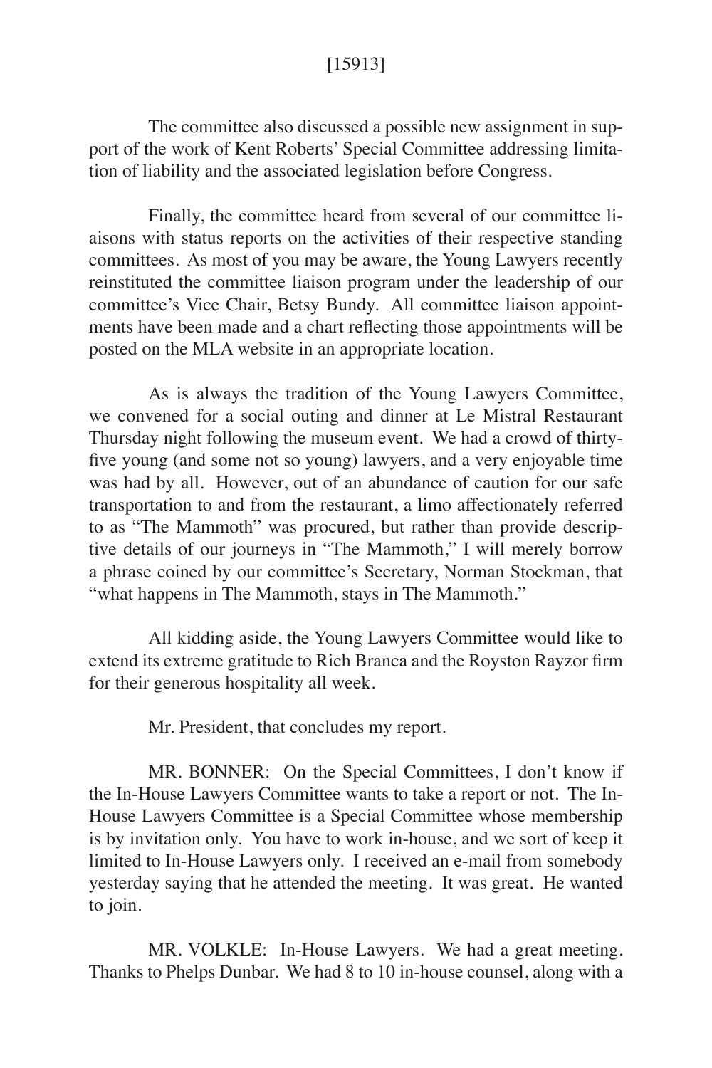The committee also discussed a possible new assignment in support of the work of Kent Roberts' Special Committee addressing limitation of liability and the associated legislation before Congress.

Finally, the committee heard from several of our committee liaisons with status reports on the activities of their respective standing committees. As most of you may be aware, the Young Lawyers recently reinstituted the committee liaison program under the leadership of our committee's Vice Chair, Betsy Bundy. All committee liaison appointments have been made and a chart reflecting those appointments will be posted on the MLA website in an appropriate location.

As is always the tradition of the Young Lawyers Committee, we convened for a social outing and dinner at Le Mistral Restaurant Thursday night following the museum event. We had a crowd of thirty-five young (and some not so young) lawyers, and a very enjoyable time was had by all. However, out of an abundance of caution for our safe transportation to and from the restaurant, a limo affectionately referred to as "The Mammoth" was procured, but rather than provide descriptive details of our journeys in "The Mammoth," I will merely borrow a phrase coined by our committee's Secretary, Norman Stockman, that "what happens in The Mammoth, stays in The Mammoth."

All kidding aside, the Young Lawyers Committee would like to extend its extreme gratitude to Rich Branca and the Royston Rayzor firm for their generous hospitality all week.

Mr. President, that concludes my report.

MR. BONNER: On the Special Committees, I don't know if the In-House Lawyers Committee wants to take a report or not. The In-House Lawyers Committee is a Special Committee whose membership is by invitation only. You have to work in-house, and we sort of keep it limited to In-House Lawyers only. I received an e-mail from somebody yesterday saying that he attended the meeting. It was great. He wanted to join.

MR. VOLKLE: In-House Lawyers. We had a great meeting. Thanks to Phelps Dunbar. We had 8 to 10 in-house counsel, along with a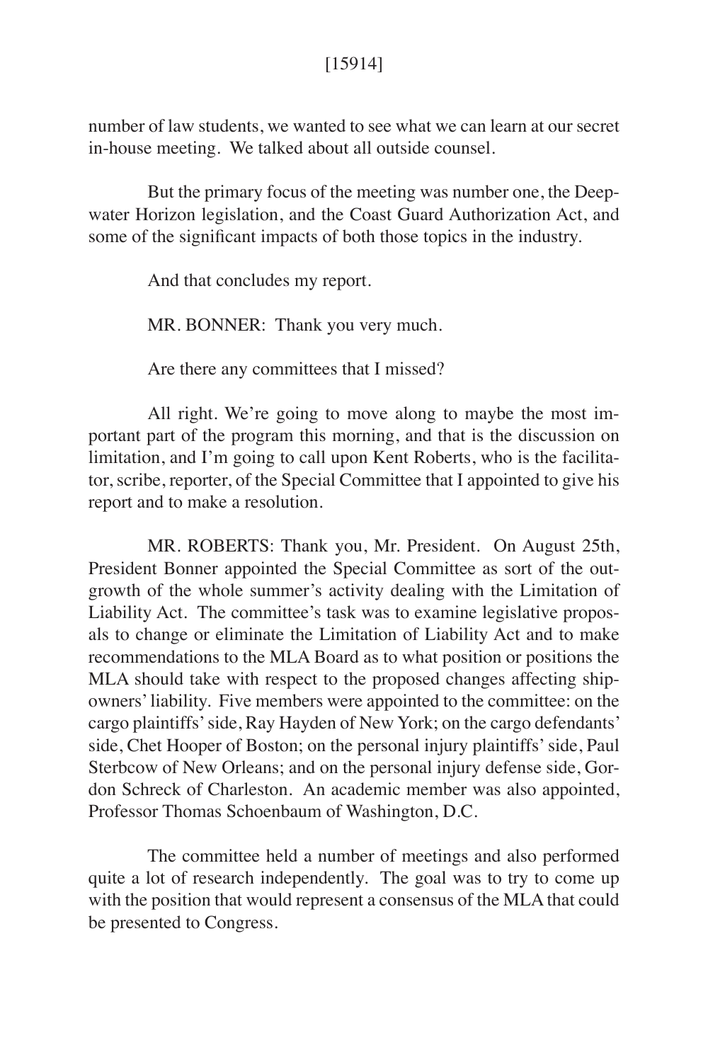number of law students, we wanted to see what we can learn at our secret in-house meeting. We talked about all outside counsel.

But the primary focus of the meeting was number one, the Deepwater Horizon legislation, and the Coast Guard Authorization Act, and some of the significant impacts of both those topics in the industry.

And that concludes my report.

MR. BONNER: Thank you very much.

Are there any committees that I missed?

All right. We're going to move along to maybe the most important part of the program this morning, and that is the discussion on limitation, and I'm going to call upon Kent Roberts, who is the facilitator, scribe, reporter, of the Special Committee that I appointed to give his report and to make a resolution.

MR. ROBERTS: Thank you, Mr. President. On August 25th, President Bonner appointed the Special Committee as sort of the outgrowth of the whole summer's activity dealing with the Limitation of Liability Act. The committee's task was to examine legislative proposals to change or eliminate the Limitation of Liability Act and to make recommendations to the MLA Board as to what position or positions the MLA should take with respect to the proposed changes affecting shipowners' liability. Five members were appointed to the committee: on the cargo plaintiffs' side, Ray Hayden of New York; on the cargo defendants' side, Chet Hooper of Boston; on the personal injury plaintiffs' side, Paul Sterbcow of New Orleans; and on the personal injury defense side, Gordon Schreck of Charleston. An academic member was also appointed, Professor Thomas Schoenbaum of Washington, D.C.

The committee held a number of meetings and also performed quite a lot of research independently. The goal was to try to come up with the position that would represent a consensus of the MLA that could be presented to Congress.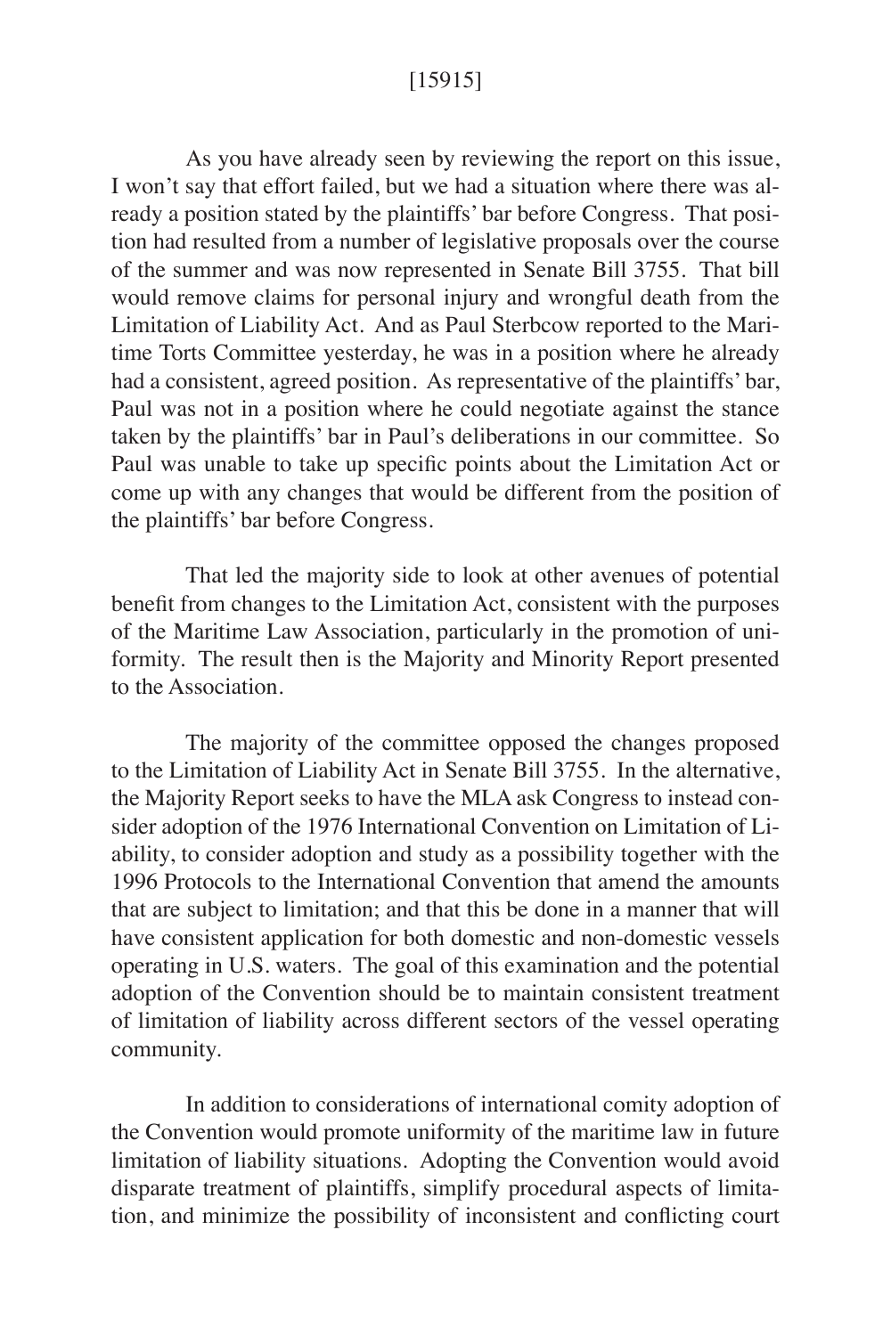[15915]

As you have already seen by reviewing the report on this issue, I won't say that effort failed, but we had a situation where there was already a position stated by the plaintiffs' bar before Congress. That position had resulted from a number of legislative proposals over the course of the summer and was now represented in Senate Bill 3755. That bill would remove claims for personal injury and wrongful death from the Limitation of Liability Act. And as Paul Sterbcow reported to the Maritime Torts Committee yesterday, he was in a position where he already had a consistent, agreed position. As representative of the plaintiffs' bar, Paul was not in a position where he could negotiate against the stance taken by the plaintiffs' bar in Paul's deliberations in our committee. So Paul was unable to take up specific points about the Limitation Act or come up with any changes that would be different from the position of the plaintiffs' bar before Congress.

That led the majority side to look at other avenues of potential benefit from changes to the Limitation Act, consistent with the purposes of the Maritime Law Association, particularly in the promotion of uniformity. The result then is the Majority and Minority Report presented to the Association.

The majority of the committee opposed the changes proposed to the Limitation of Liability Act in Senate Bill 3755. In the alternative, the Majority Report seeks to have the MLA ask Congress to instead consider adoption of the 1976 International Convention on Limitation of Liability, to consider adoption and study as a possibility together with the 1996 Protocols to the International Convention that amend the amounts that are subject to limitation; and that this be done in a manner that will have consistent application for both domestic and non-domestic vessels operating in U.S. waters. The goal of this examination and the potential adoption of the Convention should be to maintain consistent treatment of limitation of liability across different sectors of the vessel operating community.

In addition to considerations of international comity adoption of the Convention would promote uniformity of the maritime law in future limitation of liability situations. Adopting the Convention would avoid disparate treatment of plaintiffs, simplify procedural aspects of limitation, and minimize the possibility of inconsistent and conflicting court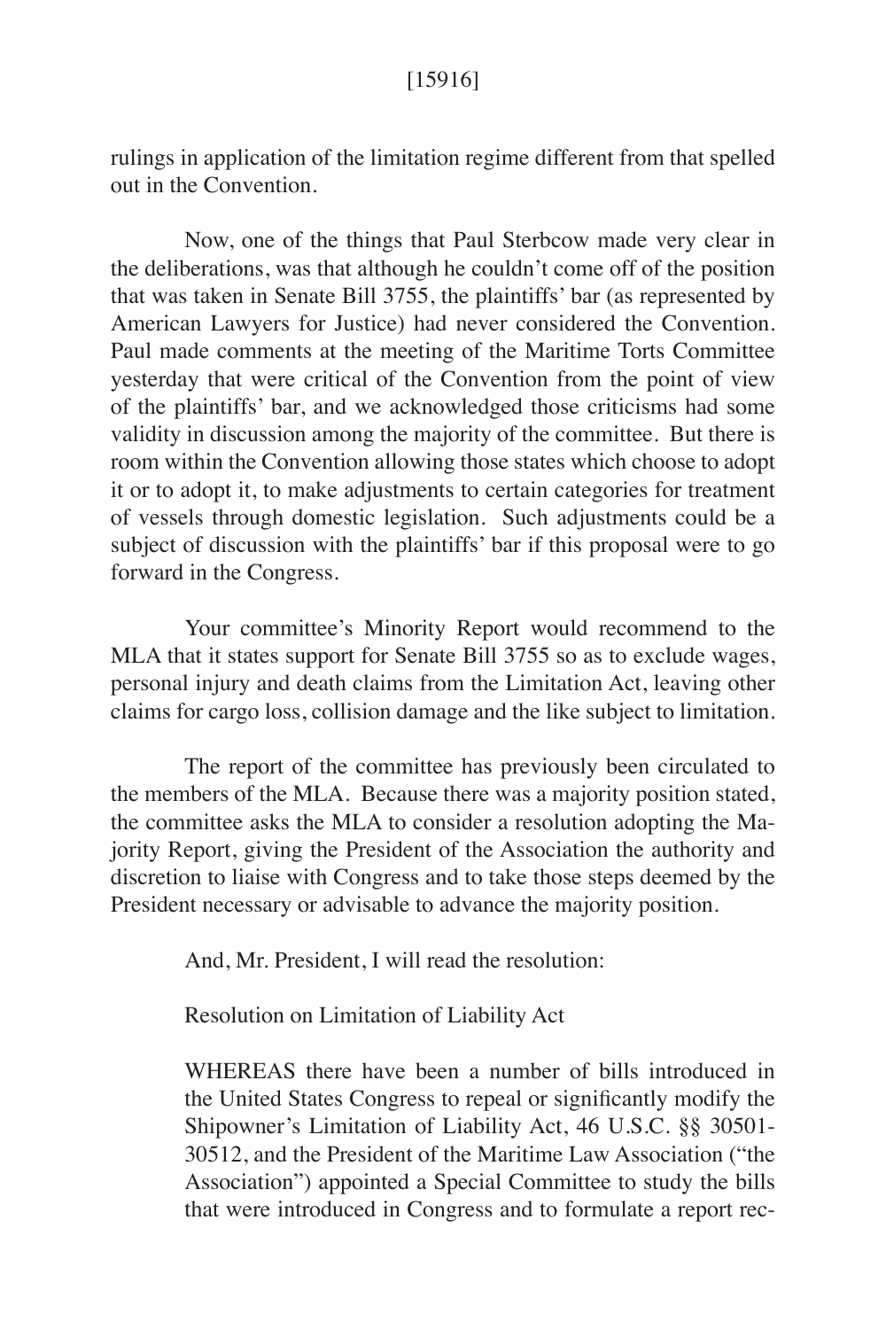rulings in application of the limitation regime different from that spelled out in the Convention.

Now, one of the things that Paul Sterbcow made very clear in the deliberations, was that although he couldn't come off of the position that was taken in Senate Bill 3755, the plaintiffs' bar (as represented by American Lawyers for Justice) had never considered the Convention. Paul made comments at the meeting of the Maritime Torts Committee yesterday that were critical of the Convention from the point of view of the plaintiffs' bar, and we acknowledged those criticisms had some validity in discussion among the majority of the committee. But there is room within the Convention allowing those states which choose to adopt it or to adopt it, to make adjustments to certain categories for treatment of vessels through domestic legislation. Such adjustments could be a subject of discussion with the plaintiffs' bar if this proposal were to go forward in the Congress.

Your committee's Minority Report would recommend to the MLA that it states support for Senate Bill 3755 so as to exclude wages, personal injury and death claims from the Limitation Act, leaving other claims for cargo loss, collision damage and the like subject to limitation.

The report of the committee has previously been circulated to the members of the MLA. Because there was a majority position stated, the committee asks the MLA to consider a resolution adopting the Majority Report, giving the President of the Association the authority and discretion to liaise with Congress and to take those steps deemed by the President necessary or advisable to advance the majority position.

And, Mr. President, I will read the resolution:

> Resolution on Limitation of Liability Act
>
> WHEREAS there have been a number of bills introduced in the United States Congress to repeal or significantly modify the Shipowner's Limitation of Liability Act, 46 U.S.C. §§ 30501-30512, and the President of the Maritime Law Association ("the Association") appointed a Special Committee to study the bills that were introduced in Congress and to formulate a report rec-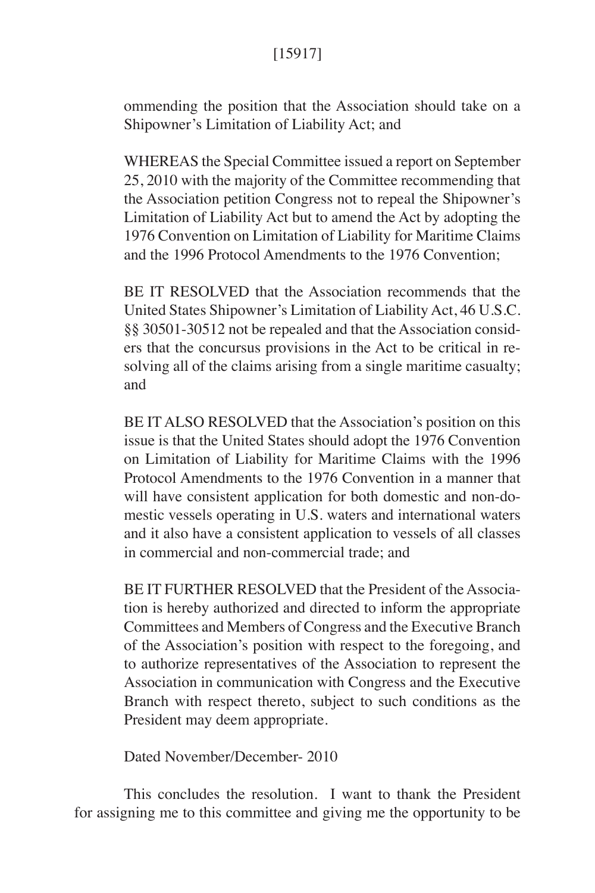ommending the position that the Association should take on a Shipowner's Limitation of Liability Act; and

WHEREAS the Special Committee issued a report on September 25, 2010 with the majority of the Committee recommending that the Association petition Congress not to repeal the Shipowner's Limitation of Liability Act but to amend the Act by adopting the 1976 Convention on Limitation of Liability for Maritime Claims and the 1996 Protocol Amendments to the 1976 Convention;

BE IT RESOLVED that the Association recommends that the United States Shipowner's Limitation of Liability Act, 46 U.S.C. §§ 30501-30512 not be repealed and that the Association considers that the concursus provisions in the Act to be critical in resolving all of the claims arising from a single maritime casualty; and

BE IT ALSO RESOLVED that the Association's position on this issue is that the United States should adopt the 1976 Convention on Limitation of Liability for Maritime Claims with the 1996 Protocol Amendments to the 1976 Convention in a manner that will have consistent application for both domestic and non-domestic vessels operating in U.S. waters and international waters and it also have a consistent application to vessels of all classes in commercial and non-commercial trade; and

BE IT FURTHER RESOLVED that the President of the Association is hereby authorized and directed to inform the appropriate Committees and Members of Congress and the Executive Branch of the Association's position with respect to the foregoing, and to authorize representatives of the Association to represent the Association in communication with Congress and the Executive Branch with respect thereto, subject to such conditions as the President may deem appropriate.

Dated November/December- 2010

This concludes the resolution. I want to thank the President for assigning me to this committee and giving me the opportunity to be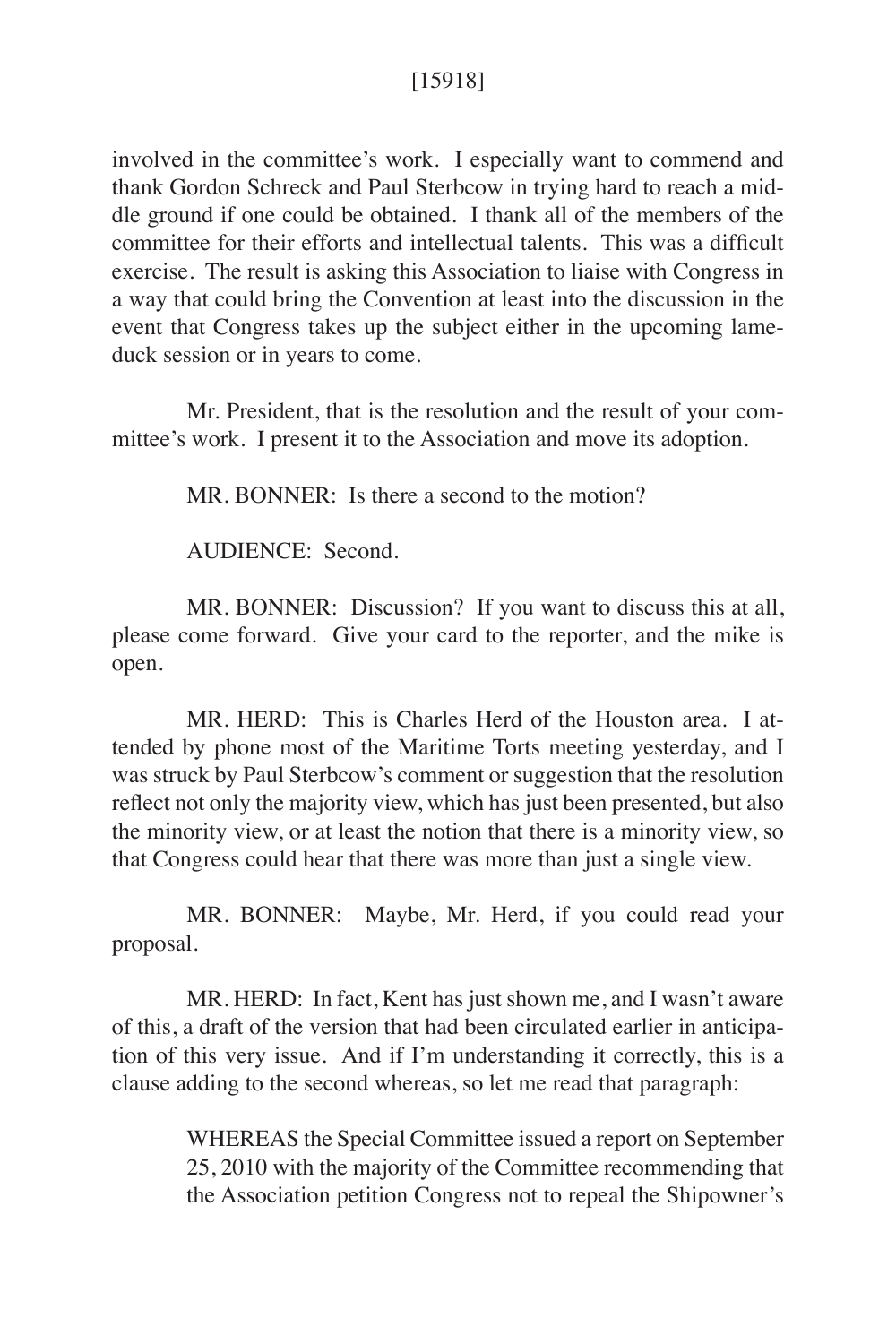involved in the committee's work. I especially want to commend and thank Gordon Schreck and Paul Sterbcow in trying hard to reach a middle ground if one could be obtained. I thank all of the members of the committee for their efforts and intellectual talents. This was a difficult exercise. The result is asking this Association to liaise with Congress in a way that could bring the Convention at least into the discussion in the event that Congress takes up the subject either in the upcoming lame-duck session or in years to come.

Mr. President, that is the resolution and the result of your committee's work. I present it to the Association and move its adoption.

MR. BONNER: Is there a second to the motion?

AUDIENCE: Second.

MR. BONNER: Discussion? If you want to discuss this at all, please come forward. Give your card to the reporter, and the mike is open.

MR. HERD: This is Charles Herd of the Houston area. I attended by phone most of the Maritime Torts meeting yesterday, and I was struck by Paul Sterbcow's comment or suggestion that the resolution reflect not only the majority view, which has just been presented, but also the minority view, or at least the notion that there is a minority view, so that Congress could hear that there was more than just a single view.

MR. BONNER: Maybe, Mr. Herd, if you could read your proposal.

MR. HERD: In fact, Kent has just shown me, and I wasn't aware of this, a draft of the version that had been circulated earlier in anticipation of this very issue. And if I'm understanding it correctly, this is a clause adding to the second whereas, so let me read that paragraph:

> WHEREAS the Special Committee issued a report on September 25, 2010 with the majority of the Committee recommending that the Association petition Congress not to repeal the Shipowner's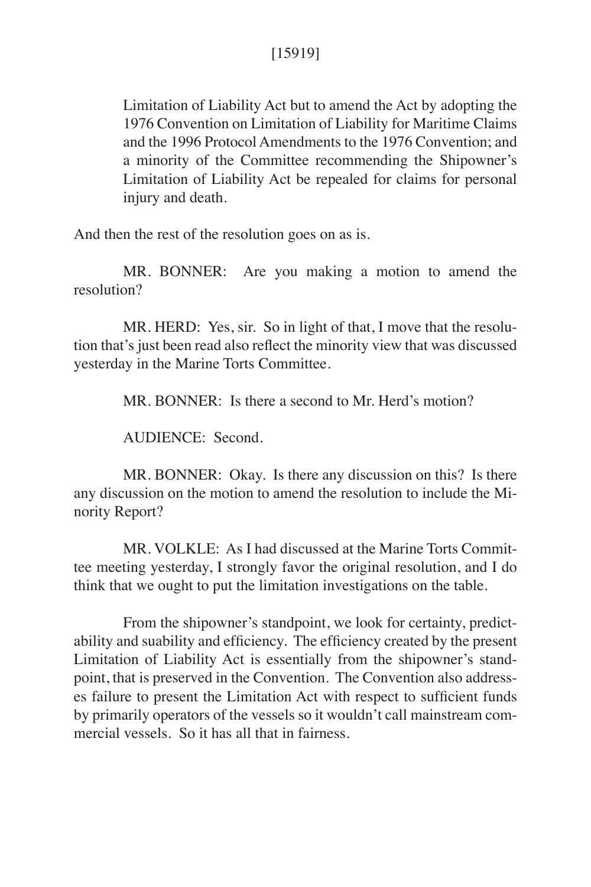> Limitation of Liability Act but to amend the Act by adopting the 1976 Convention on Limitation of Liability for Maritime Claims and the 1996 Protocol Amendments to the 1976 Convention; and a minority of the Committee recommending the Shipowner's Limitation of Liability Act be repealed for claims for personal injury and death.

And then the rest of the resolution goes on as is.

MR. BONNER: Are you making a motion to amend the resolution?

MR. HERD: Yes, sir. So in light of that, I move that the resolution that's just been read also reflect the minority view that was discussed yesterday in the Marine Torts Committee.

MR. BONNER: Is there a second to Mr. Herd's motion?

AUDIENCE: Second.

MR. BONNER: Okay. Is there any discussion on this? Is there any discussion on the motion to amend the resolution to include the Minority Report?

MR. VOLKLE: As I had discussed at the Marine Torts Committee meeting yesterday, I strongly favor the original resolution, and I do think that we ought to put the limitation investigations on the table.

From the shipowner's standpoint, we look for certainty, predictability and suability and efficiency. The efficiency created by the present Limitation of Liability Act is essentially from the shipowner's standpoint, that is preserved in the Convention. The Convention also addresses failure to present the Limitation Act with respect to sufficient funds by primarily operators of the vessels so it wouldn't call mainstream commercial vessels. So it has all that in fairness.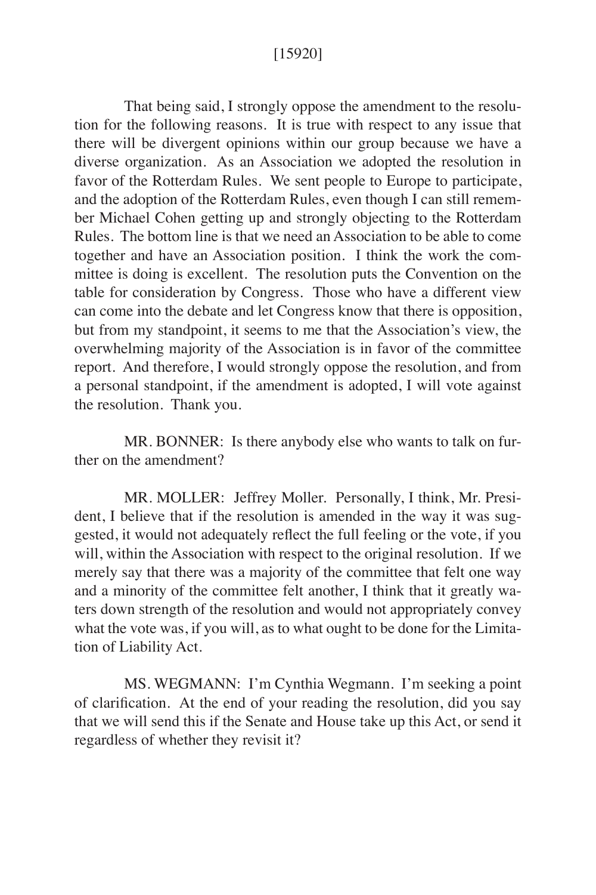[15920]

That being said, I strongly oppose the amendment to the resolution for the following reasons. It is true with respect to any issue that there will be divergent opinions within our group because we have a diverse organization. As an Association we adopted the resolution in favor of the Rotterdam Rules. We sent people to Europe to participate, and the adoption of the Rotterdam Rules, even though I can still remember Michael Cohen getting up and strongly objecting to the Rotterdam Rules. The bottom line is that we need an Association to be able to come together and have an Association position. I think the work the committee is doing is excellent. The resolution puts the Convention on the table for consideration by Congress. Those who have a different view can come into the debate and let Congress know that there is opposition, but from my standpoint, it seems to me that the Association's view, the overwhelming majority of the Association is in favor of the committee report. And therefore, I would strongly oppose the resolution, and from a personal standpoint, if the amendment is adopted, I will vote against the resolution. Thank you.

MR. BONNER: Is there anybody else who wants to talk on further on the amendment?

MR. MOLLER: Jeffrey Moller. Personally, I think, Mr. President, I believe that if the resolution is amended in the way it was suggested, it would not adequately reflect the full feeling or the vote, if you will, within the Association with respect to the original resolution. If we merely say that there was a majority of the committee that felt one way and a minority of the committee felt another, I think that it greatly waters down strength of the resolution and would not appropriately convey what the vote was, if you will, as to what ought to be done for the Limitation of Liability Act.

MS. WEGMANN: I'm Cynthia Wegmann. I'm seeking a point of clarification. At the end of your reading the resolution, did you say that we will send this if the Senate and House take up this Act, or send it regardless of whether they revisit it?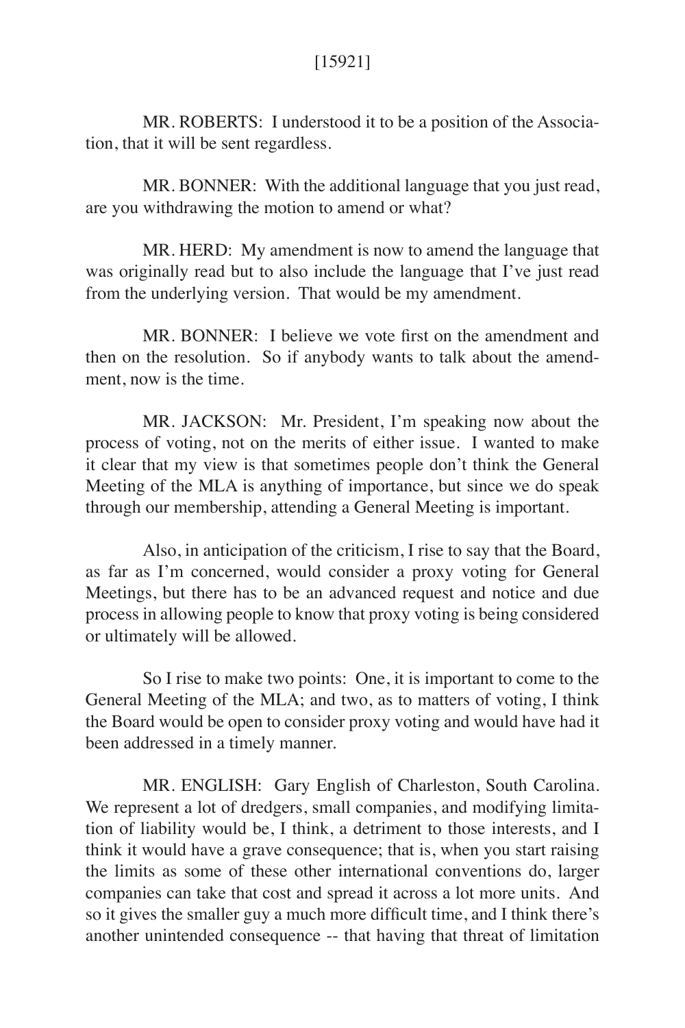MR. ROBERTS: I understood it to be a position of the Association, that it will be sent regardless.

MR. BONNER: With the additional language that you just read, are you withdrawing the motion to amend or what?

MR. HERD: My amendment is now to amend the language that was originally read but to also include the language that I've just read from the underlying version. That would be my amendment.

MR. BONNER: I believe we vote first on the amendment and then on the resolution. So if anybody wants to talk about the amendment, now is the time.

MR. JACKSON: Mr. President, I'm speaking now about the process of voting, not on the merits of either issue. I wanted to make it clear that my view is that sometimes people don't think the General Meeting of the MLA is anything of importance, but since we do speak through our membership, attending a General Meeting is important.

Also, in anticipation of the criticism, I rise to say that the Board, as far as I'm concerned, would consider a proxy voting for General Meetings, but there has to be an advanced request and notice and due process in allowing people to know that proxy voting is being considered or ultimately will be allowed.

So I rise to make two points: One, it is important to come to the General Meeting of the MLA; and two, as to matters of voting, I think the Board would be open to consider proxy voting and would have had it been addressed in a timely manner.

MR. ENGLISH: Gary English of Charleston, South Carolina. We represent a lot of dredgers, small companies, and modifying limitation of liability would be, I think, a detriment to those interests, and I think it would have a grave consequence; that is, when you start raising the limits as some of these other international conventions do, larger companies can take that cost and spread it across a lot more units. And so it gives the smaller guy a much more difficult time, and I think there's another unintended consequence -- that having that threat of limitation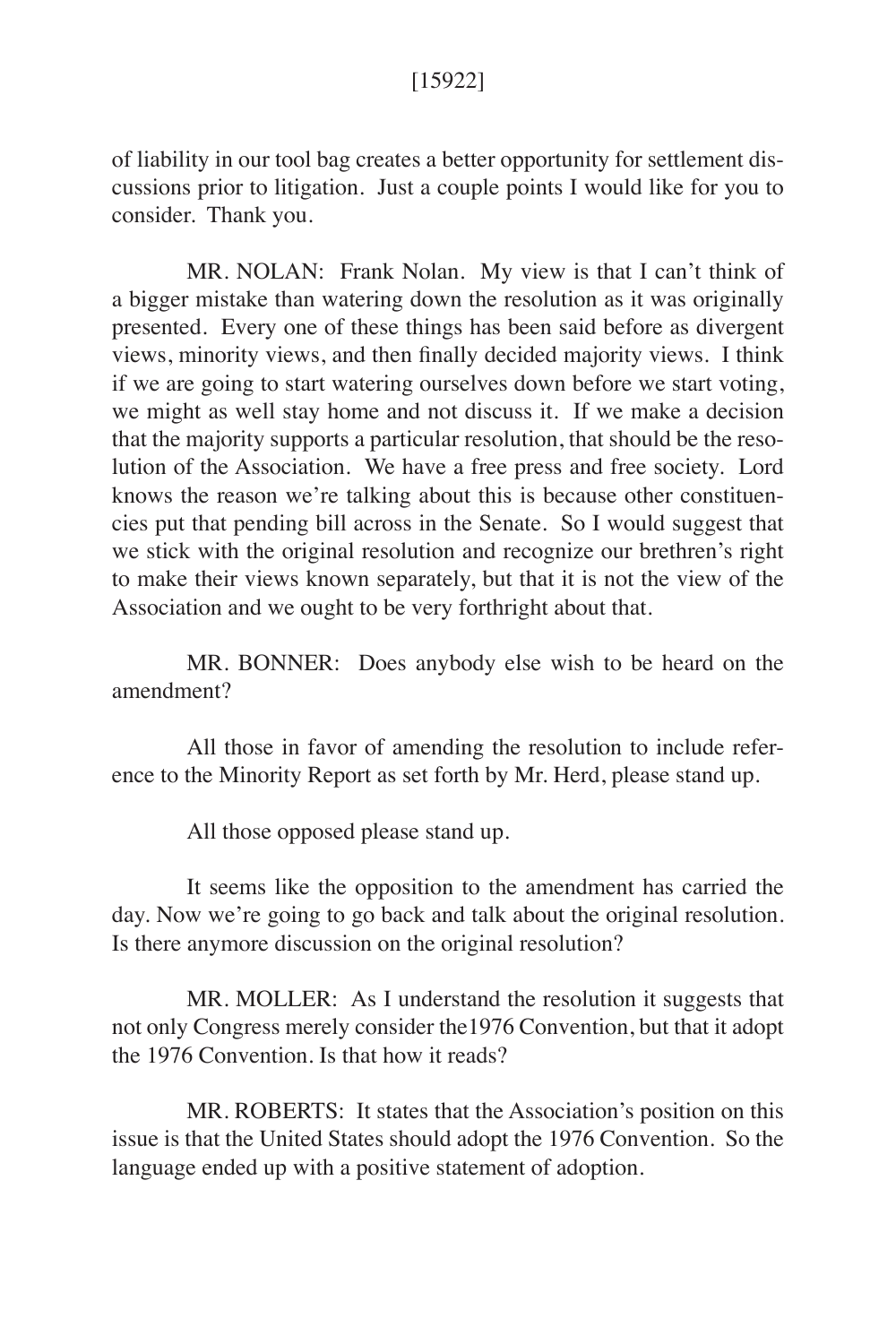of liability in our tool bag creates a better opportunity for settlement discussions prior to litigation. Just a couple points I would like for you to consider. Thank you.

MR. NOLAN: Frank Nolan. My view is that I can't think of a bigger mistake than watering down the resolution as it was originally presented. Every one of these things has been said before as divergent views, minority views, and then finally decided majority views. I think if we are going to start watering ourselves down before we start voting, we might as well stay home and not discuss it. If we make a decision that the majority supports a particular resolution, that should be the resolution of the Association. We have a free press and free society. Lord knows the reason we're talking about this is because other constituencies put that pending bill across in the Senate. So I would suggest that we stick with the original resolution and recognize our brethren's right to make their views known separately, but that it is not the view of the Association and we ought to be very forthright about that.

MR. BONNER: Does anybody else wish to be heard on the amendment?

All those in favor of amending the resolution to include reference to the Minority Report as set forth by Mr. Herd, please stand up.

All those opposed please stand up.

It seems like the opposition to the amendment has carried the day. Now we're going to go back and talk about the original resolution. Is there anymore discussion on the original resolution?

MR. MOLLER: As I understand the resolution it suggests that not only Congress merely consider the1976 Convention, but that it adopt the 1976 Convention. Is that how it reads?

MR. ROBERTS: It states that the Association's position on this issue is that the United States should adopt the 1976 Convention. So the language ended up with a positive statement of adoption.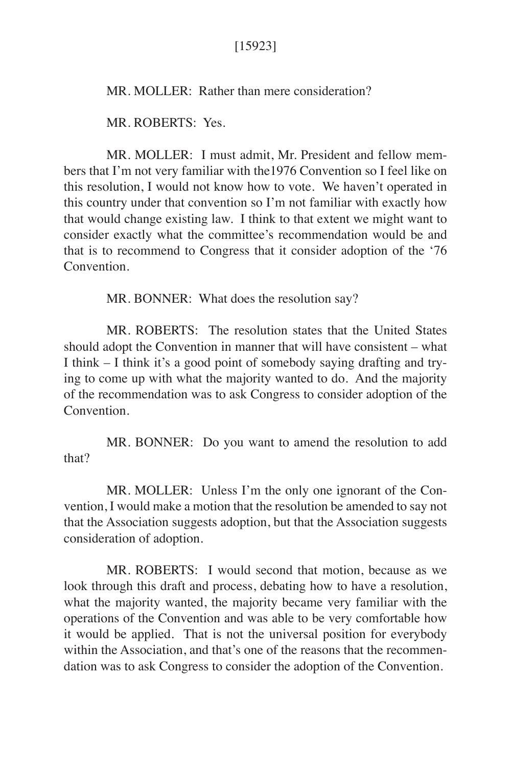[15923]

MR. MOLLER: Rather than mere consideration?

MR. ROBERTS: Yes.

MR. MOLLER: I must admit, Mr. President and fellow members that I'm not very familiar with the1976 Convention so I feel like on this resolution, I would not know how to vote. We haven't operated in this country under that convention so I'm not familiar with exactly how that would change existing law. I think to that extent we might want to consider exactly what the committee's recommendation would be and that is to recommend to Congress that it consider adoption of the '76 Convention.

MR. BONNER: What does the resolution say?

MR. ROBERTS: The resolution states that the United States should adopt the Convention in manner that will have consistent – what I think – I think it's a good point of somebody saying drafting and trying to come up with what the majority wanted to do. And the majority of the recommendation was to ask Congress to consider adoption of the Convention.

MR. BONNER: Do you want to amend the resolution to add that?

MR. MOLLER: Unless I'm the only one ignorant of the Convention, I would make a motion that the resolution be amended to say not that the Association suggests adoption, but that the Association suggests consideration of adoption.

MR. ROBERTS: I would second that motion, because as we look through this draft and process, debating how to have a resolution, what the majority wanted, the majority became very familiar with the operations of the Convention and was able to be very comfortable how it would be applied. That is not the universal position for everybody within the Association, and that's one of the reasons that the recommendation was to ask Congress to consider the adoption of the Convention.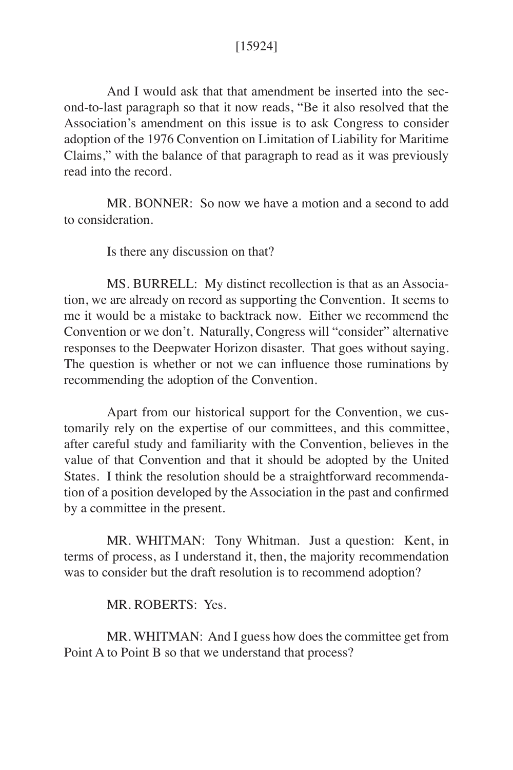[15924]

And I would ask that that amendment be inserted into the second-to-last paragraph so that it now reads, "Be it also resolved that the Association's amendment on this issue is to ask Congress to consider adoption of the 1976 Convention on Limitation of Liability for Maritime Claims," with the balance of that paragraph to read as it was previously read into the record.

MR. BONNER: So now we have a motion and a second to add to consideration.

Is there any discussion on that?

MS. BURRELL: My distinct recollection is that as an Association, we are already on record as supporting the Convention. It seems to me it would be a mistake to backtrack now. Either we recommend the Convention or we don't. Naturally, Congress will "consider" alternative responses to the Deepwater Horizon disaster. That goes without saying. The question is whether or not we can influence those ruminations by recommending the adoption of the Convention.

Apart from our historical support for the Convention, we customarily rely on the expertise of our committees, and this committee, after careful study and familiarity with the Convention, believes in the value of that Convention and that it should be adopted by the United States. I think the resolution should be a straightforward recommendation of a position developed by the Association in the past and confirmed by a committee in the present.

MR. WHITMAN: Tony Whitman. Just a question: Kent, in terms of process, as I understand it, then, the majority recommendation was to consider but the draft resolution is to recommend adoption?

MR. ROBERTS: Yes.

MR. WHITMAN: And I guess how does the committee get from Point A to Point B so that we understand that process?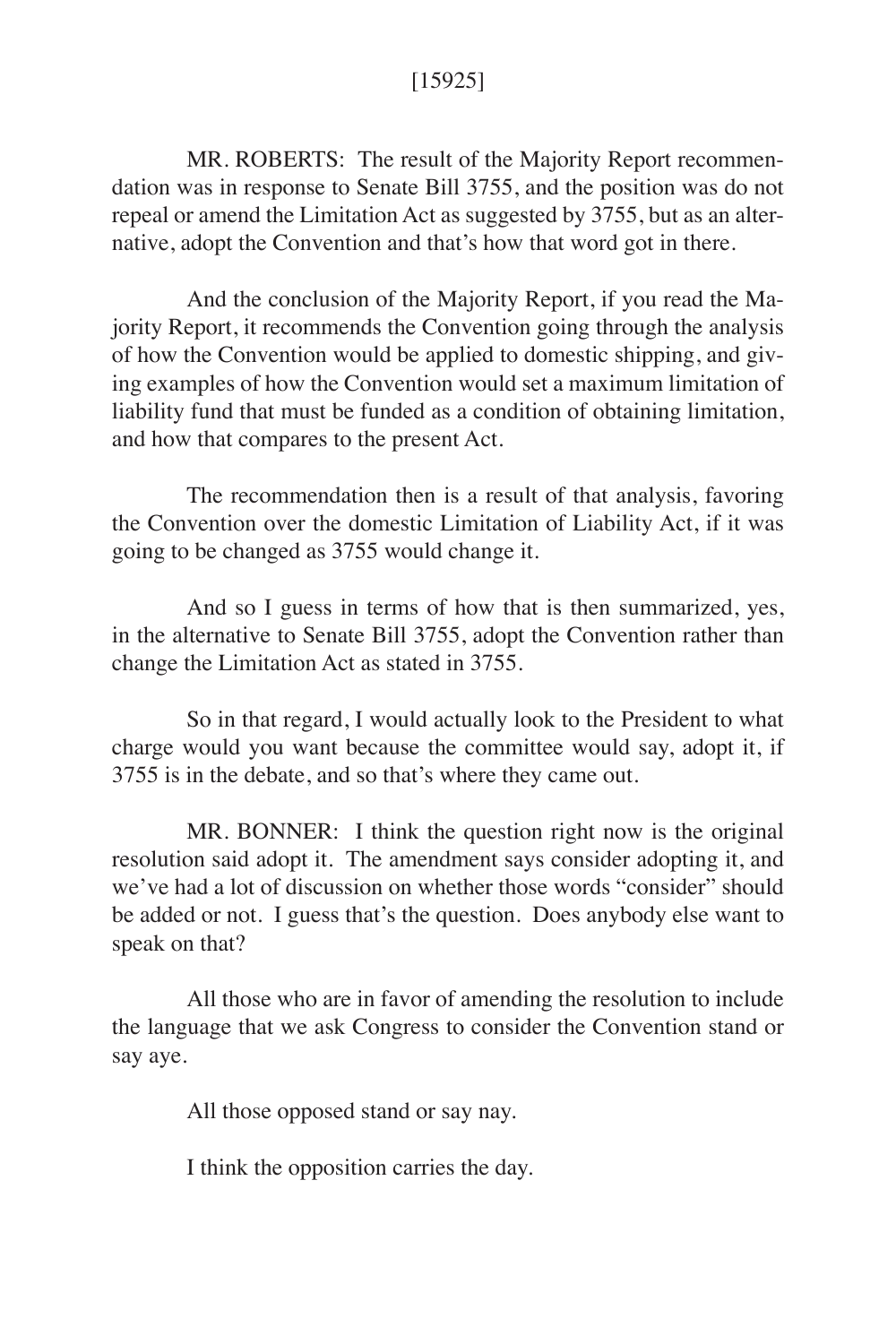MR. ROBERTS: The result of the Majority Report recommendation was in response to Senate Bill 3755, and the position was do not repeal or amend the Limitation Act as suggested by 3755, but as an alternative, adopt the Convention and that's how that word got in there.

And the conclusion of the Majority Report, if you read the Majority Report, it recommends the Convention going through the analysis of how the Convention would be applied to domestic shipping, and giving examples of how the Convention would set a maximum limitation of liability fund that must be funded as a condition of obtaining limitation, and how that compares to the present Act.

The recommendation then is a result of that analysis, favoring the Convention over the domestic Limitation of Liability Act, if it was going to be changed as 3755 would change it.

And so I guess in terms of how that is then summarized, yes, in the alternative to Senate Bill 3755, adopt the Convention rather than change the Limitation Act as stated in 3755.

So in that regard, I would actually look to the President to what charge would you want because the committee would say, adopt it, if 3755 is in the debate, and so that's where they came out.

MR. BONNER: I think the question right now is the original resolution said adopt it. The amendment says consider adopting it, and we've had a lot of discussion on whether those words "consider" should be added or not. I guess that's the question. Does anybody else want to speak on that?

All those who are in favor of amending the resolution to include the language that we ask Congress to consider the Convention stand or say aye.

All those opposed stand or say nay.

I think the opposition carries the day.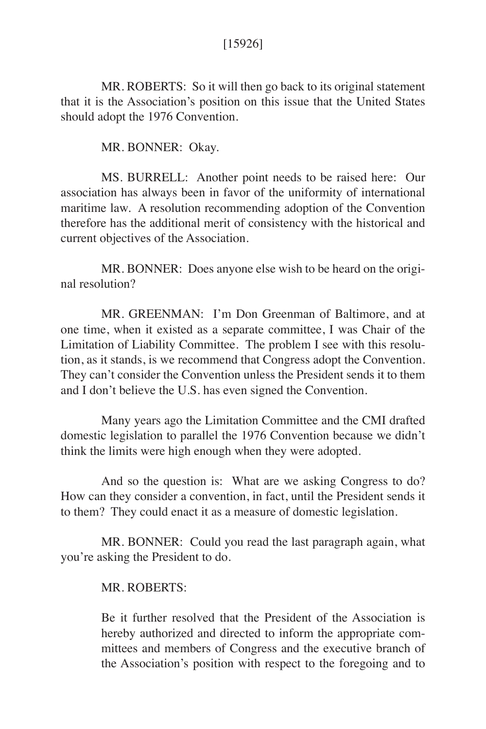[15926]

MR. ROBERTS: So it will then go back to its original statement that it is the Association's position on this issue that the United States should adopt the 1976 Convention.

MR. BONNER: Okay.

MS. BURRELL: Another point needs to be raised here: Our association has always been in favor of the uniformity of international maritime law. A resolution recommending adoption of the Convention therefore has the additional merit of consistency with the historical and current objectives of the Association.

MR. BONNER: Does anyone else wish to be heard on the original resolution?

MR. GREENMAN: I'm Don Greenman of Baltimore, and at one time, when it existed as a separate committee, I was Chair of the Limitation of Liability Committee. The problem I see with this resolution, as it stands, is we recommend that Congress adopt the Convention. They can't consider the Convention unless the President sends it to them and I don't believe the U.S. has even signed the Convention.

Many years ago the Limitation Committee and the CMI drafted domestic legislation to parallel the 1976 Convention because we didn't think the limits were high enough when they were adopted.

And so the question is: What are we asking Congress to do? How can they consider a convention, in fact, until the President sends it to them? They could enact it as a measure of domestic legislation.

MR. BONNER: Could you read the last paragraph again, what you're asking the President to do.

MR. ROBERTS:

> Be it further resolved that the President of the Association is hereby authorized and directed to inform the appropriate committees and members of Congress and the executive branch of the Association's position with respect to the foregoing and to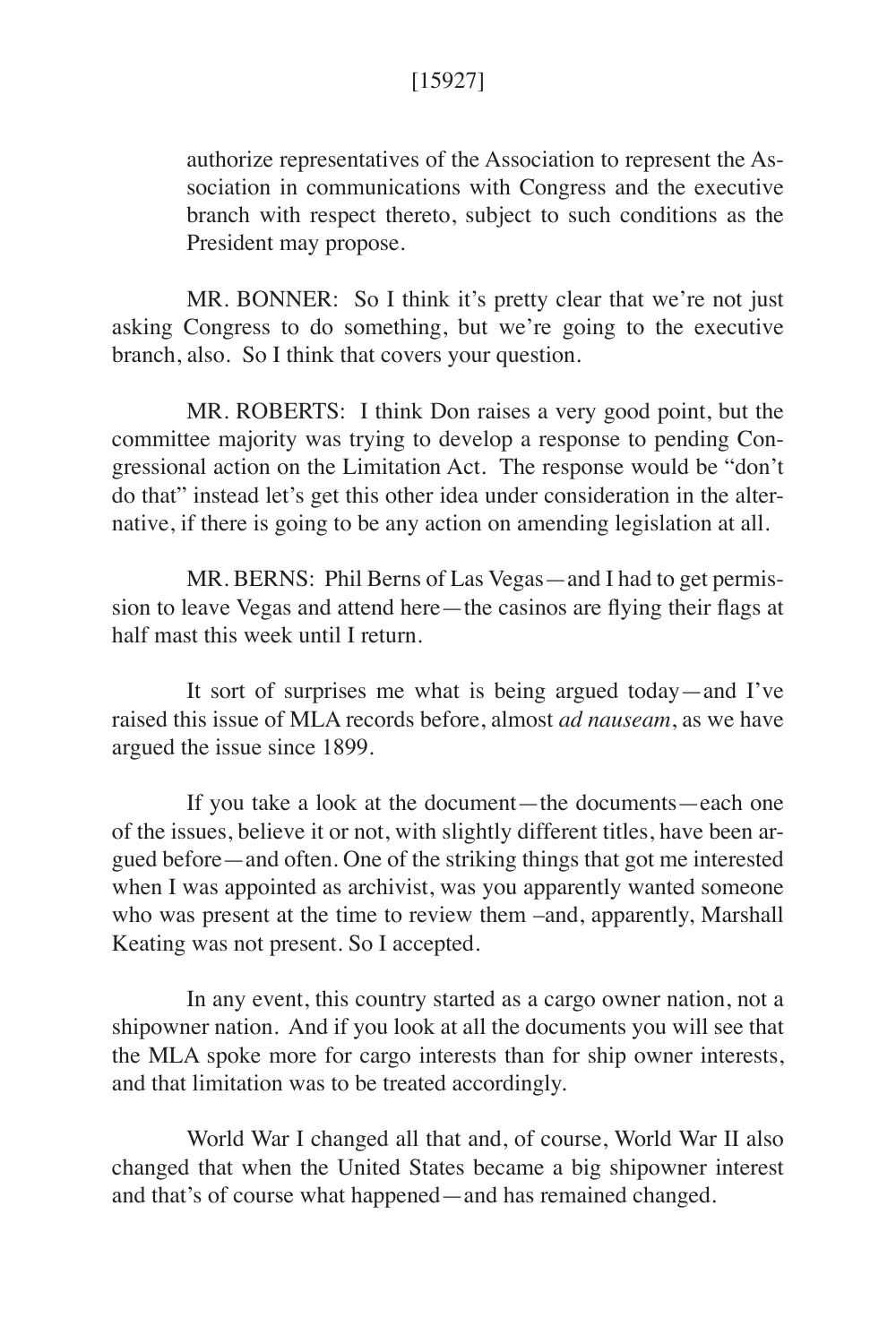authorize representatives of the Association to represent the Association in communications with Congress and the executive branch with respect thereto, subject to such conditions as the President may propose.

MR. BONNER: So I think it's pretty clear that we're not just asking Congress to do something, but we're going to the executive branch, also. So I think that covers your question.

MR. ROBERTS: I think Don raises a very good point, but the committee majority was trying to develop a response to pending Congressional action on the Limitation Act. The response would be "don't do that" instead let's get this other idea under consideration in the alternative, if there is going to be any action on amending legislation at all.

MR. BERNS: Phil Berns of Las Vegas—and I had to get permission to leave Vegas and attend here—the casinos are flying their flags at half mast this week until I return.

It sort of surprises me what is being argued today—and I've raised this issue of MLA records before, almost *ad nauseam*, as we have argued the issue since 1899.

If you take a look at the document—the documents—each one of the issues, believe it or not, with slightly different titles, have been argued before—and often. One of the striking things that got me interested when I was appointed as archivist, was you apparently wanted someone who was present at the time to review them –and, apparently, Marshall Keating was not present. So I accepted.

In any event, this country started as a cargo owner nation, not a shipowner nation. And if you look at all the documents you will see that the MLA spoke more for cargo interests than for ship owner interests, and that limitation was to be treated accordingly.

World War I changed all that and, of course, World War II also changed that when the United States became a big shipowner interest and that's of course what happened—and has remained changed.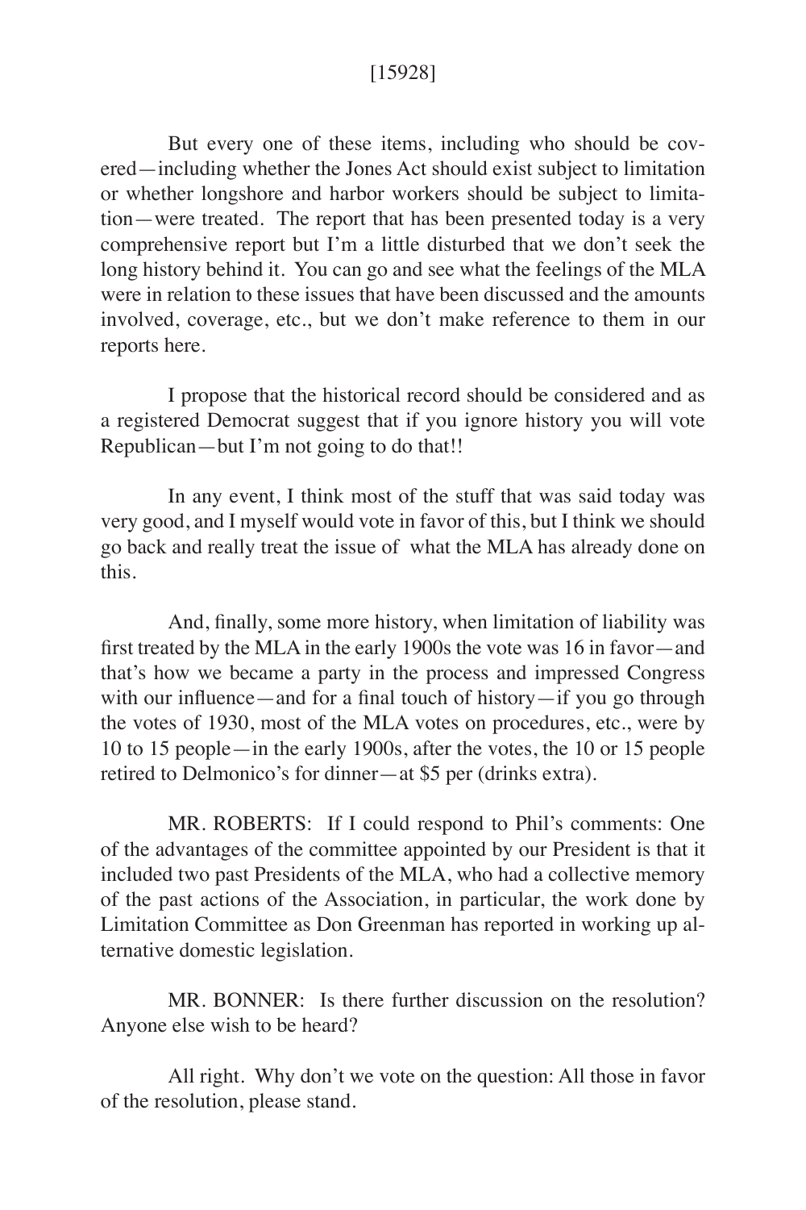But every one of these items, including who should be covered—including whether the Jones Act should exist subject to limitation or whether longshore and harbor workers should be subject to limitation—were treated. The report that has been presented today is a very comprehensive report but I'm a little disturbed that we don't seek the long history behind it. You can go and see what the feelings of the MLA were in relation to these issues that have been discussed and the amounts involved, coverage, etc., but we don't make reference to them in our reports here.

I propose that the historical record should be considered and as a registered Democrat suggest that if you ignore history you will vote Republican—but I'm not going to do that!!

In any event, I think most of the stuff that was said today was very good, and I myself would vote in favor of this, but I think we should go back and really treat the issue of what the MLA has already done on this.

And, finally, some more history, when limitation of liability was first treated by the MLA in the early 1900s the vote was 16 in favor—and that's how we became a party in the process and impressed Congress with our influence—and for a final touch of history—if you go through the votes of 1930, most of the MLA votes on procedures, etc., were by 10 to 15 people—in the early 1900s, after the votes, the 10 or 15 people retired to Delmonico's for dinner—at $5 per (drinks extra).

MR. ROBERTS: If I could respond to Phil's comments: One of the advantages of the committee appointed by our President is that it included two past Presidents of the MLA, who had a collective memory of the past actions of the Association, in particular, the work done by Limitation Committee as Don Greenman has reported in working up alternative domestic legislation.

MR. BONNER: Is there further discussion on the resolution? Anyone else wish to be heard?

All right. Why don't we vote on the question: All those in favor of the resolution, please stand.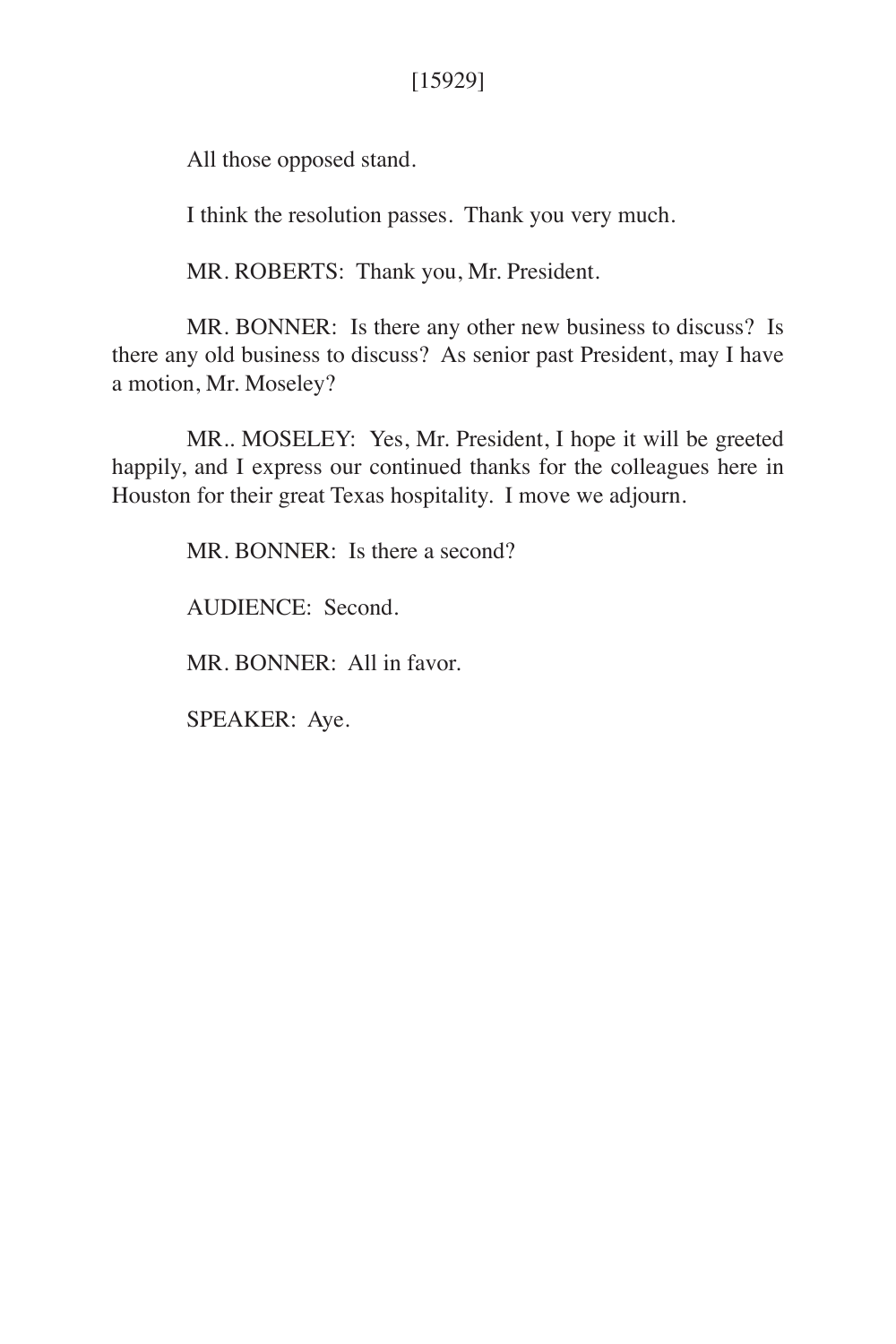All those opposed stand.

I think the resolution passes. Thank you very much.

MR. ROBERTS: Thank you, Mr. President.

MR. BONNER: Is there any other new business to discuss? Is there any old business to discuss? As senior past President, may I have a motion, Mr. Moseley?

MR.. MOSELEY: Yes, Mr. President, I hope it will be greeted happily, and I express our continued thanks for the colleagues here in Houston for their great Texas hospitality. I move we adjourn.

MR. BONNER: Is there a second?

AUDIENCE: Second.

MR. BONNER: All in favor.

SPEAKER: Aye.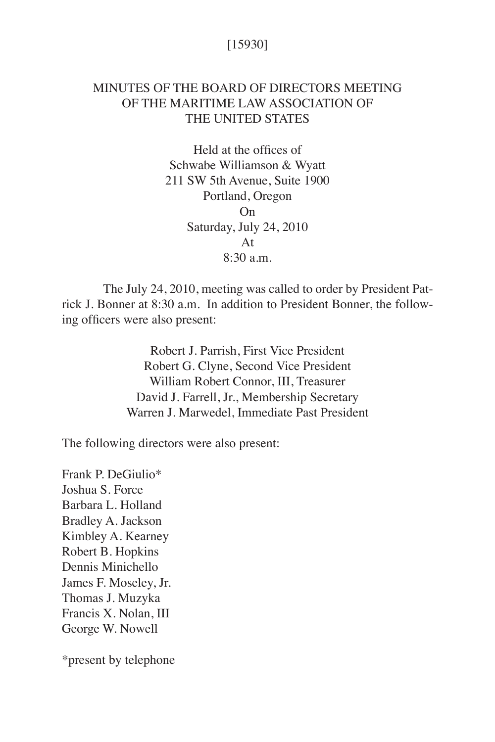[15930]

# MINUTES OF THE BOARD OF DIRECTORS MEETING OF THE MARITIME LAW ASSOCIATION OF THE UNITED STATES

Held at the offices of
Schwabe Williamson & Wyatt
211 SW 5th Avenue, Suite 1900
Portland, Oregon
On
Saturday, July 24, 2010
At
8:30 a.m.

The July 24, 2010, meeting was called to order by President Patrick J. Bonner at 8:30 a.m. In addition to President Bonner, the following officers were also present:

Robert J. Parrish, First Vice President
Robert G. Clyne, Second Vice President
William Robert Connor, III, Treasurer
David J. Farrell, Jr., Membership Secretary
Warren J. Marwedel, Immediate Past President

The following directors were also present:

Frank P. DeGiulio*
Joshua S. Force
Barbara L. Holland
Bradley A. Jackson
Kimbley A. Kearney
Robert B. Hopkins
Dennis Minichello
James F. Moseley, Jr.
Thomas J. Muzyka
Francis X. Nolan, III
George W. Nowell

*present by telephone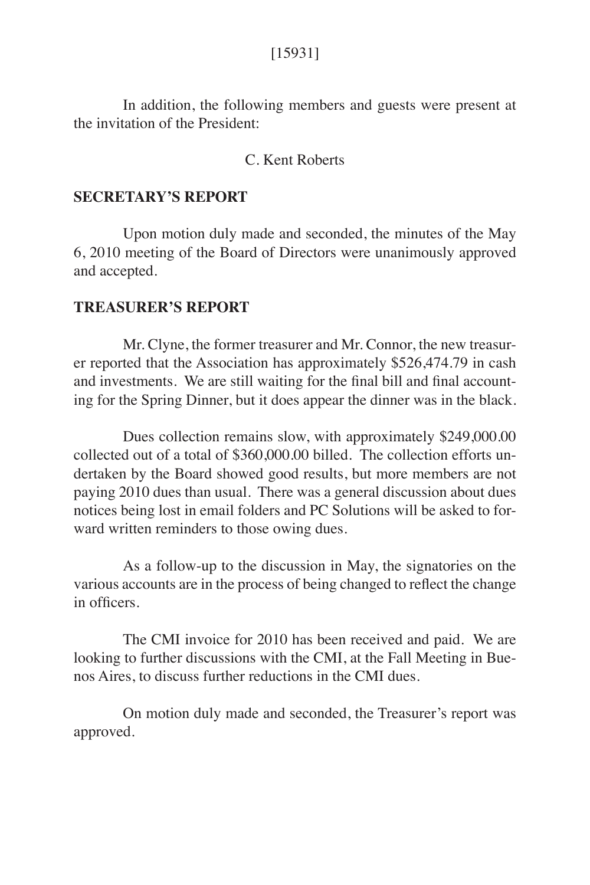In addition, the following members and guests were present at the invitation of the President:

C. Kent Roberts

**SECRETARY'S REPORT**

Upon motion duly made and seconded, the minutes of the May 6, 2010 meeting of the Board of Directors were unanimously approved and accepted.

**TREASURER'S REPORT**

Mr. Clyne, the former treasurer and Mr. Connor, the new treasurer reported that the Association has approximately $526,474.79 in cash and investments. We are still waiting for the final bill and final accounting for the Spring Dinner, but it does appear the dinner was in the black.

Dues collection remains slow, with approximately $249,000.00 collected out of a total of $360,000.00 billed. The collection efforts undertaken by the Board showed good results, but more members are not paying 2010 dues than usual. There was a general discussion about dues notices being lost in email folders and PC Solutions will be asked to forward written reminders to those owing dues.

As a follow-up to the discussion in May, the signatories on the various accounts are in the process of being changed to reflect the change in officers.

The CMI invoice for 2010 has been received and paid. We are looking to further discussions with the CMI, at the Fall Meeting in Buenos Aires, to discuss further reductions in the CMI dues.

On motion duly made and seconded, the Treasurer's report was approved.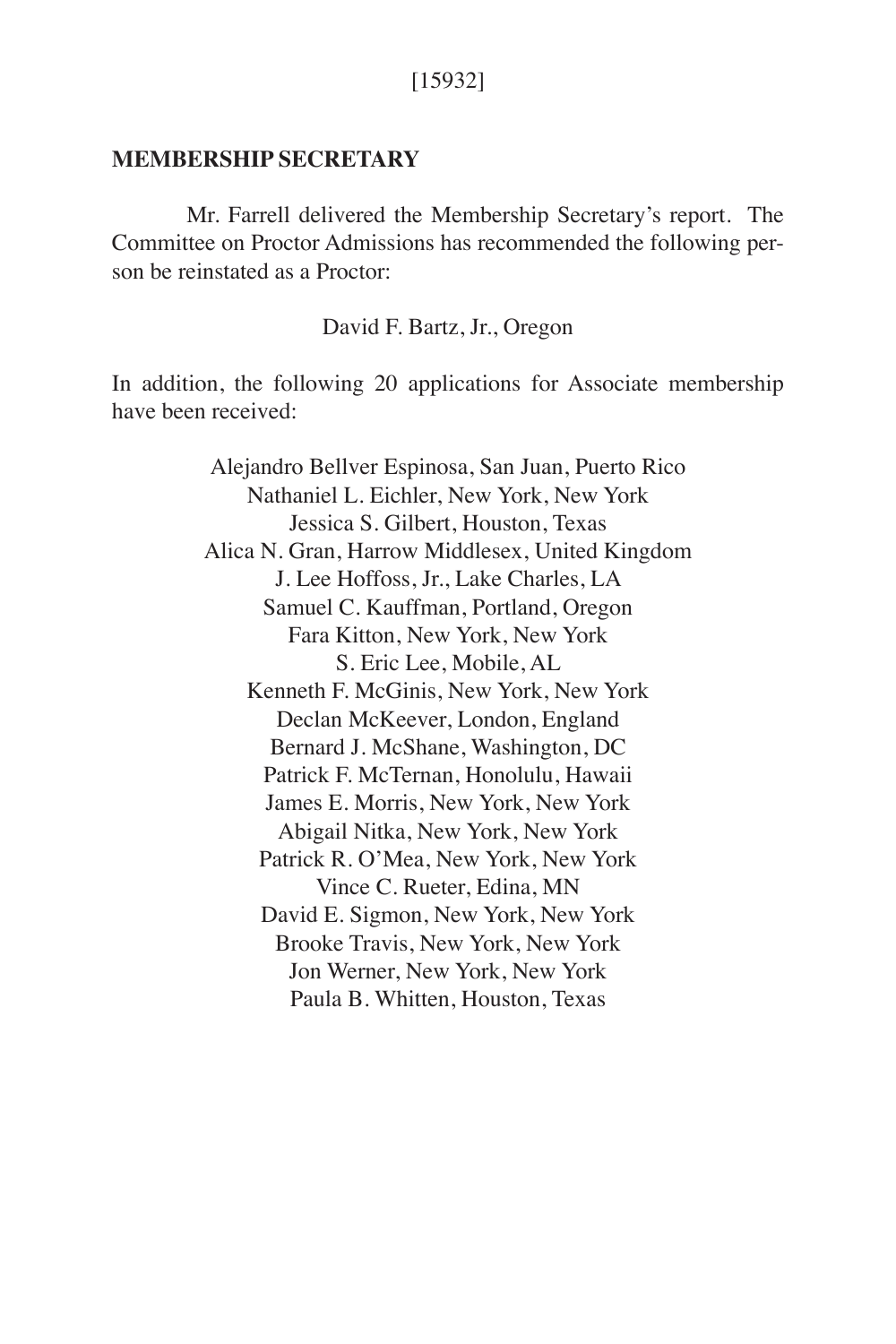[15932]

## MEMBERSHIP SECRETARY

Mr. Farrell delivered the Membership Secretary's report. The Committee on Proctor Admissions has recommended the following person be reinstated as a Proctor:

David F. Bartz, Jr., Oregon

In addition, the following 20 applications for Associate membership have been received:

Alejandro Bellver Espinosa, San Juan, Puerto Rico
Nathaniel L. Eichler, New York, New York
Jessica S. Gilbert, Houston, Texas
Alica N. Gran, Harrow Middlesex, United Kingdom
J. Lee Hoffoss, Jr., Lake Charles, LA
Samuel C. Kauffman, Portland, Oregon
Fara Kitton, New York, New York
S. Eric Lee, Mobile, AL
Kenneth F. McGinis, New York, New York
Declan McKeever, London, England
Bernard J. McShane, Washington, DC
Patrick F. McTernan, Honolulu, Hawaii
James E. Morris, New York, New York
Abigail Nitka, New York, New York
Patrick R. O'Mea, New York, New York
Vince C. Rueter, Edina, MN
David E. Sigmon, New York, New York
Brooke Travis, New York, New York
Jon Werner, New York, New York
Paula B. Whitten, Houston, Texas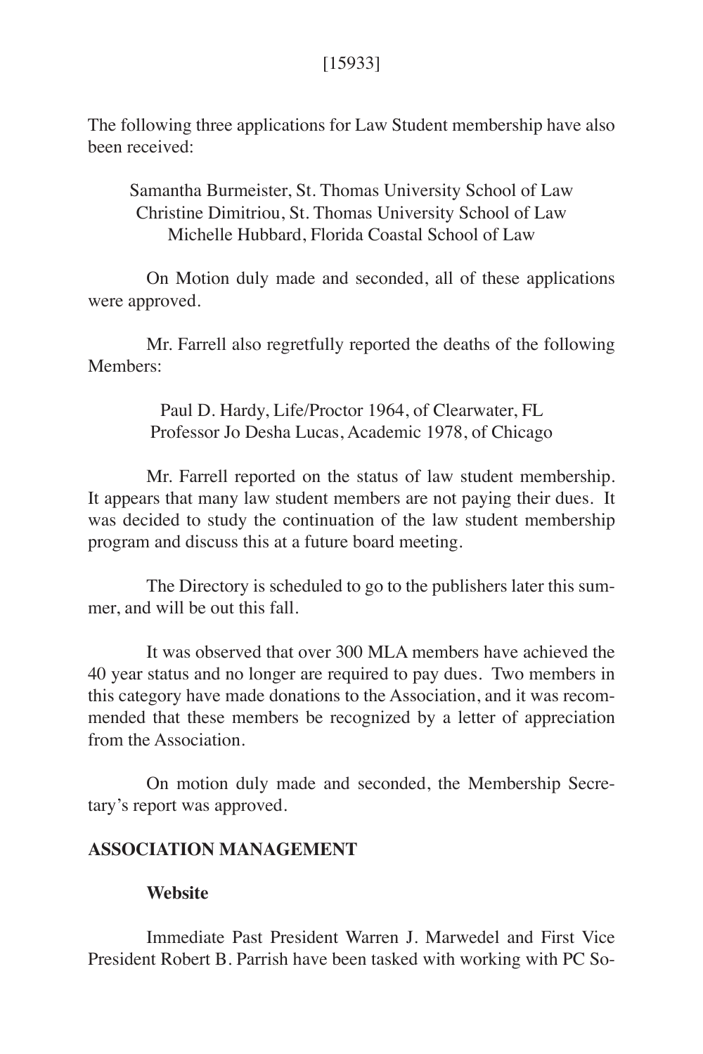[15933]

The following three applications for Law Student membership have also been received:

Samantha Burmeister, St. Thomas University School of Law
Christine Dimitriou, St. Thomas University School of Law
Michelle Hubbard, Florida Coastal School of Law

On Motion duly made and seconded, all of these applications were approved.

Mr. Farrell also regretfully reported the deaths of the following Members:

Paul D. Hardy, Life/Proctor 1964, of Clearwater, FL
Professor Jo Desha Lucas, Academic 1978, of Chicago

Mr. Farrell reported on the status of law student membership. It appears that many law student members are not paying their dues. It was decided to study the continuation of the law student membership program and discuss this at a future board meeting.

The Directory is scheduled to go to the publishers later this summer, and will be out this fall.

It was observed that over 300 MLA members have achieved the 40 year status and no longer are required to pay dues. Two members in this category have made donations to the Association, and it was recommended that these members be recognized by a letter of appreciation from the Association.

On motion duly made and seconded, the Membership Secretary's report was approved.

## ASSOCIATION MANAGEMENT

### Website

Immediate Past President Warren J. Marwedel and First Vice President Robert B. Parrish have been tasked with working with PC So-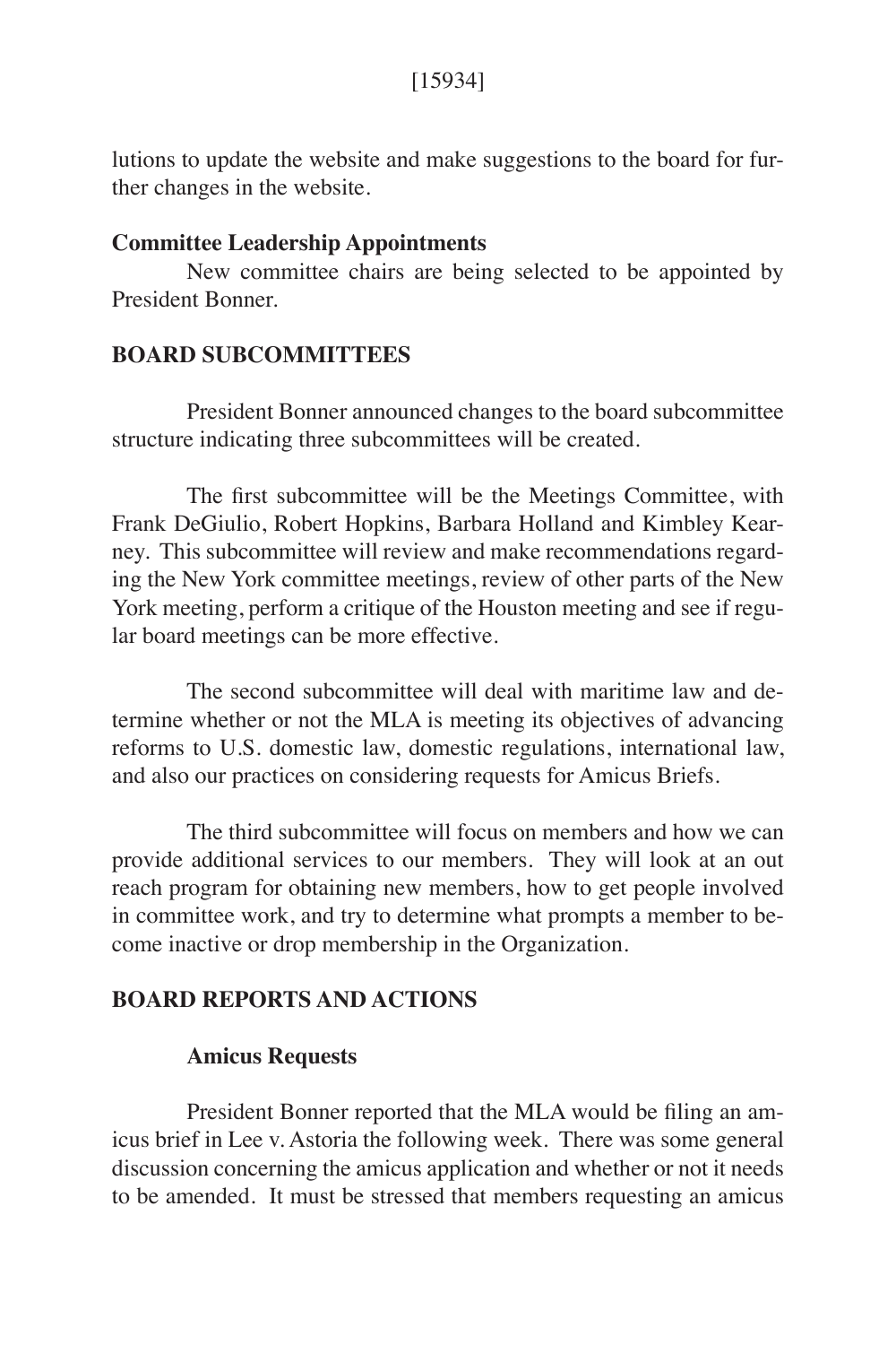lutions to update the website and make suggestions to the board for further changes in the website.

**Committee Leadership Appointments**

New committee chairs are being selected to be appointed by President Bonner.

## BOARD SUBCOMMITTEES

President Bonner announced changes to the board subcommittee structure indicating three subcommittees will be created.

The first subcommittee will be the Meetings Committee, with Frank DeGiulio, Robert Hopkins, Barbara Holland and Kimbley Kearney. This subcommittee will review and make recommendations regarding the New York committee meetings, review of other parts of the New York meeting, perform a critique of the Houston meeting and see if regular board meetings can be more effective.

The second subcommittee will deal with maritime law and determine whether or not the MLA is meeting its objectives of advancing reforms to U.S. domestic law, domestic regulations, international law, and also our practices on considering requests for Amicus Briefs.

The third subcommittee will focus on members and how we can provide additional services to our members. They will look at an out reach program for obtaining new members, how to get people involved in committee work, and try to determine what prompts a member to become inactive or drop membership in the Organization.

## BOARD REPORTS AND ACTIONS

### Amicus Requests

President Bonner reported that the MLA would be filing an amicus brief in Lee v. Astoria the following week. There was some general discussion concerning the amicus application and whether or not it needs to be amended. It must be stressed that members requesting an amicus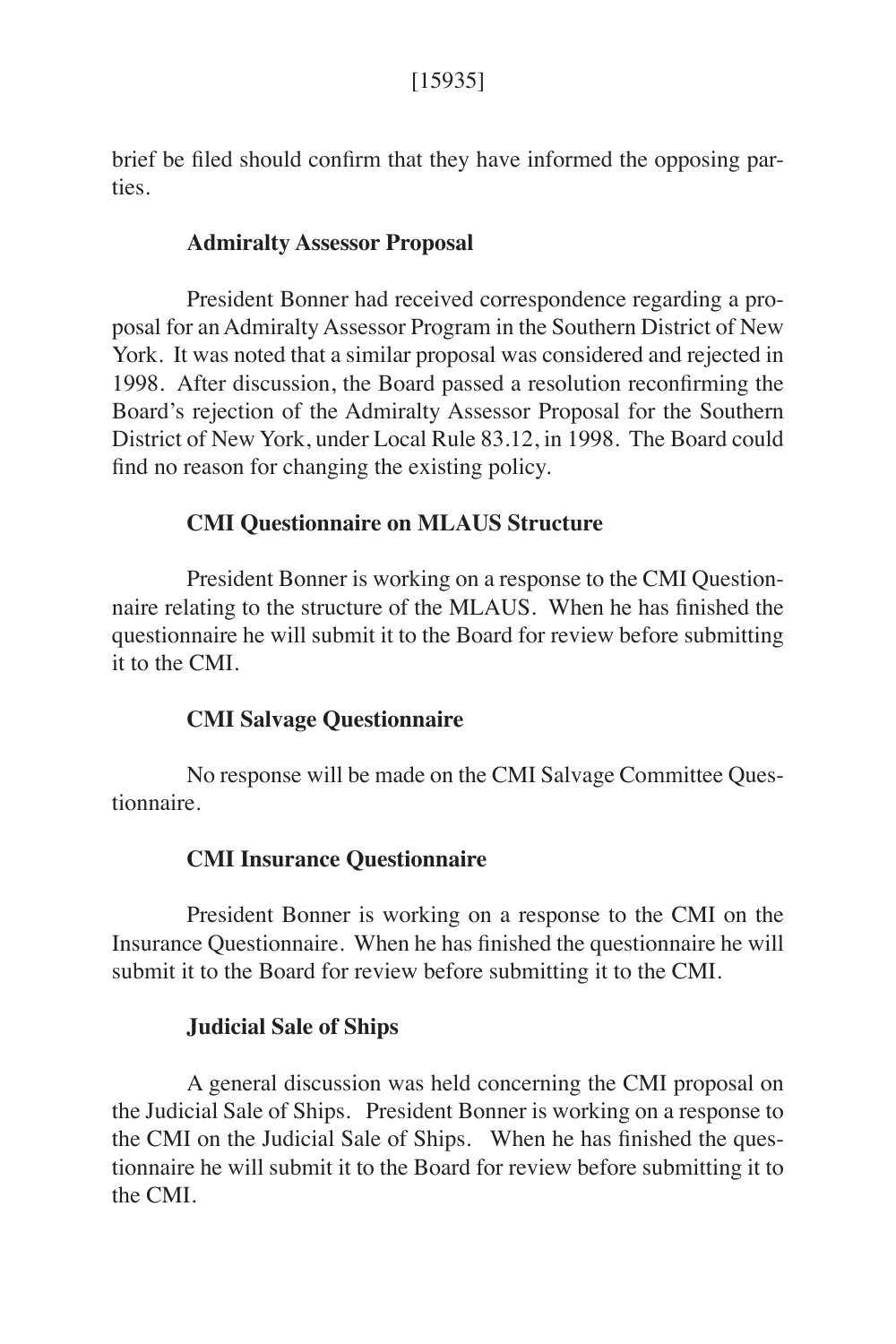brief be filed should confirm that they have informed the opposing parties.

### Admiralty Assessor Proposal

President Bonner had received correspondence regarding a proposal for an Admiralty Assessor Program in the Southern District of New York. It was noted that a similar proposal was considered and rejected in 1998. After discussion, the Board passed a resolution reconfirming the Board's rejection of the Admiralty Assessor Proposal for the Southern District of New York, under Local Rule 83.12, in 1998. The Board could find no reason for changing the existing policy.

### CMI Questionnaire on MLAUS Structure

President Bonner is working on a response to the CMI Questionnaire relating to the structure of the MLAUS. When he has finished the questionnaire he will submit it to the Board for review before submitting it to the CMI.

### CMI Salvage Questionnaire

No response will be made on the CMI Salvage Committee Questionnaire.

### CMI Insurance Questionnaire

President Bonner is working on a response to the CMI on the Insurance Questionnaire. When he has finished the questionnaire he will submit it to the Board for review before submitting it to the CMI.

### Judicial Sale of Ships

A general discussion was held concerning the CMI proposal on the Judicial Sale of Ships. President Bonner is working on a response to the CMI on the Judicial Sale of Ships. When he has finished the questionnaire he will submit it to the Board for review before submitting it to the CMI.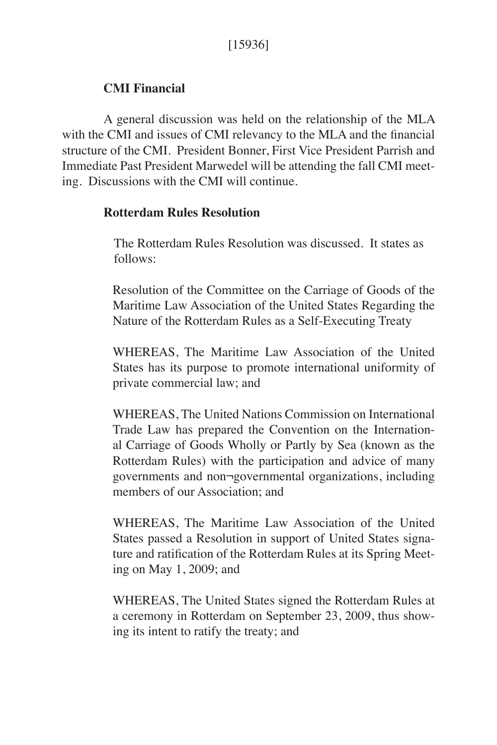[15936]

### CMI Financial

A general discussion was held on the relationship of the MLA with the CMI and issues of CMI relevancy to the MLA and the financial structure of the CMI. President Bonner, First Vice President Parrish and Immediate Past President Marwedel will be attending the fall CMI meeting. Discussions with the CMI will continue.

### Rotterdam Rules Resolution

The Rotterdam Rules Resolution was discussed. It states as follows:

Resolution of the Committee on the Carriage of Goods of the Maritime Law Association of the United States Regarding the Nature of the Rotterdam Rules as a Self-Executing Treaty

WHEREAS, The Maritime Law Association of the United States has its purpose to promote international uniformity of private commercial law; and

WHEREAS, The United Nations Commission on International Trade Law has prepared the Convention on the International Carriage of Goods Wholly or Partly by Sea (known as the Rotterdam Rules) with the participation and advice of many governments and non¬governmental organizations, including members of our Association; and

WHEREAS, The Maritime Law Association of the United States passed a Resolution in support of United States signature and ratification of the Rotterdam Rules at its Spring Meeting on May 1, 2009; and

WHEREAS, The United States signed the Rotterdam Rules at a ceremony in Rotterdam on September 23, 2009, thus showing its intent to ratify the treaty; and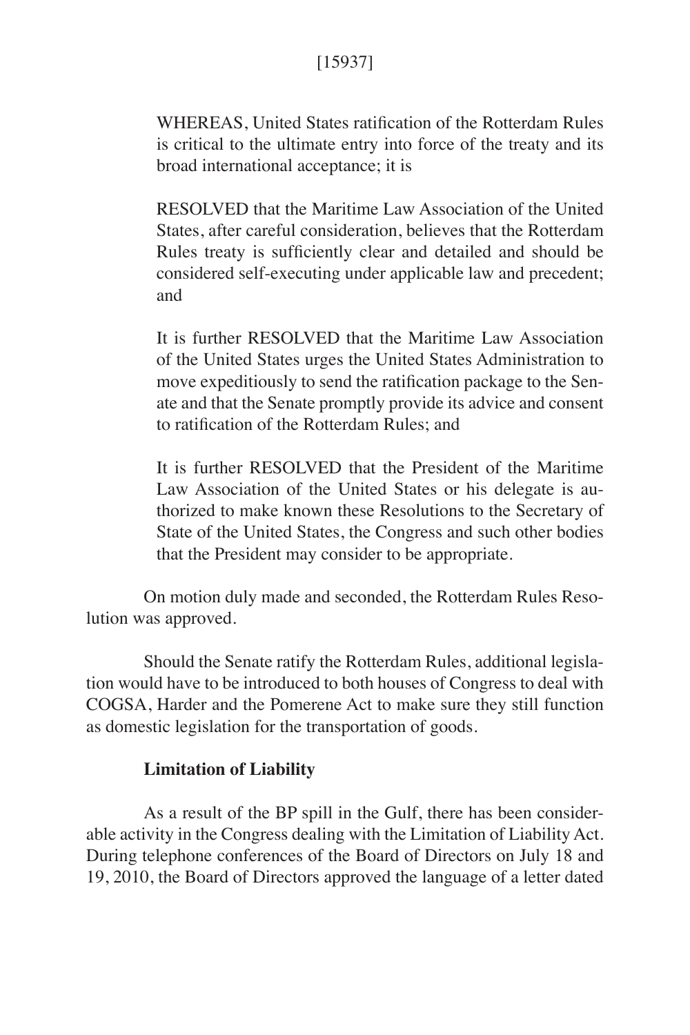WHEREAS, United States ratification of the Rotterdam Rules is critical to the ultimate entry into force of the treaty and its broad international acceptance; it is

RESOLVED that the Maritime Law Association of the United States, after careful consideration, believes that the Rotterdam Rules treaty is sufficiently clear and detailed and should be considered self-executing under applicable law and precedent; and

It is further RESOLVED that the Maritime Law Association of the United States urges the United States Administration to move expeditiously to send the ratification package to the Senate and that the Senate promptly provide its advice and consent to ratification of the Rotterdam Rules; and

It is further RESOLVED that the President of the Maritime Law Association of the United States or his delegate is authorized to make known these Resolutions to the Secretary of State of the United States, the Congress and such other bodies that the President may consider to be appropriate.

On motion duly made and seconded, the Rotterdam Rules Resolution was approved.

Should the Senate ratify the Rotterdam Rules, additional legislation would have to be introduced to both houses of Congress to deal with COGSA, Harder and the Pomerene Act to make sure they still function as domestic legislation for the transportation of goods.

**Limitation of Liability**

As a result of the BP spill in the Gulf, there has been considerable activity in the Congress dealing with the Limitation of Liability Act. During telephone conferences of the Board of Directors on July 18 and 19, 2010, the Board of Directors approved the language of a letter dated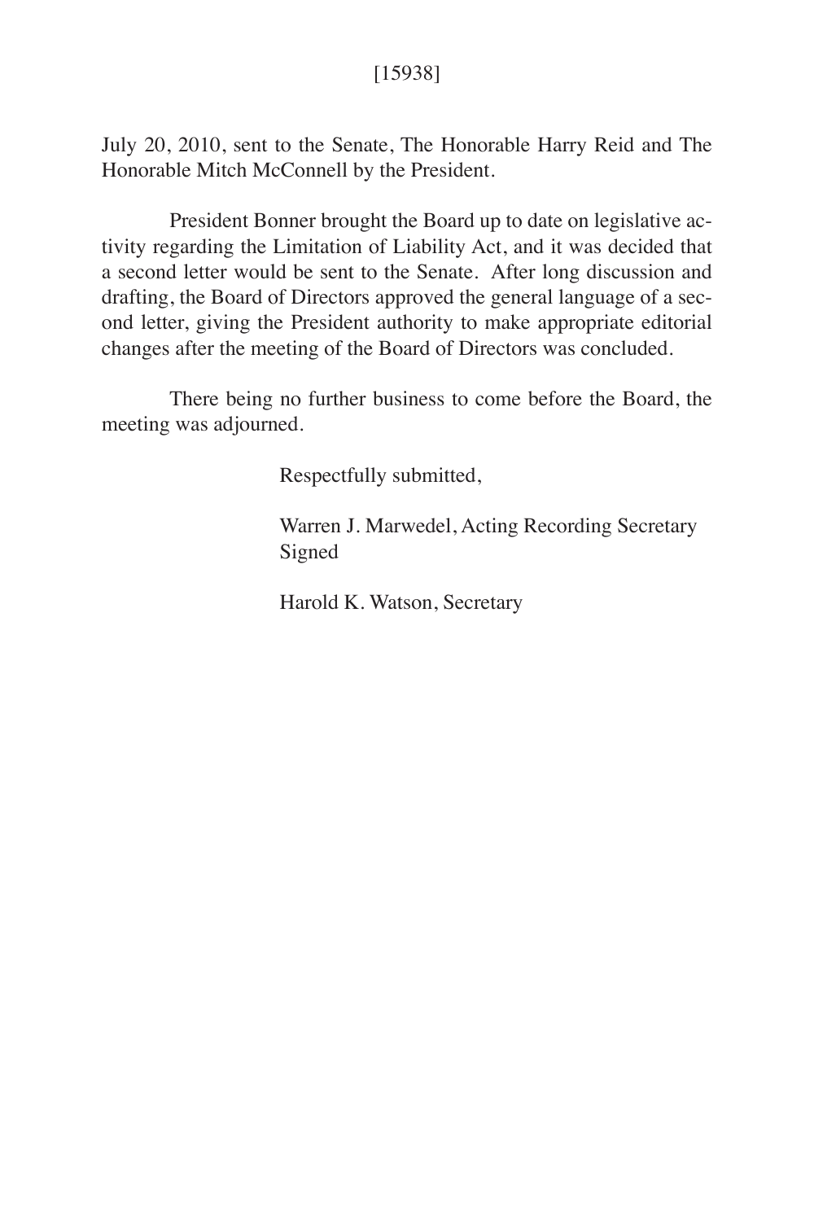July 20, 2010, sent to the Senate, The Honorable Harry Reid and The Honorable Mitch McConnell by the President.

President Bonner brought the Board up to date on legislative activity regarding the Limitation of Liability Act, and it was decided that a second letter would be sent to the Senate. After long discussion and drafting, the Board of Directors approved the general language of a second letter, giving the President authority to make appropriate editorial changes after the meeting of the Board of Directors was concluded.

There being no further business to come before the Board, the meeting was adjourned.

Respectfully submitted,

Warren J. Marwedel, Acting Recording Secretary
Signed

Harold K. Watson, Secretary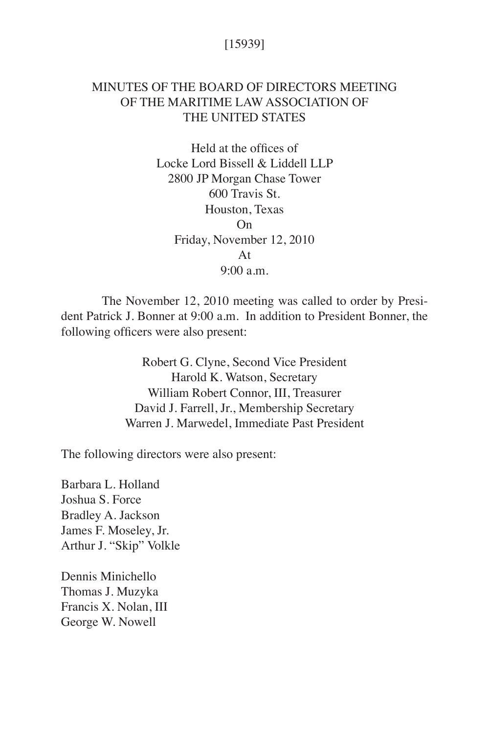[15939]

# MINUTES OF THE BOARD OF DIRECTORS MEETING OF THE MARITIME LAW ASSOCIATION OF THE UNITED STATES

Held at the offices of
Locke Lord Bissell & Liddell LLP
2800 JP Morgan Chase Tower
600 Travis St.
Houston, Texas
On
Friday, November 12, 2010
At
9:00 a.m.

The November 12, 2010 meeting was called to order by President Patrick J. Bonner at 9:00 a.m. In addition to President Bonner, the following officers were also present:

Robert G. Clyne, Second Vice President
Harold K. Watson, Secretary
William Robert Connor, III, Treasurer
David J. Farrell, Jr., Membership Secretary
Warren J. Marwedel, Immediate Past President

The following directors were also present:

Barbara L. Holland
Joshua S. Force
Bradley A. Jackson
James F. Moseley, Jr.
Arthur J. "Skip" Volkle

Dennis Minichello
Thomas J. Muzyka
Francis X. Nolan, III
George W. Nowell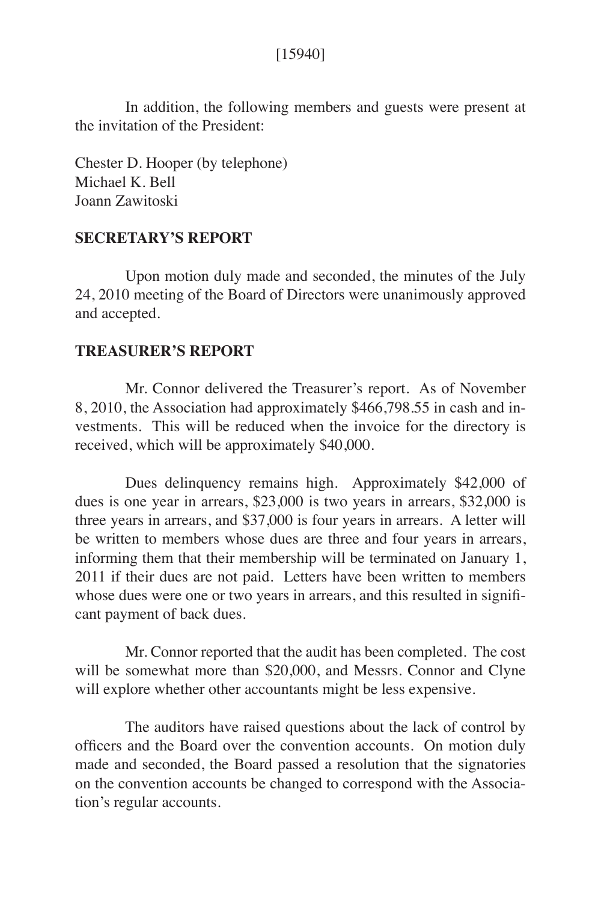In addition, the following members and guests were present at the invitation of the President:

Chester D. Hooper (by telephone)
Michael K. Bell
Joann Zawitoski

**SECRETARY'S REPORT**

Upon motion duly made and seconded, the minutes of the July 24, 2010 meeting of the Board of Directors were unanimously approved and accepted.

**TREASURER'S REPORT**

Mr. Connor delivered the Treasurer's report. As of November 8, 2010, the Association had approximately $466,798.55 in cash and investments. This will be reduced when the invoice for the directory is received, which will be approximately $40,000.

Dues delinquency remains high. Approximately $42,000 of dues is one year in arrears, $23,000 is two years in arrears, $32,000 is three years in arrears, and $37,000 is four years in arrears. A letter will be written to members whose dues are three and four years in arrears, informing them that their membership will be terminated on January 1, 2011 if their dues are not paid. Letters have been written to members whose dues were one or two years in arrears, and this resulted in significant payment of back dues.

Mr. Connor reported that the audit has been completed. The cost will be somewhat more than $20,000, and Messrs. Connor and Clyne will explore whether other accountants might be less expensive.

The auditors have raised questions about the lack of control by officers and the Board over the convention accounts. On motion duly made and seconded, the Board passed a resolution that the signatories on the convention accounts be changed to correspond with the Association's regular accounts.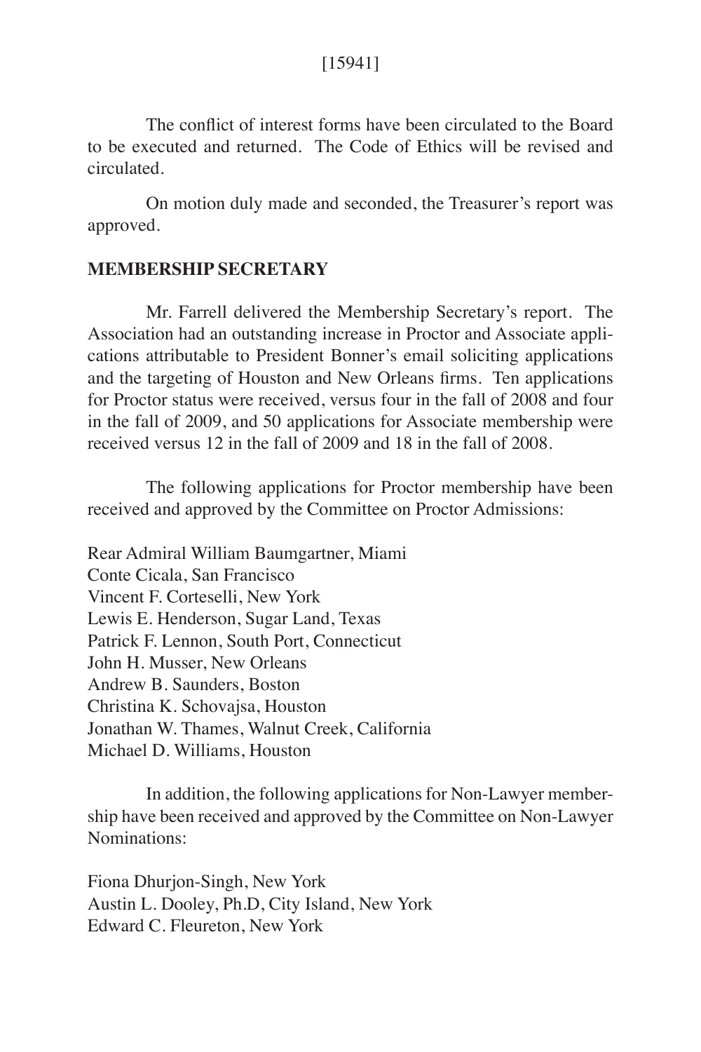The conflict of interest forms have been circulated to the Board to be executed and returned. The Code of Ethics will be revised and circulated.

On motion duly made and seconded, the Treasurer's report was approved.

**MEMBERSHIP SECRETARY**

Mr. Farrell delivered the Membership Secretary's report. The Association had an outstanding increase in Proctor and Associate applications attributable to President Bonner's email soliciting applications and the targeting of Houston and New Orleans firms. Ten applications for Proctor status were received, versus four in the fall of 2008 and four in the fall of 2009, and 50 applications for Associate membership were received versus 12 in the fall of 2009 and 18 in the fall of 2008.

The following applications for Proctor membership have been received and approved by the Committee on Proctor Admissions:

Rear Admiral William Baumgartner, Miami
Conte Cicala, San Francisco
Vincent F. Corteselli, New York
Lewis E. Henderson, Sugar Land, Texas
Patrick F. Lennon, South Port, Connecticut
John H. Musser, New Orleans
Andrew B. Saunders, Boston
Christina K. Schovajsa, Houston
Jonathan W. Thames, Walnut Creek, California
Michael D. Williams, Houston

In addition, the following applications for Non-Lawyer membership have been received and approved by the Committee on Non-Lawyer Nominations:

Fiona Dhurjon-Singh, New York
Austin L. Dooley, Ph.D, City Island, New York
Edward C. Fleureton, New York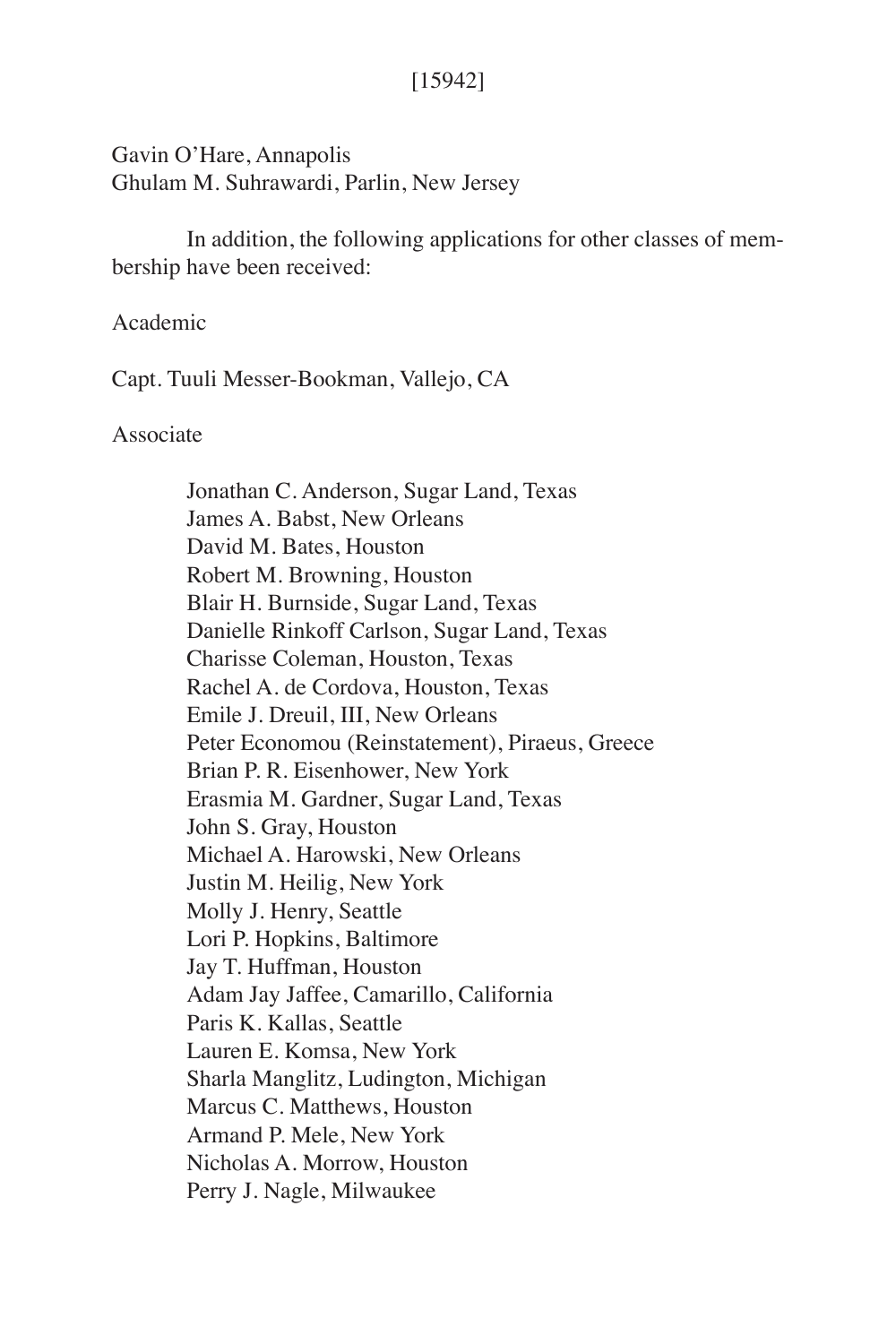[15942]

Gavin O'Hare, Annapolis
Ghulam M. Suhrawardi, Parlin, New Jersey

In addition, the following applications for other classes of membership have been received:

Academic

Capt. Tuuli Messer-Bookman, Vallejo, CA

Associate

Jonathan C. Anderson, Sugar Land, Texas
James A. Babst, New Orleans
David M. Bates, Houston
Robert M. Browning, Houston
Blair H. Burnside, Sugar Land, Texas
Danielle Rinkoff Carlson, Sugar Land, Texas
Charisse Coleman, Houston, Texas
Rachel A. de Cordova, Houston, Texas
Emile J. Dreuil, III, New Orleans
Peter Economou (Reinstatement), Piraeus, Greece
Brian P. R. Eisenhower, New York
Erasmia M. Gardner, Sugar Land, Texas
John S. Gray, Houston
Michael A. Harowski, New Orleans
Justin M. Heilig, New York
Molly J. Henry, Seattle
Lori P. Hopkins, Baltimore
Jay T. Huffman, Houston
Adam Jay Jaffee, Camarillo, California
Paris K. Kallas, Seattle
Lauren E. Komsa, New York
Sharla Manglitz, Ludington, Michigan
Marcus C. Matthews, Houston
Armand P. Mele, New York
Nicholas A. Morrow, Houston
Perry J. Nagle, Milwaukee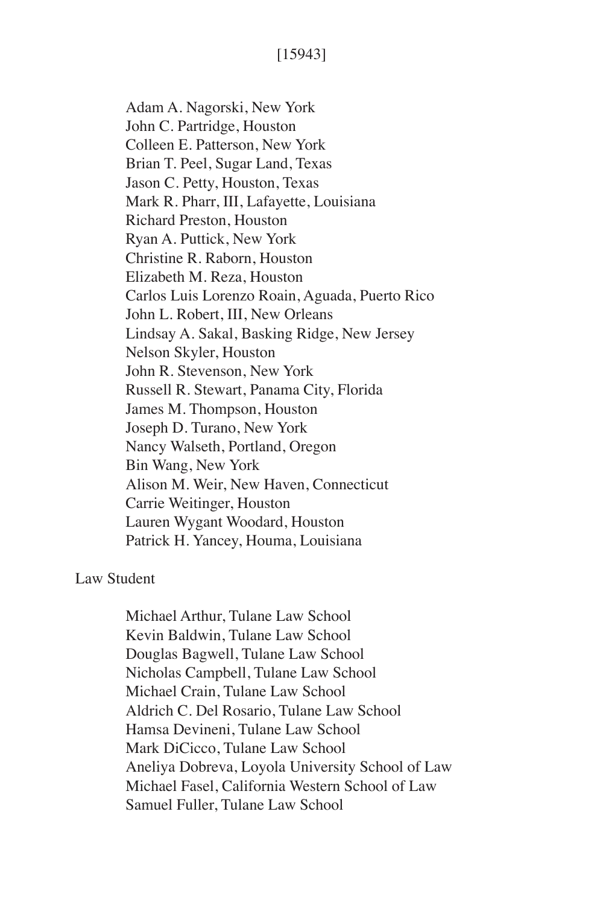[15943]

Adam A. Nagorski, New York
John C. Partridge, Houston
Colleen E. Patterson, New York
Brian T. Peel, Sugar Land, Texas
Jason C. Petty, Houston, Texas
Mark R. Pharr, III, Lafayette, Louisiana
Richard Preston, Houston
Ryan A. Puttick, New York
Christine R. Raborn, Houston
Elizabeth M. Reza, Houston
Carlos Luis Lorenzo Roain, Aguada, Puerto Rico
John L. Robert, III, New Orleans
Lindsay A. Sakal, Basking Ridge, New Jersey
Nelson Skyler, Houston
John R. Stevenson, New York
Russell R. Stewart, Panama City, Florida
James M. Thompson, Houston
Joseph D. Turano, New York
Nancy Walseth, Portland, Oregon
Bin Wang, New York
Alison M. Weir, New Haven, Connecticut
Carrie Weitinger, Houston
Lauren Wygant Woodard, Houston
Patrick H. Yancey, Houma, Louisiana

Law Student

Michael Arthur, Tulane Law School
Kevin Baldwin, Tulane Law School
Douglas Bagwell, Tulane Law School
Nicholas Campbell, Tulane Law School
Michael Crain, Tulane Law School
Aldrich C. Del Rosario, Tulane Law School
Hamsa Devineni, Tulane Law School
Mark DiCicco, Tulane Law School
Aneliya Dobreva, Loyola University School of Law
Michael Fasel, California Western School of Law
Samuel Fuller, Tulane Law School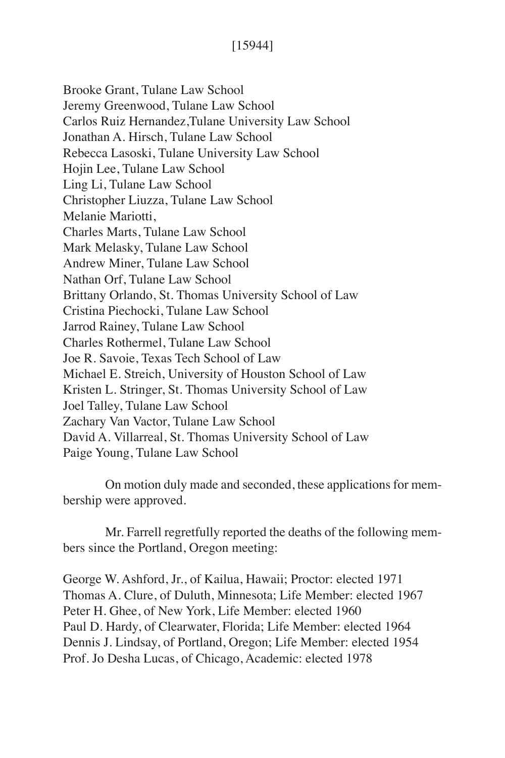Brooke Grant, Tulane Law School
Jeremy Greenwood, Tulane Law School
Carlos Ruiz Hernandez,Tulane University Law School
Jonathan A. Hirsch, Tulane Law School
Rebecca Lasoski, Tulane University Law School
Hojin Lee, Tulane Law School
Ling Li, Tulane Law School
Christopher Liuzza, Tulane Law School
Melanie Mariotti,
Charles Marts, Tulane Law School
Mark Melasky, Tulane Law School
Andrew Miner, Tulane Law School
Nathan Orf, Tulane Law School
Brittany Orlando, St. Thomas University School of Law
Cristina Piechocki, Tulane Law School
Jarrod Rainey, Tulane Law School
Charles Rothermel, Tulane Law School
Joe R. Savoie, Texas Tech School of Law
Michael E. Streich, University of Houston School of Law
Kristen L. Stringer, St. Thomas University School of Law
Joel Talley, Tulane Law School
Zachary Van Vactor, Tulane Law School
David A. Villarreal, St. Thomas University School of Law
Paige Young, Tulane Law School

On motion duly made and seconded, these applications for membership were approved.

Mr. Farrell regretfully reported the deaths of the following members since the Portland, Oregon meeting:

George W. Ashford, Jr., of Kailua, Hawaii; Proctor: elected 1971
Thomas A. Clure, of Duluth, Minnesota; Life Member: elected 1967
Peter H. Ghee, of New York, Life Member: elected 1960
Paul D. Hardy, of Clearwater, Florida; Life Member: elected 1964
Dennis J. Lindsay, of Portland, Oregon; Life Member: elected 1954
Prof. Jo Desha Lucas, of Chicago, Academic: elected 1978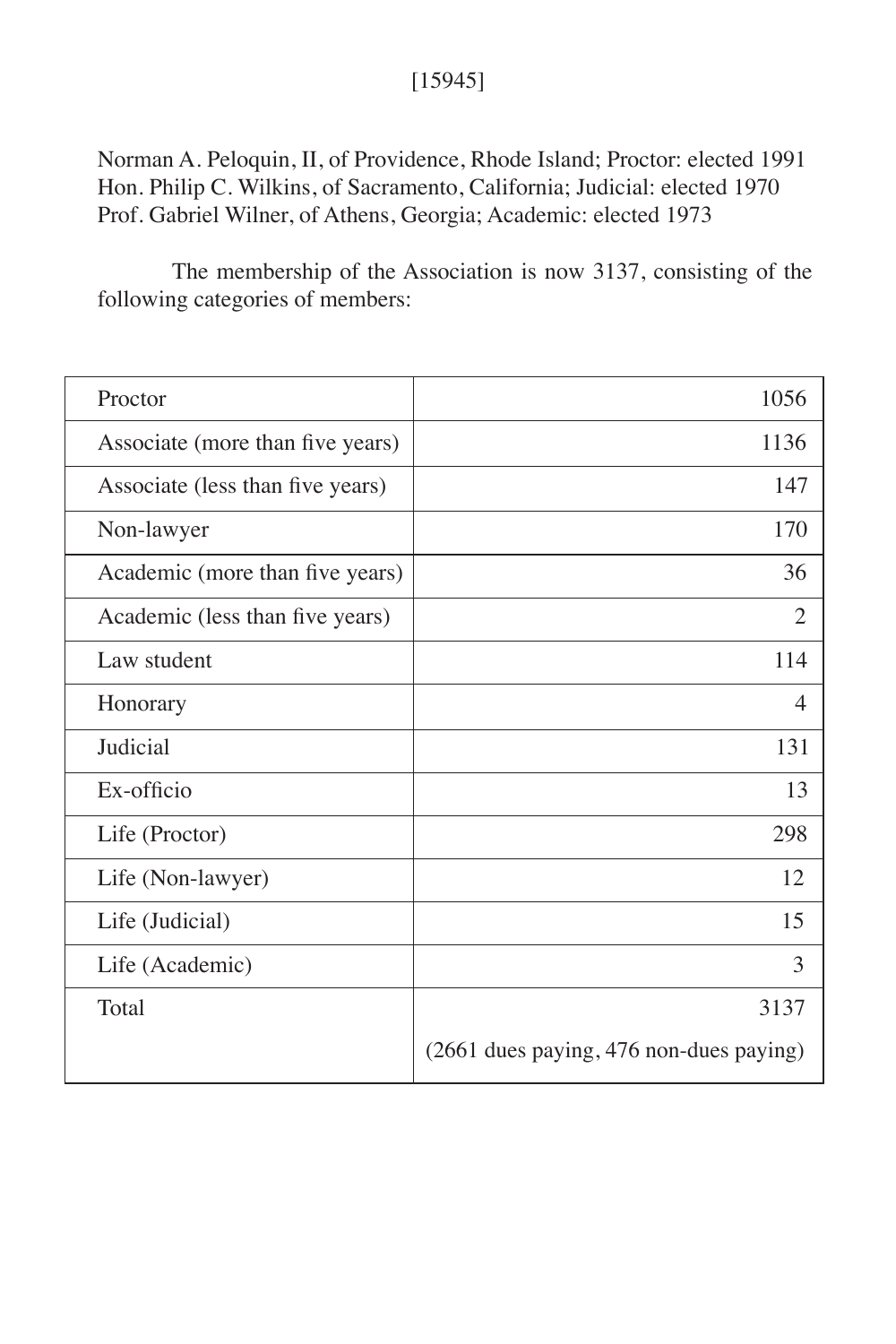[15945]

Norman A. Peloquin, II, of Providence, Rhode Island; Proctor: elected 1991
Hon. Philip C. Wilkins, of Sacramento, California; Judicial: elected 1970
Prof. Gabriel Wilner, of Athens, Georgia; Academic: elected 1973

The membership of the Association is now 3137, consisting of the following categories of members:

| Category | Number |
|---|---|
| Proctor | 1056 |
| Associate (more than five years) | 1136 |
| Associate (less than five years) | 147 |
| Non-lawyer | 170 |
| Academic (more than five years) | 36 |
| Academic (less than five years) | 2 |
| Law student | 114 |
| Honorary | 4 |
| Judicial | 131 |
| Ex-officio | 13 |
| Life (Proctor) | 298 |
| Life (Non-lawyer) | 12 |
| Life (Judicial) | 15 |
| Life (Academic) | 3 |
| Total | 3137 (2661 dues paying, 476 non-dues paying) |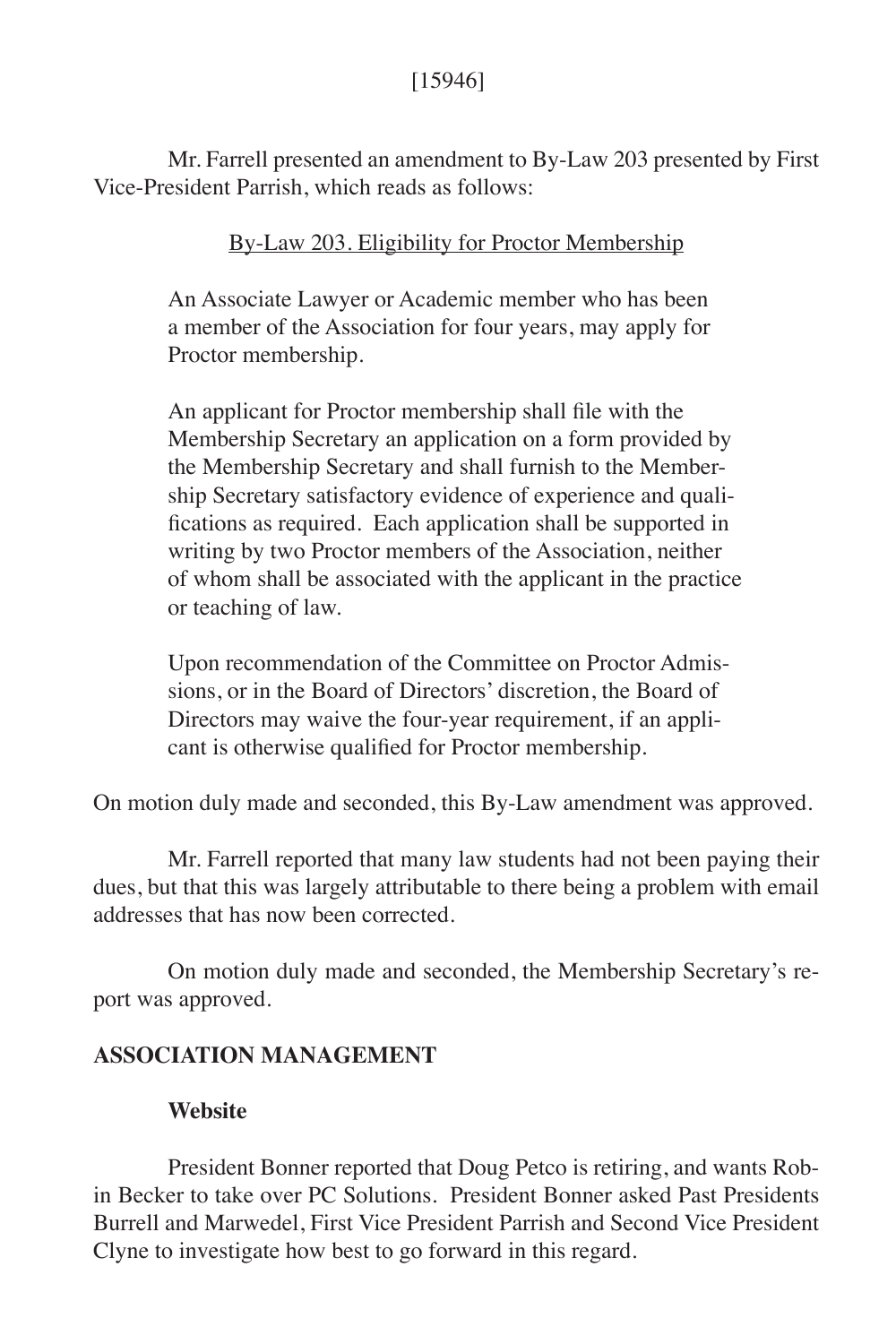[15946]

Mr. Farrell presented an amendment to By-Law 203 presented by First Vice-President Parrish, which reads as follows:

<u>By-Law 203. Eligibility for Proctor Membership</u>

> An Associate Lawyer or Academic member who has been a member of the Association for four years, may apply for Proctor membership.
>
> An applicant for Proctor membership shall file with the Membership Secretary an application on a form provided by the Membership Secretary and shall furnish to the Membership Secretary satisfactory evidence of experience and qualifications as required. Each application shall be supported in writing by two Proctor members of the Association, neither of whom shall be associated with the applicant in the practice or teaching of law.
>
> Upon recommendation of the Committee on Proctor Admissions, or in the Board of Directors' discretion, the Board of Directors may waive the four-year requirement, if an applicant is otherwise qualified for Proctor membership.

On motion duly made and seconded, this By-Law amendment was approved.

Mr. Farrell reported that many law students had not been paying their dues, but that this was largely attributable to there being a problem with email addresses that has now been corrected.

On motion duly made and seconded, the Membership Secretary's report was approved.

**ASSOCIATION MANAGEMENT**

**Website**

President Bonner reported that Doug Petco is retiring, and wants Robin Becker to take over PC Solutions. President Bonner asked Past Presidents Burrell and Marwedel, First Vice President Parrish and Second Vice President Clyne to investigate how best to go forward in this regard.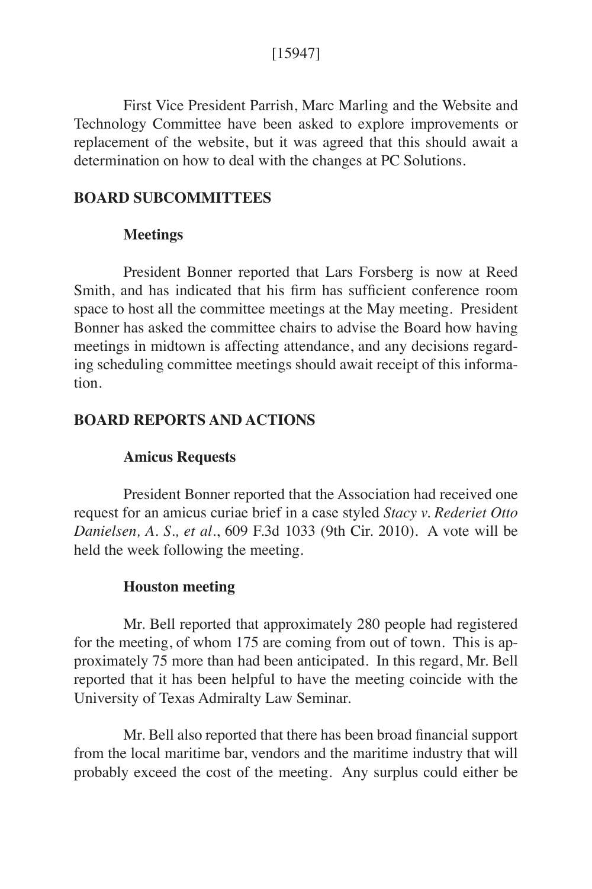[15947]

First Vice President Parrish, Marc Marling and the Website and Technology Committee have been asked to explore improvements or replacement of the website, but it was agreed that this should await a determination on how to deal with the changes at PC Solutions.

## BOARD SUBCOMMITTEES

### Meetings

President Bonner reported that Lars Forsberg is now at Reed Smith, and has indicated that his firm has sufficient conference room space to host all the committee meetings at the May meeting. President Bonner has asked the committee chairs to advise the Board how having meetings in midtown is affecting attendance, and any decisions regarding scheduling committee meetings should await receipt of this information.

## BOARD REPORTS AND ACTIONS

### Amicus Requests

President Bonner reported that the Association had received one request for an amicus curiae brief in a case styled *Stacy v. Rederiet Otto Danielsen, A. S., et al*., 609 F.3d 1033 (9th Cir. 2010). A vote will be held the week following the meeting.

### Houston meeting

Mr. Bell reported that approximately 280 people had registered for the meeting, of whom 175 are coming from out of town. This is approximately 75 more than had been anticipated. In this regard, Mr. Bell reported that it has been helpful to have the meeting coincide with the University of Texas Admiralty Law Seminar.

Mr. Bell also reported that there has been broad financial support from the local maritime bar, vendors and the maritime industry that will probably exceed the cost of the meeting. Any surplus could either be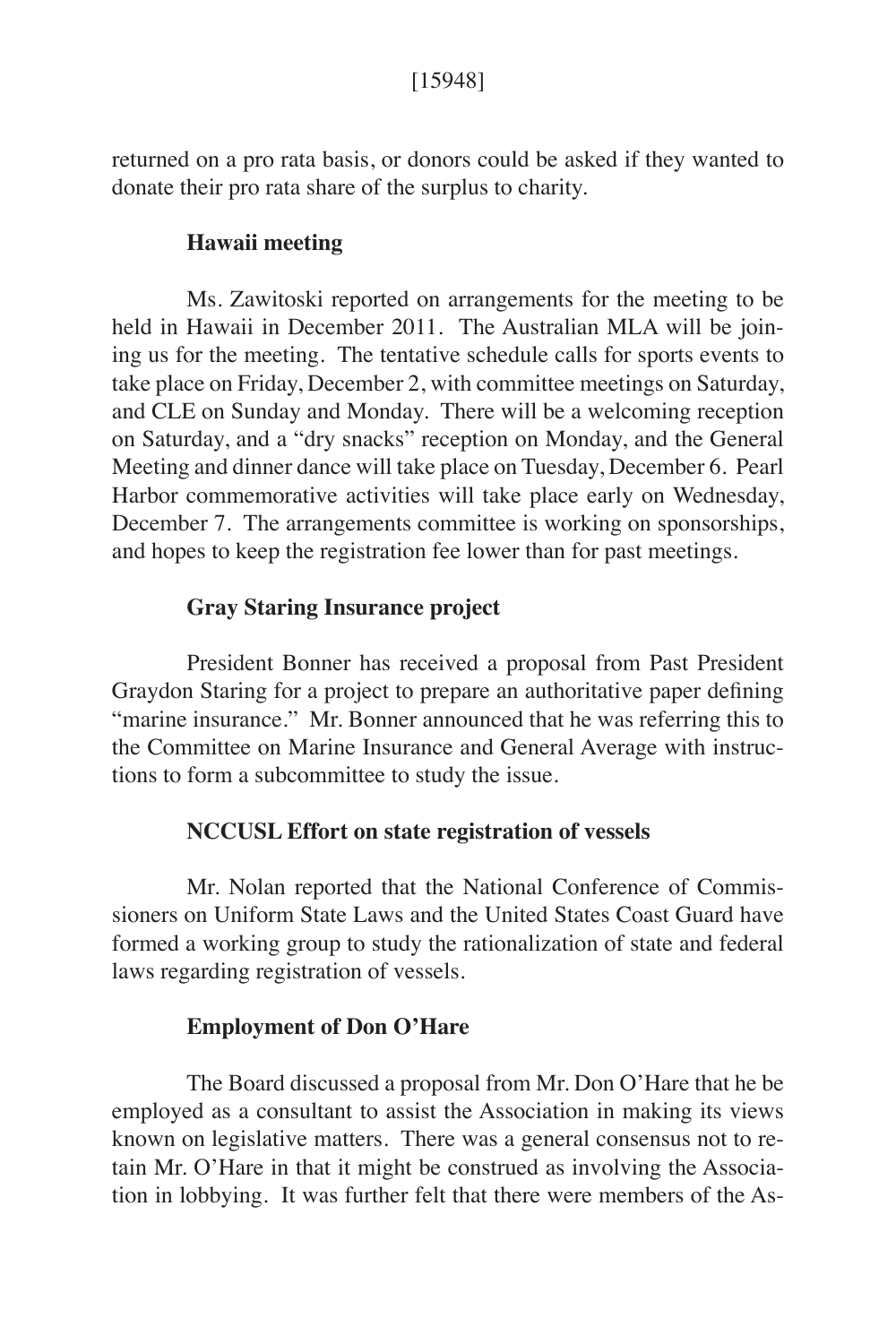returned on a pro rata basis, or donors could be asked if they wanted to donate their pro rata share of the surplus to charity.

**Hawaii meeting**

Ms. Zawitoski reported on arrangements for the meeting to be held in Hawaii in December 2011. The Australian MLA will be joining us for the meeting. The tentative schedule calls for sports events to take place on Friday, December 2, with committee meetings on Saturday, and CLE on Sunday and Monday. There will be a welcoming reception on Saturday, and a "dry snacks" reception on Monday, and the General Meeting and dinner dance will take place on Tuesday, December 6. Pearl Harbor commemorative activities will take place early on Wednesday, December 7. The arrangements committee is working on sponsorships, and hopes to keep the registration fee lower than for past meetings.

**Gray Staring Insurance project**

President Bonner has received a proposal from Past President Graydon Staring for a project to prepare an authoritative paper defining "marine insurance." Mr. Bonner announced that he was referring this to the Committee on Marine Insurance and General Average with instructions to form a subcommittee to study the issue.

**NCCUSL Effort on state registration of vessels**

Mr. Nolan reported that the National Conference of Commissioners on Uniform State Laws and the United States Coast Guard have formed a working group to study the rationalization of state and federal laws regarding registration of vessels.

**Employment of Don O'Hare**

The Board discussed a proposal from Mr. Don O'Hare that he be employed as a consultant to assist the Association in making its views known on legislative matters. There was a general consensus not to retain Mr. O'Hare in that it might be construed as involving the Association in lobbying. It was further felt that there were members of the As-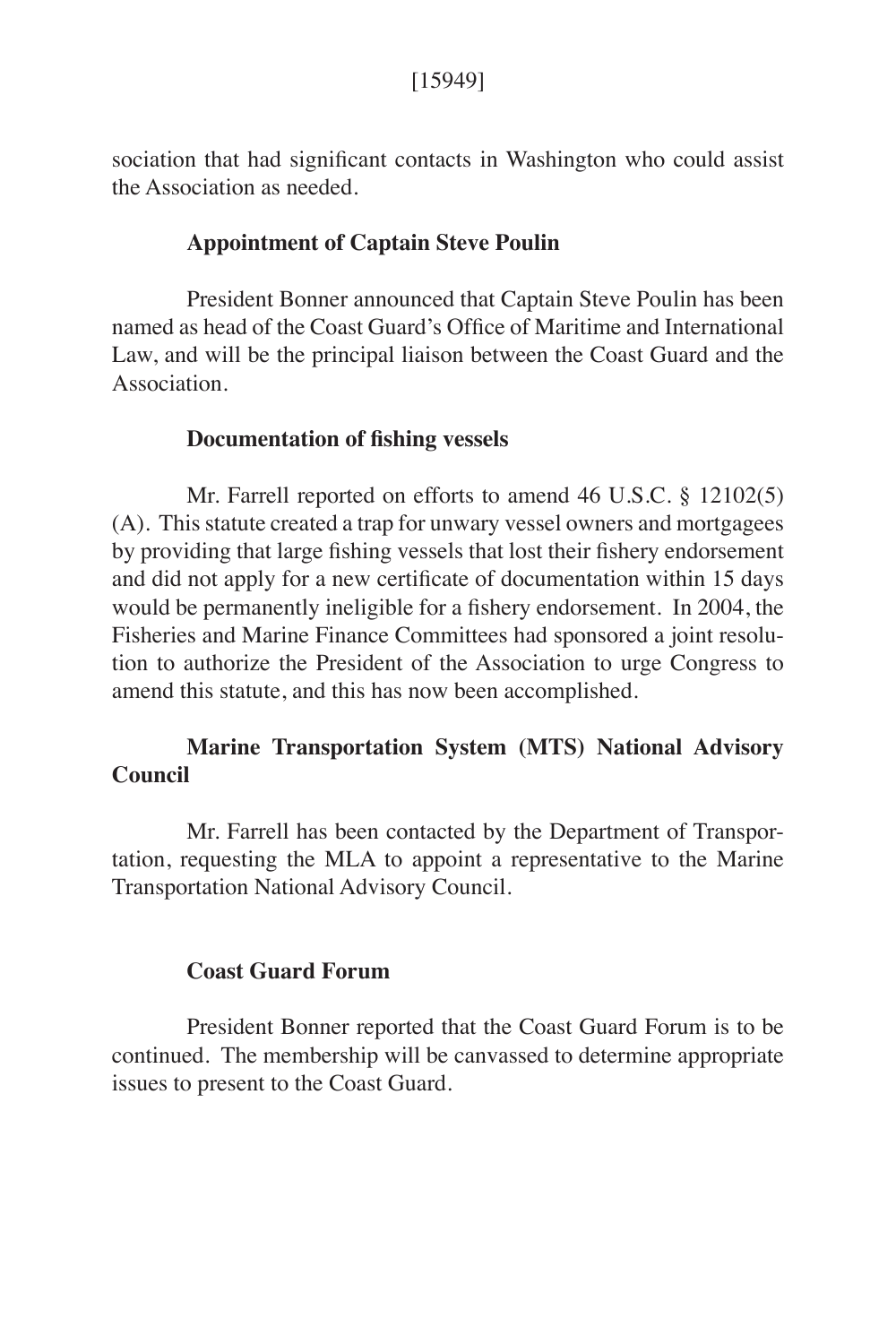sociation that had significant contacts in Washington who could assist the Association as needed.

**Appointment of Captain Steve Poulin**

President Bonner announced that Captain Steve Poulin has been named as head of the Coast Guard's Office of Maritime and International Law, and will be the principal liaison between the Coast Guard and the Association.

**Documentation of fishing vessels**

Mr. Farrell reported on efforts to amend 46 U.S.C. § 12102(5)(A). This statute created a trap for unwary vessel owners and mortgagees by providing that large fishing vessels that lost their fishery endorsement and did not apply for a new certificate of documentation within 15 days would be permanently ineligible for a fishery endorsement. In 2004, the Fisheries and Marine Finance Committees had sponsored a joint resolution to authorize the President of the Association to urge Congress to amend this statute, and this has now been accomplished.

**Marine Transportation System (MTS) National Advisory Council**

Mr. Farrell has been contacted by the Department of Transportation, requesting the MLA to appoint a representative to the Marine Transportation National Advisory Council.

**Coast Guard Forum**

President Bonner reported that the Coast Guard Forum is to be continued. The membership will be canvassed to determine appropriate issues to present to the Coast Guard.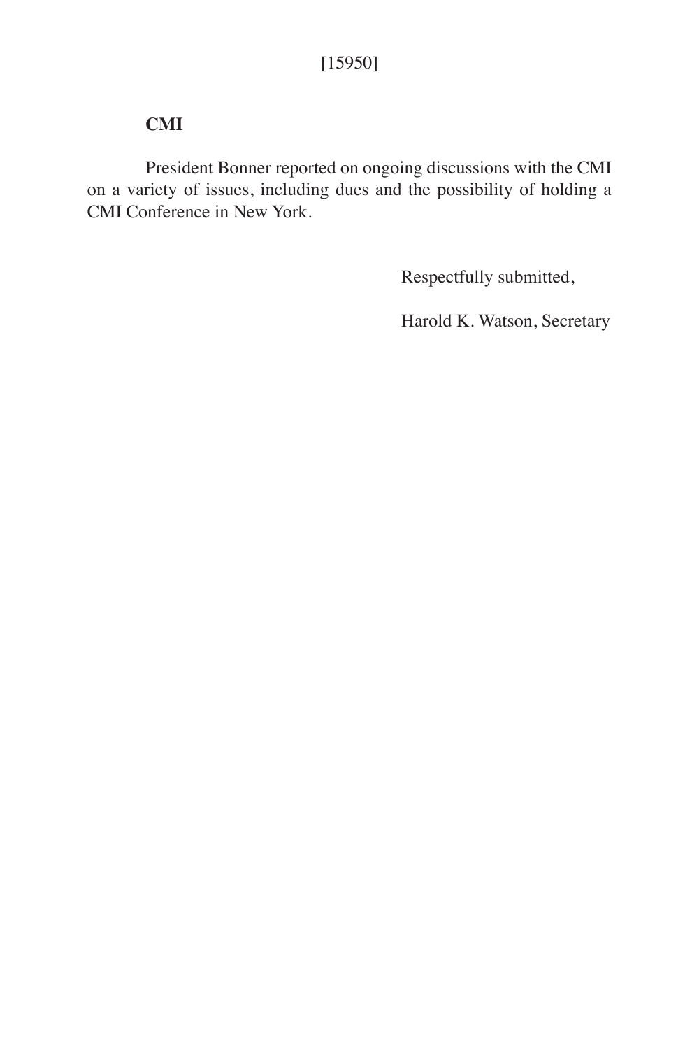**CMI**

President Bonner reported on ongoing discussions with the CMI on a variety of issues, including dues and the possibility of holding a CMI Conference in New York.

Respectfully submitted,

Harold K. Watson, Secretary